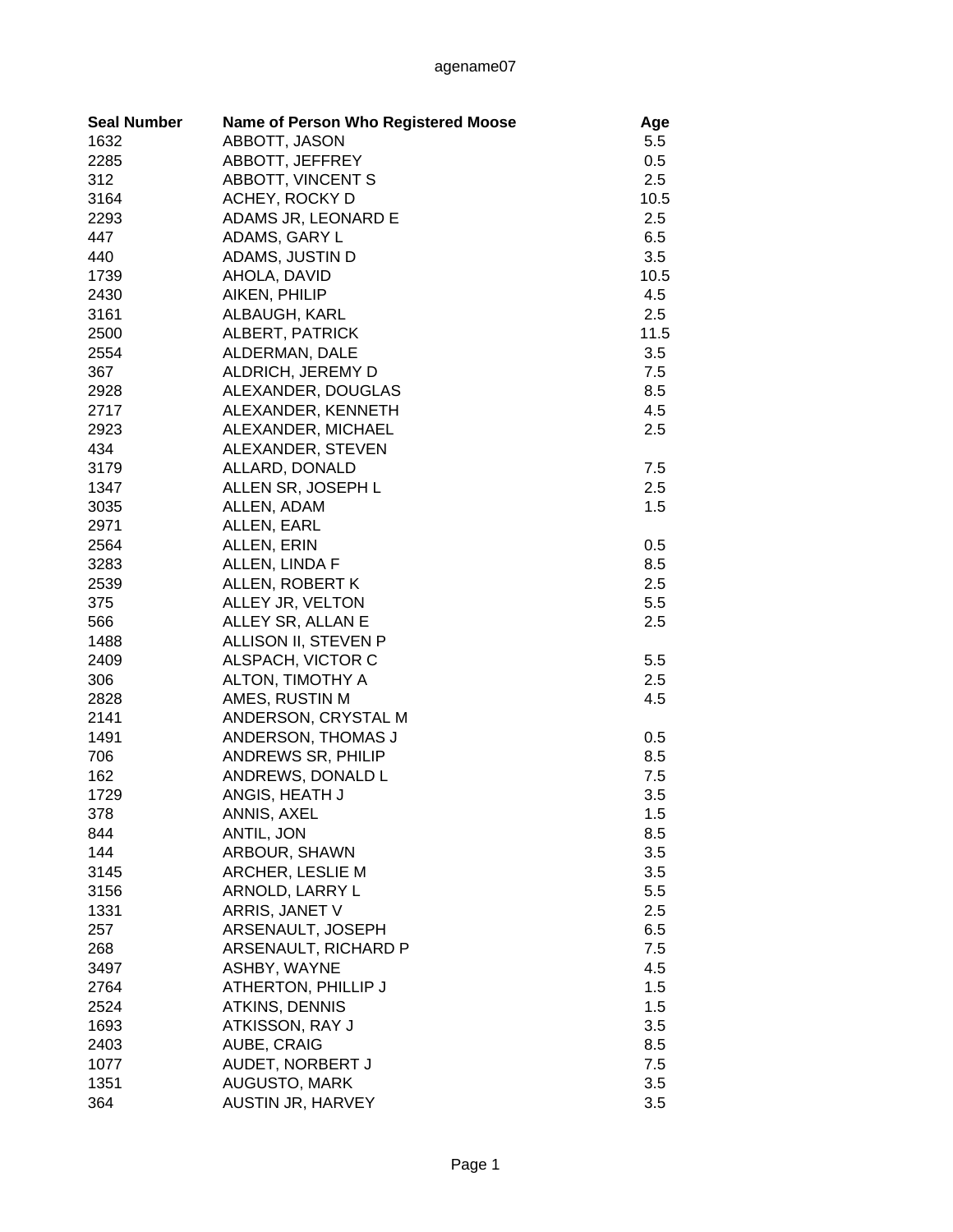agename07

| Seal Number | Name of Person Who Registered Moose | Age |
|---|---|---|
| 1632 | ABBOTT, JASON | 5.5 |
| 2285 | ABBOTT, JEFFREY | 0.5 |
| 312 | ABBOTT, VINCENT S | 2.5 |
| 3164 | ACHEY, ROCKY D | 10.5 |
| 2293 | ADAMS JR, LEONARD E | 2.5 |
| 447 | ADAMS, GARY L | 6.5 |
| 440 | ADAMS, JUSTIN D | 3.5 |
| 1739 | AHOLA, DAVID | 10.5 |
| 2430 | AIKEN, PHILIP | 4.5 |
| 3161 | ALBAUGH, KARL | 2.5 |
| 2500 | ALBERT, PATRICK | 11.5 |
| 2554 | ALDERMAN, DALE | 3.5 |
| 367 | ALDRICH, JEREMY D | 7.5 |
| 2928 | ALEXANDER, DOUGLAS | 8.5 |
| 2717 | ALEXANDER, KENNETH | 4.5 |
| 2923 | ALEXANDER, MICHAEL | 2.5 |
| 434 | ALEXANDER, STEVEN | |
| 3179 | ALLARD, DONALD | 7.5 |
| 1347 | ALLEN SR, JOSEPH L | 2.5 |
| 3035 | ALLEN, ADAM | 1.5 |
| 2971 | ALLEN, EARL | |
| 2564 | ALLEN, ERIN | 0.5 |
| 3283 | ALLEN, LINDA F | 8.5 |
| 2539 | ALLEN, ROBERT K | 2.5 |
| 375 | ALLEY JR, VELTON | 5.5 |
| 566 | ALLEY SR, ALLAN E | 2.5 |
| 1488 | ALLISON II, STEVEN P | |
| 2409 | ALSPACH, VICTOR C | 5.5 |
| 306 | ALTON, TIMOTHY A | 2.5 |
| 2828 | AMES, RUSTIN M | 4.5 |
| 2141 | ANDERSON, CRYSTAL M | |
| 1491 | ANDERSON, THOMAS J | 0.5 |
| 706 | ANDREWS SR, PHILIP | 8.5 |
| 162 | ANDREWS, DONALD L | 7.5 |
| 1729 | ANGIS, HEATH J | 3.5 |
| 378 | ANNIS, AXEL | 1.5 |
| 844 | ANTIL, JON | 8.5 |
| 144 | ARBOUR, SHAWN | 3.5 |
| 3145 | ARCHER, LESLIE M | 3.5 |
| 3156 | ARNOLD, LARRY L | 5.5 |
| 1331 | ARRIS, JANET V | 2.5 |
| 257 | ARSENAULT, JOSEPH | 6.5 |
| 268 | ARSENAULT, RICHARD P | 7.5 |
| 3497 | ASHBY, WAYNE | 4.5 |
| 2764 | ATHERTON, PHILLIP J | 1.5 |
| 2524 | ATKINS, DENNIS | 1.5 |
| 1693 | ATKISSON, RAY J | 3.5 |
| 2403 | AUBE, CRAIG | 8.5 |
| 1077 | AUDET, NORBERT J | 7.5 |
| 1351 | AUGUSTO, MARK | 3.5 |
| 364 | AUSTIN JR, HARVEY | 3.5 |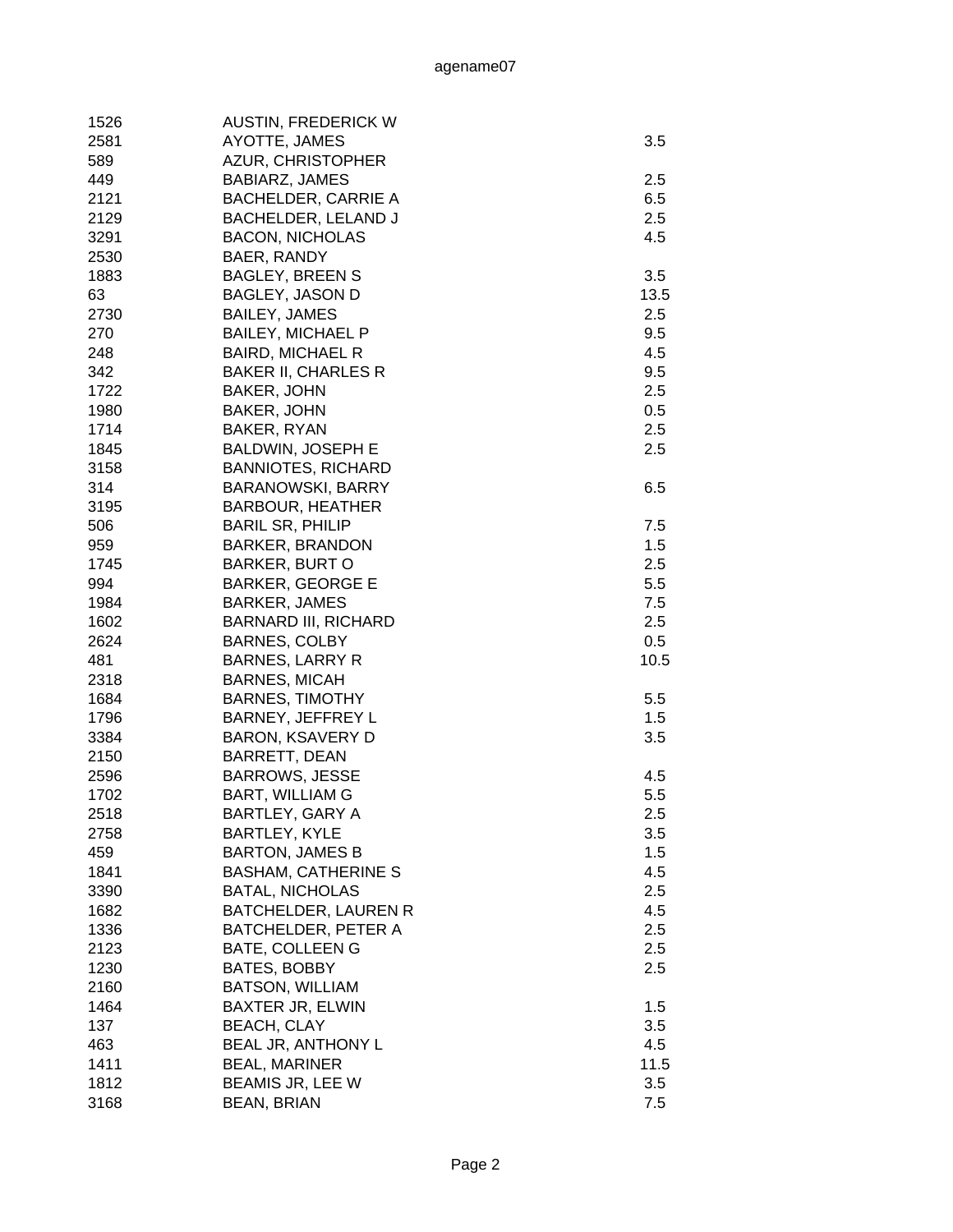| | | |
|---|---|---|
| 1526 | AUSTIN, FREDERICK W | |
| 2581 | AYOTTE, JAMES | 3.5 |
| 589 | AZUR, CHRISTOPHER | |
| 449 | BABIARZ, JAMES | 2.5 |
| 2121 | BACHELDER, CARRIE A | 6.5 |
| 2129 | BACHELDER, LELAND J | 2.5 |
| 3291 | BACON, NICHOLAS | 4.5 |
| 2530 | BAER, RANDY | |
| 1883 | BAGLEY, BREEN S | 3.5 |
| 63 | BAGLEY, JASON D | 13.5 |
| 2730 | BAILEY, JAMES | 2.5 |
| 270 | BAILEY, MICHAEL P | 9.5 |
| 248 | BAIRD, MICHAEL R | 4.5 |
| 342 | BAKER II, CHARLES R | 9.5 |
| 1722 | BAKER, JOHN | 2.5 |
| 1980 | BAKER, JOHN | 0.5 |
| 1714 | BAKER, RYAN | 2.5 |
| 1845 | BALDWIN, JOSEPH E | 2.5 |
| 3158 | BANNIOTES, RICHARD | |
| 314 | BARANOWSKI, BARRY | 6.5 |
| 3195 | BARBOUR, HEATHER | |
| 506 | BARIL SR, PHILIP | 7.5 |
| 959 | BARKER, BRANDON | 1.5 |
| 1745 | BARKER, BURT O | 2.5 |
| 994 | BARKER, GEORGE E | 5.5 |
| 1984 | BARKER, JAMES | 7.5 |
| 1602 | BARNARD III, RICHARD | 2.5 |
| 2624 | BARNES, COLBY | 0.5 |
| 481 | BARNES, LARRY R | 10.5 |
| 2318 | BARNES, MICAH | |
| 1684 | BARNES, TIMOTHY | 5.5 |
| 1796 | BARNEY, JEFFREY L | 1.5 |
| 3384 | BARON, KSAVERY D | 3.5 |
| 2150 | BARRETT, DEAN | |
| 2596 | BARROWS, JESSE | 4.5 |
| 1702 | BART, WILLIAM G | 5.5 |
| 2518 | BARTLEY, GARY A | 2.5 |
| 2758 | BARTLEY, KYLE | 3.5 |
| 459 | BARTON, JAMES B | 1.5 |
| 1841 | BASHAM, CATHERINE S | 4.5 |
| 3390 | BATAL, NICHOLAS | 2.5 |
| 1682 | BATCHELDER, LAUREN R | 4.5 |
| 1336 | BATCHELDER, PETER A | 2.5 |
| 2123 | BATE, COLLEEN G | 2.5 |
| 1230 | BATES, BOBBY | 2.5 |
| 2160 | BATSON, WILLIAM | |
| 1464 | BAXTER JR, ELWIN | 1.5 |
| 137 | BEACH, CLAY | 3.5 |
| 463 | BEAL JR, ANTHONY L | 4.5 |
| 1411 | BEAL, MARINER | 11.5 |
| 1812 | BEAMIS JR, LEE W | 3.5 |
| 3168 | BEAN, BRIAN | 7.5 |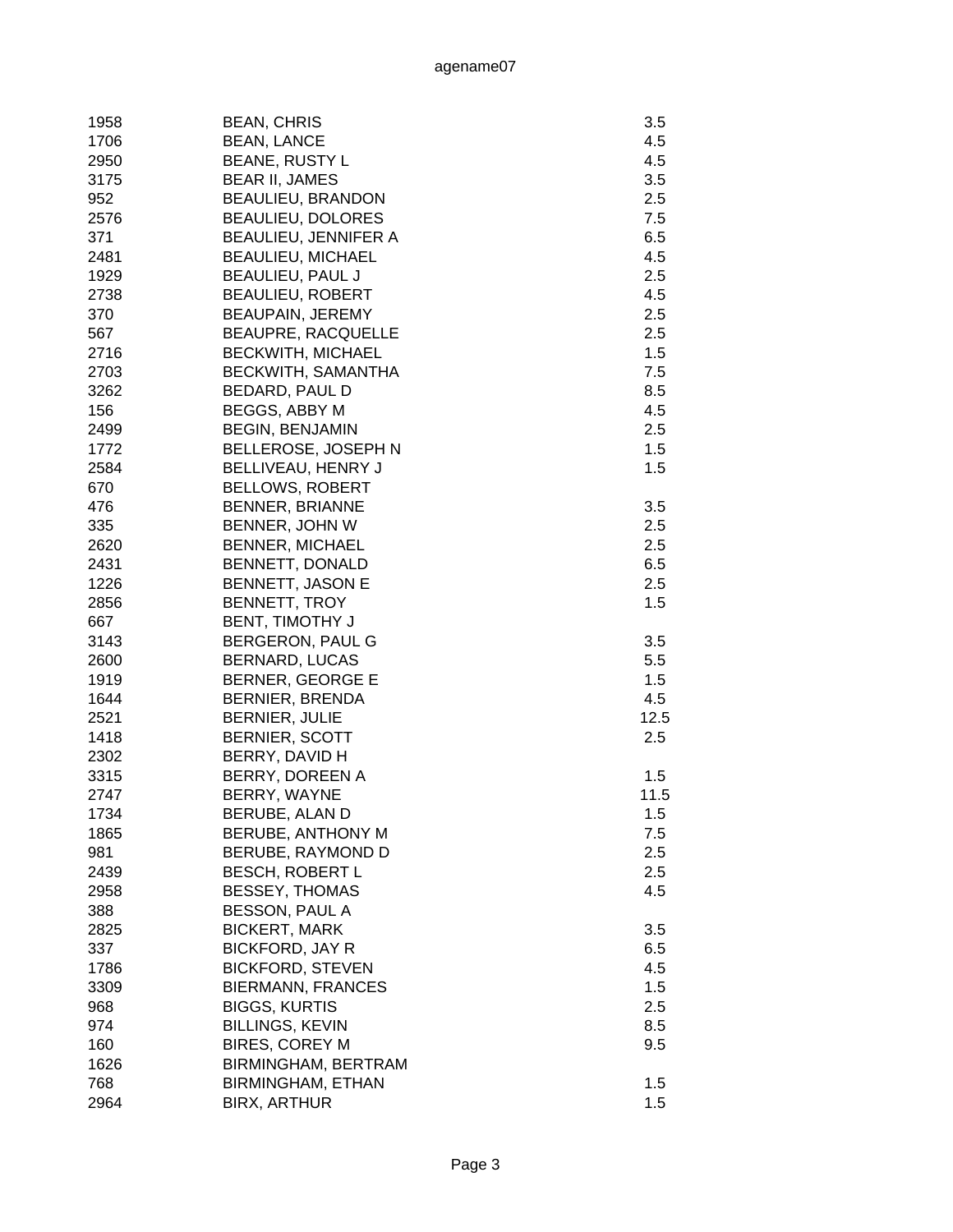| | | |
|---|---|---|
| 1958 | BEAN, CHRIS | 3.5 |
| 1706 | BEAN, LANCE | 4.5 |
| 2950 | BEANE, RUSTY L | 4.5 |
| 3175 | BEAR II, JAMES | 3.5 |
| 952 | BEAULIEU, BRANDON | 2.5 |
| 2576 | BEAULIEU, DOLORES | 7.5 |
| 371 | BEAULIEU, JENNIFER A | 6.5 |
| 2481 | BEAULIEU, MICHAEL | 4.5 |
| 1929 | BEAULIEU, PAUL J | 2.5 |
| 2738 | BEAULIEU, ROBERT | 4.5 |
| 370 | BEAUPAIN, JEREMY | 2.5 |
| 567 | BEAUPRE, RACQUELLE | 2.5 |
| 2716 | BECKWITH, MICHAEL | 1.5 |
| 2703 | BECKWITH, SAMANTHA | 7.5 |
| 3262 | BEDARD, PAUL D | 8.5 |
| 156 | BEGGS, ABBY M | 4.5 |
| 2499 | BEGIN, BENJAMIN | 2.5 |
| 1772 | BELLEROSE, JOSEPH N | 1.5 |
| 2584 | BELLIVEAU, HENRY J | 1.5 |
| 670 | BELLOWS, ROBERT | |
| 476 | BENNER, BRIANNE | 3.5 |
| 335 | BENNER, JOHN W | 2.5 |
| 2620 | BENNER, MICHAEL | 2.5 |
| 2431 | BENNETT, DONALD | 6.5 |
| 1226 | BENNETT, JASON E | 2.5 |
| 2856 | BENNETT, TROY | 1.5 |
| 667 | BENT, TIMOTHY J | |
| 3143 | BERGERON, PAUL G | 3.5 |
| 2600 | BERNARD, LUCAS | 5.5 |
| 1919 | BERNER, GEORGE E | 1.5 |
| 1644 | BERNIER, BRENDA | 4.5 |
| 2521 | BERNIER, JULIE | 12.5 |
| 1418 | BERNIER, SCOTT | 2.5 |
| 2302 | BERRY, DAVID H | |
| 3315 | BERRY, DOREEN A | 1.5 |
| 2747 | BERRY, WAYNE | 11.5 |
| 1734 | BERUBE, ALAN D | 1.5 |
| 1865 | BERUBE, ANTHONY M | 7.5 |
| 981 | BERUBE, RAYMOND D | 2.5 |
| 2439 | BESCH, ROBERT L | 2.5 |
| 2958 | BESSEY, THOMAS | 4.5 |
| 388 | BESSON, PAUL A | |
| 2825 | BICKERT, MARK | 3.5 |
| 337 | BICKFORD, JAY R | 6.5 |
| 1786 | BICKFORD, STEVEN | 4.5 |
| 3309 | BIERMANN, FRANCES | 1.5 |
| 968 | BIGGS, KURTIS | 2.5 |
| 974 | BILLINGS, KEVIN | 8.5 |
| 160 | BIRES, COREY M | 9.5 |
| 1626 | BIRMINGHAM, BERTRAM | |
| 768 | BIRMINGHAM, ETHAN | 1.5 |
| 2964 | BIRX, ARTHUR | 1.5 |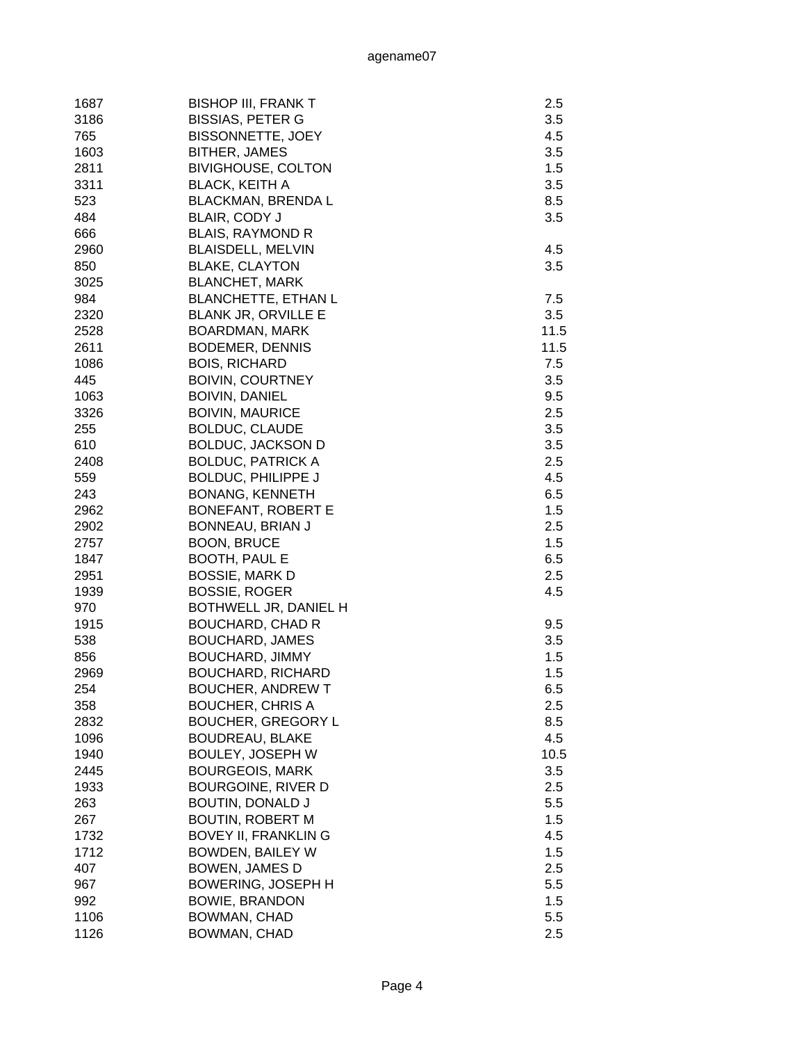| | | |
|---|---|---|
| 1687 | BISHOP III, FRANK T | 2.5 |
| 3186 | BISSIAS, PETER G | 3.5 |
| 765 | BISSONNETTE, JOEY | 4.5 |
| 1603 | BITHER, JAMES | 3.5 |
| 2811 | BIVIGHOUSE, COLTON | 1.5 |
| 3311 | BLACK, KEITH A | 3.5 |
| 523 | BLACKMAN, BRENDA L | 8.5 |
| 484 | BLAIR, CODY J | 3.5 |
| 666 | BLAIS, RAYMOND R | |
| 2960 | BLAISDELL, MELVIN | 4.5 |
| 850 | BLAKE, CLAYTON | 3.5 |
| 3025 | BLANCHET, MARK | |
| 984 | BLANCHETTE, ETHAN L | 7.5 |
| 2320 | BLANK JR, ORVILLE E | 3.5 |
| 2528 | BOARDMAN, MARK | 11.5 |
| 2611 | BODEMER, DENNIS | 11.5 |
| 1086 | BOIS, RICHARD | 7.5 |
| 445 | BOIVIN, COURTNEY | 3.5 |
| 1063 | BOIVIN, DANIEL | 9.5 |
| 3326 | BOIVIN, MAURICE | 2.5 |
| 255 | BOLDUC, CLAUDE | 3.5 |
| 610 | BOLDUC, JACKSON D | 3.5 |
| 2408 | BOLDUC, PATRICK A | 2.5 |
| 559 | BOLDUC, PHILIPPE J | 4.5 |
| 243 | BONANG, KENNETH | 6.5 |
| 2962 | BONEFANT, ROBERT E | 1.5 |
| 2902 | BONNEAU, BRIAN J | 2.5 |
| 2757 | BOON, BRUCE | 1.5 |
| 1847 | BOOTH, PAUL E | 6.5 |
| 2951 | BOSSIE, MARK D | 2.5 |
| 1939 | BOSSIE, ROGER | 4.5 |
| 970 | BOTHWELL JR, DANIEL H | |
| 1915 | BOUCHARD, CHAD R | 9.5 |
| 538 | BOUCHARD, JAMES | 3.5 |
| 856 | BOUCHARD, JIMMY | 1.5 |
| 2969 | BOUCHARD, RICHARD | 1.5 |
| 254 | BOUCHER, ANDREW T | 6.5 |
| 358 | BOUCHER, CHRIS A | 2.5 |
| 2832 | BOUCHER, GREGORY L | 8.5 |
| 1096 | BOUDREAU, BLAKE | 4.5 |
| 1940 | BOULEY, JOSEPH W | 10.5 |
| 2445 | BOURGEOIS, MARK | 3.5 |
| 1933 | BOURGOINE, RIVER D | 2.5 |
| 263 | BOUTIN, DONALD J | 5.5 |
| 267 | BOUTIN, ROBERT M | 1.5 |
| 1732 | BOVEY II, FRANKLIN G | 4.5 |
| 1712 | BOWDEN, BAILEY W | 1.5 |
| 407 | BOWEN, JAMES D | 2.5 |
| 967 | BOWERING, JOSEPH H | 5.5 |
| 992 | BOWIE, BRANDON | 1.5 |
| 1106 | BOWMAN, CHAD | 5.5 |
| 1126 | BOWMAN, CHAD | 2.5 |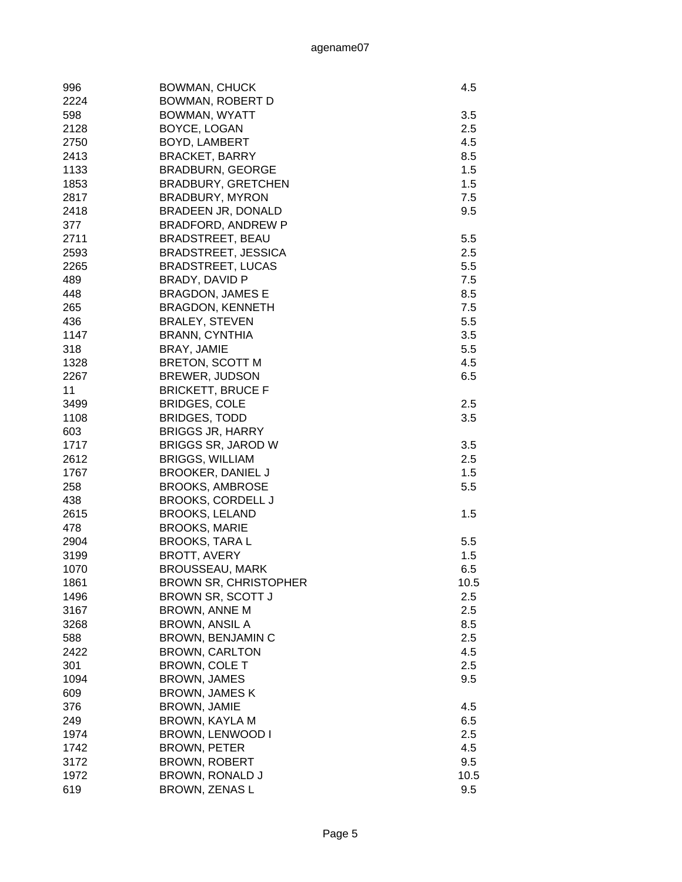| | | |
|---|---|---|
| 996 | BOWMAN, CHUCK | 4.5 |
| 2224 | BOWMAN, ROBERT D | |
| 598 | BOWMAN, WYATT | 3.5 |
| 2128 | BOYCE, LOGAN | 2.5 |
| 2750 | BOYD, LAMBERT | 4.5 |
| 2413 | BRACKET, BARRY | 8.5 |
| 1133 | BRADBURN, GEORGE | 1.5 |
| 1853 | BRADBURY, GRETCHEN | 1.5 |
| 2817 | BRADBURY, MYRON | 7.5 |
| 2418 | BRADEEN JR, DONALD | 9.5 |
| 377 | BRADFORD, ANDREW P | |
| 2711 | BRADSTREET, BEAU | 5.5 |
| 2593 | BRADSTREET, JESSICA | 2.5 |
| 2265 | BRADSTREET, LUCAS | 5.5 |
| 489 | BRADY, DAVID P | 7.5 |
| 448 | BRAGDON, JAMES E | 8.5 |
| 265 | BRAGDON, KENNETH | 7.5 |
| 436 | BRALEY, STEVEN | 5.5 |
| 1147 | BRANN, CYNTHIA | 3.5 |
| 318 | BRAY, JAMIE | 5.5 |
| 1328 | BRETON, SCOTT M | 4.5 |
| 2267 | BREWER, JUDSON | 6.5 |
| 11 | BRICKETT, BRUCE F | |
| 3499 | BRIDGES, COLE | 2.5 |
| 1108 | BRIDGES, TODD | 3.5 |
| 603 | BRIGGS JR, HARRY | |
| 1717 | BRIGGS SR, JAROD W | 3.5 |
| 2612 | BRIGGS, WILLIAM | 2.5 |
| 1767 | BROOKER, DANIEL J | 1.5 |
| 258 | BROOKS, AMBROSE | 5.5 |
| 438 | BROOKS, CORDELL J | |
| 2615 | BROOKS, LELAND | 1.5 |
| 478 | BROOKS, MARIE | |
| 2904 | BROOKS, TARA L | 5.5 |
| 3199 | BROTT, AVERY | 1.5 |
| 1070 | BROUSSEAU, MARK | 6.5 |
| 1861 | BROWN SR, CHRISTOPHER | 10.5 |
| 1496 | BROWN SR, SCOTT J | 2.5 |
| 3167 | BROWN, ANNE M | 2.5 |
| 3268 | BROWN, ANSIL A | 8.5 |
| 588 | BROWN, BENJAMIN C | 2.5 |
| 2422 | BROWN, CARLTON | 4.5 |
| 301 | BROWN, COLE T | 2.5 |
| 1094 | BROWN, JAMES | 9.5 |
| 609 | BROWN, JAMES K | |
| 376 | BROWN, JAMIE | 4.5 |
| 249 | BROWN, KAYLA M | 6.5 |
| 1974 | BROWN, LENWOOD I | 2.5 |
| 1742 | BROWN, PETER | 4.5 |
| 3172 | BROWN, ROBERT | 9.5 |
| 1972 | BROWN, RONALD J | 10.5 |
| 619 | BROWN, ZENAS L | 9.5 |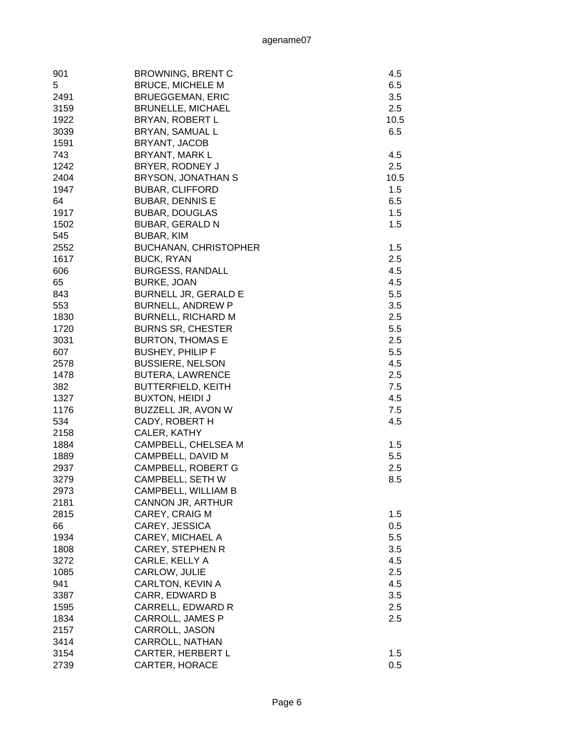| | | |
|---|---|---|
| 901 | BROWNING, BRENT C | 4.5 |
| 5 | BRUCE, MICHELE M | 6.5 |
| 2491 | BRUEGGEMAN, ERIC | 3.5 |
| 3159 | BRUNELLE, MICHAEL | 2.5 |
| 1922 | BRYAN, ROBERT L | 10.5 |
| 3039 | BRYAN, SAMUAL L | 6.5 |
| 1591 | BRYANT, JACOB | |
| 743 | BRYANT, MARK L | 4.5 |
| 1242 | BRYER, RODNEY J | 2.5 |
| 2404 | BRYSON, JONATHAN S | 10.5 |
| 1947 | BUBAR, CLIFFORD | 1.5 |
| 64 | BUBAR, DENNIS E | 6.5 |
| 1917 | BUBAR, DOUGLAS | 1.5 |
| 1502 | BUBAR, GERALD N | 1.5 |
| 545 | BUBAR, KIM | |
| 2552 | BUCHANAN, CHRISTOPHER | 1.5 |
| 1617 | BUCK, RYAN | 2.5 |
| 606 | BURGESS, RANDALL | 4.5 |
| 65 | BURKE, JOAN | 4.5 |
| 843 | BURNELL JR, GERALD E | 5.5 |
| 553 | BURNELL, ANDREW P | 3.5 |
| 1830 | BURNELL, RICHARD M | 2.5 |
| 1720 | BURNS SR, CHESTER | 5.5 |
| 3031 | BURTON, THOMAS E | 2.5 |
| 607 | BUSHEY, PHILIP F | 5.5 |
| 2578 | BUSSIERE, NELSON | 4.5 |
| 1478 | BUTERA, LAWRENCE | 2.5 |
| 382 | BUTTERFIELD, KEITH | 7.5 |
| 1327 | BUXTON, HEIDI J | 4.5 |
| 1176 | BUZZELL JR, AVON W | 7.5 |
| 534 | CADY, ROBERT H | 4.5 |
| 2158 | CALER, KATHY | |
| 1884 | CAMPBELL, CHELSEA M | 1.5 |
| 1889 | CAMPBELL, DAVID M | 5.5 |
| 2937 | CAMPBELL, ROBERT G | 2.5 |
| 3279 | CAMPBELL, SETH W | 8.5 |
| 2973 | CAMPBELL, WILLIAM B | |
| 2181 | CANNON JR, ARTHUR | |
| 2815 | CAREY, CRAIG M | 1.5 |
| 66 | CAREY, JESSICA | 0.5 |
| 1934 | CAREY, MICHAEL A | 5.5 |
| 1808 | CAREY, STEPHEN R | 3.5 |
| 3272 | CARLE, KELLY A | 4.5 |
| 1085 | CARLOW, JULIE | 2.5 |
| 941 | CARLTON, KEVIN A | 4.5 |
| 3387 | CARR, EDWARD B | 3.5 |
| 1595 | CARRELL, EDWARD R | 2.5 |
| 1834 | CARROLL, JAMES P | 2.5 |
| 2157 | CARROLL, JASON | |
| 3414 | CARROLL, NATHAN | |
| 3154 | CARTER, HERBERT L | 1.5 |
| 2739 | CARTER, HORACE | 0.5 |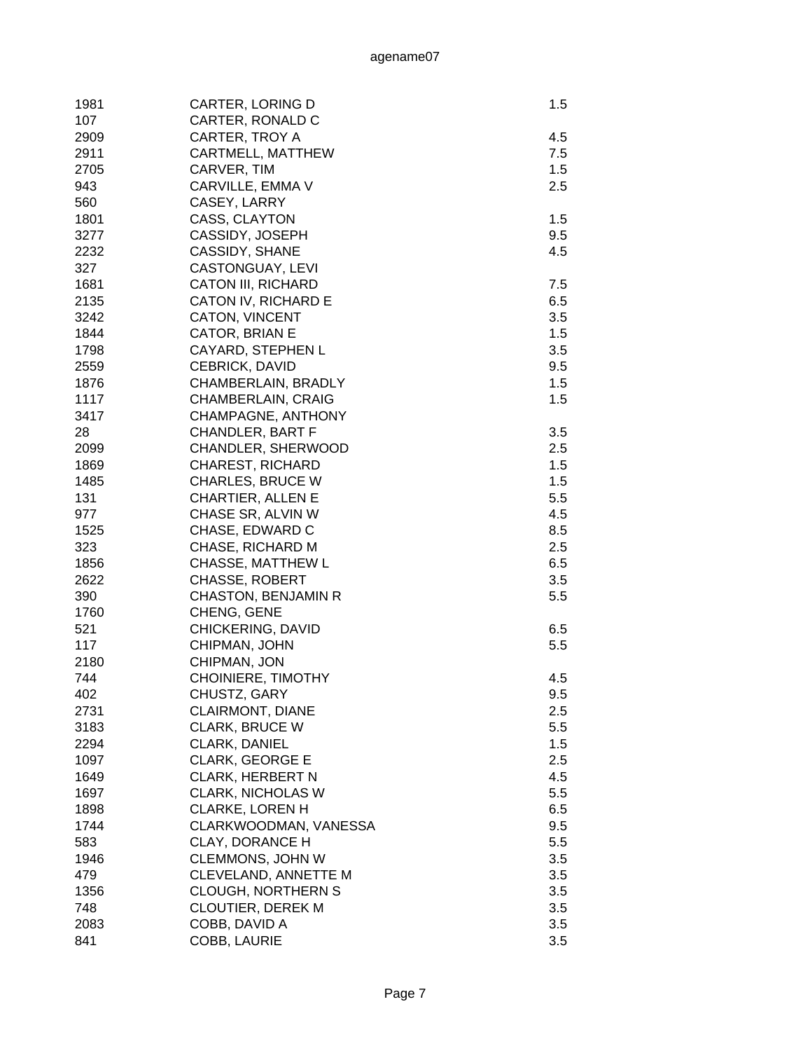| | | |
|---|---|---|
| 1981 | CARTER, LORING D | 1.5 |
| 107 | CARTER, RONALD C | |
| 2909 | CARTER, TROY A | 4.5 |
| 2911 | CARTMELL, MATTHEW | 7.5 |
| 2705 | CARVER, TIM | 1.5 |
| 943 | CARVILLE, EMMA V | 2.5 |
| 560 | CASEY, LARRY | |
| 1801 | CASS, CLAYTON | 1.5 |
| 3277 | CASSIDY, JOSEPH | 9.5 |
| 2232 | CASSIDY, SHANE | 4.5 |
| 327 | CASTONGUAY, LEVI | |
| 1681 | CATON III, RICHARD | 7.5 |
| 2135 | CATON IV, RICHARD E | 6.5 |
| 3242 | CATON, VINCENT | 3.5 |
| 1844 | CATOR, BRIAN E | 1.5 |
| 1798 | CAYARD, STEPHEN L | 3.5 |
| 2559 | CEBRICK, DAVID | 9.5 |
| 1876 | CHAMBERLAIN, BRADLY | 1.5 |
| 1117 | CHAMBERLAIN, CRAIG | 1.5 |
| 3417 | CHAMPAGNE, ANTHONY | |
| 28 | CHANDLER, BART F | 3.5 |
| 2099 | CHANDLER, SHERWOOD | 2.5 |
| 1869 | CHAREST, RICHARD | 1.5 |
| 1485 | CHARLES, BRUCE W | 1.5 |
| 131 | CHARTIER, ALLEN E | 5.5 |
| 977 | CHASE SR, ALVIN W | 4.5 |
| 1525 | CHASE, EDWARD C | 8.5 |
| 323 | CHASE, RICHARD M | 2.5 |
| 1856 | CHASSE, MATTHEW L | 6.5 |
| 2622 | CHASSE, ROBERT | 3.5 |
| 390 | CHASTON, BENJAMIN R | 5.5 |
| 1760 | CHENG, GENE | |
| 521 | CHICKERING, DAVID | 6.5 |
| 117 | CHIPMAN, JOHN | 5.5 |
| 2180 | CHIPMAN, JON | |
| 744 | CHOINIERE, TIMOTHY | 4.5 |
| 402 | CHUSTZ, GARY | 9.5 |
| 2731 | CLAIRMONT, DIANE | 2.5 |
| 3183 | CLARK, BRUCE W | 5.5 |
| 2294 | CLARK, DANIEL | 1.5 |
| 1097 | CLARK, GEORGE E | 2.5 |
| 1649 | CLARK, HERBERT N | 4.5 |
| 1697 | CLARK, NICHOLAS W | 5.5 |
| 1898 | CLARKE, LOREN H | 6.5 |
| 1744 | CLARKWOODMAN, VANESSA | 9.5 |
| 583 | CLAY, DORANCE H | 5.5 |
| 1946 | CLEMMONS, JOHN W | 3.5 |
| 479 | CLEVELAND, ANNETTE M | 3.5 |
| 1356 | CLOUGH, NORTHERN S | 3.5 |
| 748 | CLOUTIER, DEREK M | 3.5 |
| 2083 | COBB, DAVID A | 3.5 |
| 841 | COBB, LAURIE | 3.5 |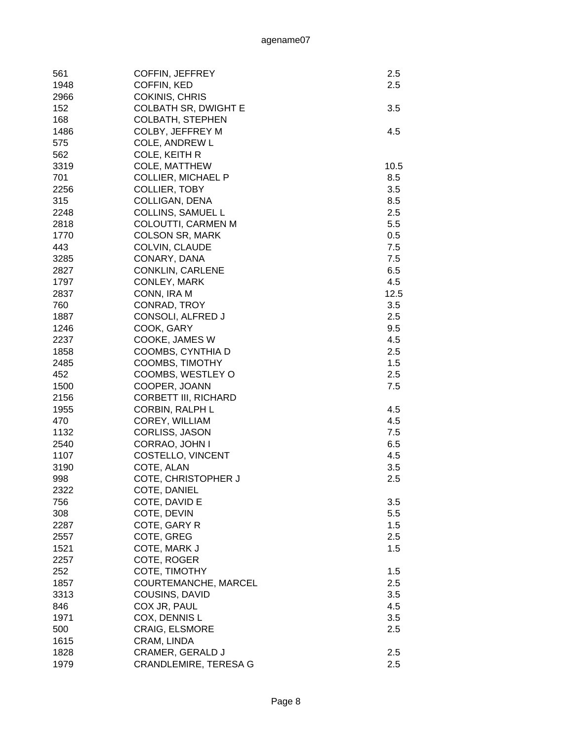| | | |
|---|---|---|
| 561 | COFFIN, JEFFREY | 2.5 |
| 1948 | COFFIN, KED | 2.5 |
| 2966 | COKINIS, CHRIS | |
| 152 | COLBATH SR, DWIGHT E | 3.5 |
| 168 | COLBATH, STEPHEN | |
| 1486 | COLBY, JEFFREY M | 4.5 |
| 575 | COLE, ANDREW L | |
| 562 | COLE, KEITH R | |
| 3319 | COLE, MATTHEW | 10.5 |
| 701 | COLLIER, MICHAEL P | 8.5 |
| 2256 | COLLIER, TOBY | 3.5 |
| 315 | COLLIGAN, DENA | 8.5 |
| 2248 | COLLINS, SAMUEL L | 2.5 |
| 2818 | COLOUTTI, CARMEN M | 5.5 |
| 1770 | COLSON SR, MARK | 0.5 |
| 443 | COLVIN, CLAUDE | 7.5 |
| 3285 | CONARY, DANA | 7.5 |
| 2827 | CONKLIN, CARLENE | 6.5 |
| 1797 | CONLEY, MARK | 4.5 |
| 2837 | CONN, IRA M | 12.5 |
| 760 | CONRAD, TROY | 3.5 |
| 1887 | CONSOLI, ALFRED J | 2.5 |
| 1246 | COOK, GARY | 9.5 |
| 2237 | COOKE, JAMES W | 4.5 |
| 1858 | COOMBS, CYNTHIA D | 2.5 |
| 2485 | COOMBS, TIMOTHY | 1.5 |
| 452 | COOMBS, WESTLEY O | 2.5 |
| 1500 | COOPER, JOANN | 7.5 |
| 2156 | CORBETT III, RICHARD | |
| 1955 | CORBIN, RALPH L | 4.5 |
| 470 | COREY, WILLIAM | 4.5 |
| 1132 | CORLISS, JASON | 7.5 |
| 2540 | CORRAO, JOHN I | 6.5 |
| 1107 | COSTELLO, VINCENT | 4.5 |
| 3190 | COTE, ALAN | 3.5 |
| 998 | COTE, CHRISTOPHER J | 2.5 |
| 2322 | COTE, DANIEL | |
| 756 | COTE, DAVID E | 3.5 |
| 308 | COTE, DEVIN | 5.5 |
| 2287 | COTE, GARY R | 1.5 |
| 2557 | COTE, GREG | 2.5 |
| 1521 | COTE, MARK J | 1.5 |
| 2257 | COTE, ROGER | |
| 252 | COTE, TIMOTHY | 1.5 |
| 1857 | COURTEMANCHE, MARCEL | 2.5 |
| 3313 | COUSINS, DAVID | 3.5 |
| 846 | COX JR, PAUL | 4.5 |
| 1971 | COX, DENNIS L | 3.5 |
| 500 | CRAIG, ELSMORE | 2.5 |
| 1615 | CRAM, LINDA | |
| 1828 | CRAMER, GERALD J | 2.5 |
| 1979 | CRANDLEMIRE, TERESA G | 2.5 |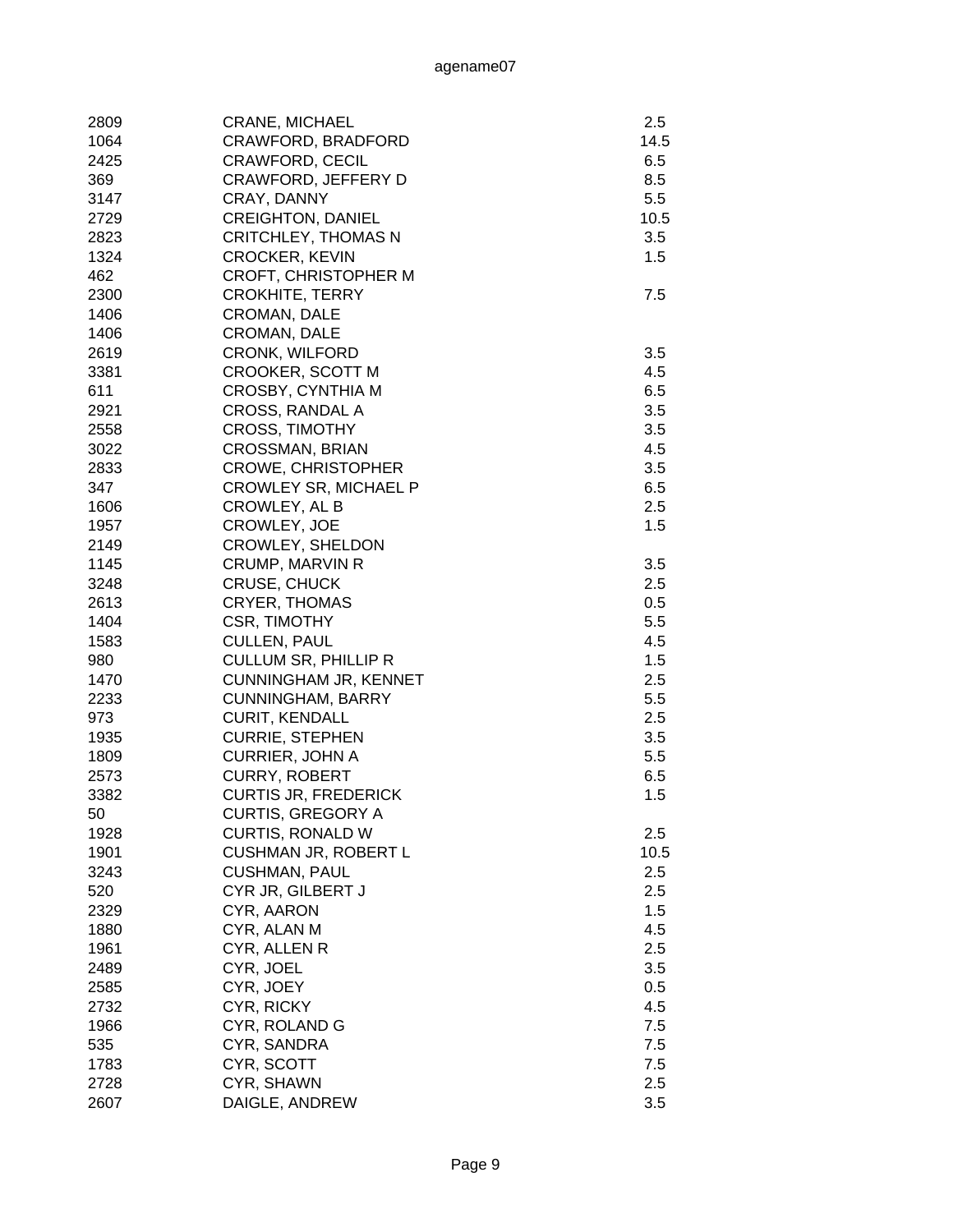| | | |
|---|---|---|
| 2809 | CRANE, MICHAEL | 2.5 |
| 1064 | CRAWFORD, BRADFORD | 14.5 |
| 2425 | CRAWFORD, CECIL | 6.5 |
| 369 | CRAWFORD, JEFFERY D | 8.5 |
| 3147 | CRAY, DANNY | 5.5 |
| 2729 | CREIGHTON, DANIEL | 10.5 |
| 2823 | CRITCHLEY, THOMAS N | 3.5 |
| 1324 | CROCKER, KEVIN | 1.5 |
| 462 | CROFT, CHRISTOPHER M | |
| 2300 | CROKHITE, TERRY | 7.5 |
| 1406 | CROMAN, DALE | |
| 1406 | CROMAN, DALE | |
| 2619 | CRONK, WILFORD | 3.5 |
| 3381 | CROOKER, SCOTT M | 4.5 |
| 611 | CROSBY, CYNTHIA M | 6.5 |
| 2921 | CROSS, RANDAL A | 3.5 |
| 2558 | CROSS, TIMOTHY | 3.5 |
| 3022 | CROSSMAN, BRIAN | 4.5 |
| 2833 | CROWE, CHRISTOPHER | 3.5 |
| 347 | CROWLEY SR, MICHAEL P | 6.5 |
| 1606 | CROWLEY, AL B | 2.5 |
| 1957 | CROWLEY, JOE | 1.5 |
| 2149 | CROWLEY, SHELDON | |
| 1145 | CRUMP, MARVIN R | 3.5 |
| 3248 | CRUSE, CHUCK | 2.5 |
| 2613 | CRYER, THOMAS | 0.5 |
| 1404 | CSR, TIMOTHY | 5.5 |
| 1583 | CULLEN, PAUL | 4.5 |
| 980 | CULLUM SR, PHILLIP R | 1.5 |
| 1470 | CUNNINGHAM JR, KENNET | 2.5 |
| 2233 | CUNNINGHAM, BARRY | 5.5 |
| 973 | CURIT, KENDALL | 2.5 |
| 1935 | CURRIE, STEPHEN | 3.5 |
| 1809 | CURRIER, JOHN A | 5.5 |
| 2573 | CURRY, ROBERT | 6.5 |
| 3382 | CURTIS JR, FREDERICK | 1.5 |
| 50 | CURTIS, GREGORY A | |
| 1928 | CURTIS, RONALD W | 2.5 |
| 1901 | CUSHMAN JR, ROBERT L | 10.5 |
| 3243 | CUSHMAN, PAUL | 2.5 |
| 520 | CYR JR, GILBERT J | 2.5 |
| 2329 | CYR, AARON | 1.5 |
| 1880 | CYR, ALAN M | 4.5 |
| 1961 | CYR, ALLEN R | 2.5 |
| 2489 | CYR, JOEL | 3.5 |
| 2585 | CYR, JOEY | 0.5 |
| 2732 | CYR, RICKY | 4.5 |
| 1966 | CYR, ROLAND G | 7.5 |
| 535 | CYR, SANDRA | 7.5 |
| 1783 | CYR, SCOTT | 7.5 |
| 2728 | CYR, SHAWN | 2.5 |
| 2607 | DAIGLE, ANDREW | 3.5 |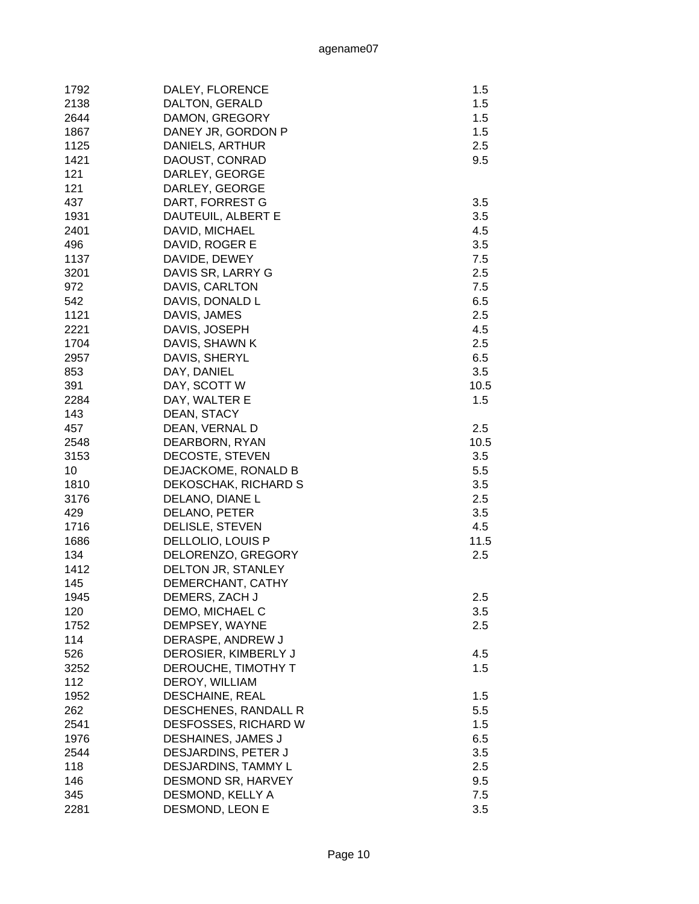| | | |
|---|---|---|
| 1792 | DALEY, FLORENCE | 1.5 |
| 2138 | DALTON, GERALD | 1.5 |
| 2644 | DAMON, GREGORY | 1.5 |
| 1867 | DANEY JR, GORDON P | 1.5 |
| 1125 | DANIELS, ARTHUR | 2.5 |
| 1421 | DAOUST, CONRAD | 9.5 |
| 121 | DARLEY, GEORGE | |
| 121 | DARLEY, GEORGE | |
| 437 | DART, FORREST G | 3.5 |
| 1931 | DAUTEUIL, ALBERT E | 3.5 |
| 2401 | DAVID, MICHAEL | 4.5 |
| 496 | DAVID, ROGER E | 3.5 |
| 1137 | DAVIDE, DEWEY | 7.5 |
| 3201 | DAVIS SR, LARRY G | 2.5 |
| 972 | DAVIS, CARLTON | 7.5 |
| 542 | DAVIS, DONALD L | 6.5 |
| 1121 | DAVIS, JAMES | 2.5 |
| 2221 | DAVIS, JOSEPH | 4.5 |
| 1704 | DAVIS, SHAWN K | 2.5 |
| 2957 | DAVIS, SHERYL | 6.5 |
| 853 | DAY, DANIEL | 3.5 |
| 391 | DAY, SCOTT W | 10.5 |
| 2284 | DAY, WALTER E | 1.5 |
| 143 | DEAN, STACY | |
| 457 | DEAN, VERNAL D | 2.5 |
| 2548 | DEARBORN, RYAN | 10.5 |
| 3153 | DECOSTE, STEVEN | 3.5 |
| 10 | DEJACKOME, RONALD B | 5.5 |
| 1810 | DEKOSCHAK, RICHARD S | 3.5 |
| 3176 | DELANO, DIANE L | 2.5 |
| 429 | DELANO, PETER | 3.5 |
| 1716 | DELISLE, STEVEN | 4.5 |
| 1686 | DELLOLIO, LOUIS P | 11.5 |
| 134 | DELORENZO, GREGORY | 2.5 |
| 1412 | DELTON JR, STANLEY | |
| 145 | DEMERCHANT, CATHY | |
| 1945 | DEMERS, ZACH J | 2.5 |
| 120 | DEMO, MICHAEL C | 3.5 |
| 1752 | DEMPSEY, WAYNE | 2.5 |
| 114 | DERASPE, ANDREW J | |
| 526 | DEROSIER, KIMBERLY J | 4.5 |
| 3252 | DEROUCHE, TIMOTHY T | 1.5 |
| 112 | DEROY, WILLIAM | |
| 1952 | DESCHAINE, REAL | 1.5 |
| 262 | DESCHENES, RANDALL R | 5.5 |
| 2541 | DESFOSSES, RICHARD W | 1.5 |
| 1976 | DESHAINES, JAMES J | 6.5 |
| 2544 | DESJARDINS, PETER J | 3.5 |
| 118 | DESJARDINS, TAMMY L | 2.5 |
| 146 | DESMOND SR, HARVEY | 9.5 |
| 345 | DESMOND, KELLY A | 7.5 |
| 2281 | DESMOND, LEON E | 3.5 |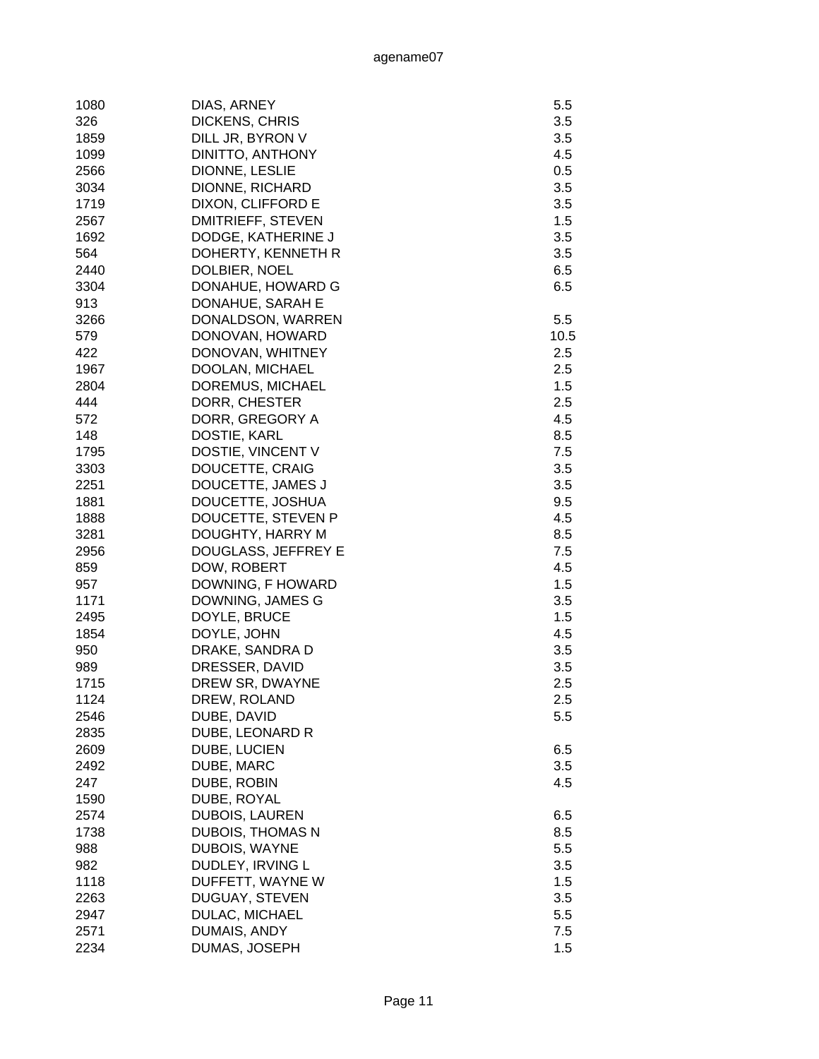| | | |
|---|---|---|
| 1080 | DIAS, ARNEY | 5.5 |
| 326 | DICKENS, CHRIS | 3.5 |
| 1859 | DILL JR, BYRON V | 3.5 |
| 1099 | DINITTO, ANTHONY | 4.5 |
| 2566 | DIONNE, LESLIE | 0.5 |
| 3034 | DIONNE, RICHARD | 3.5 |
| 1719 | DIXON, CLIFFORD E | 3.5 |
| 2567 | DMITRIEFF, STEVEN | 1.5 |
| 1692 | DODGE, KATHERINE J | 3.5 |
| 564 | DOHERTY, KENNETH R | 3.5 |
| 2440 | DOLBIER, NOEL | 6.5 |
| 3304 | DONAHUE, HOWARD G | 6.5 |
| 913 | DONAHUE, SARAH E | |
| 3266 | DONALDSON, WARREN | 5.5 |
| 579 | DONOVAN, HOWARD | 10.5 |
| 422 | DONOVAN, WHITNEY | 2.5 |
| 1967 | DOOLAN, MICHAEL | 2.5 |
| 2804 | DOREMUS, MICHAEL | 1.5 |
| 444 | DORR, CHESTER | 2.5 |
| 572 | DORR, GREGORY A | 4.5 |
| 148 | DOSTIE, KARL | 8.5 |
| 1795 | DOSTIE, VINCENT V | 7.5 |
| 3303 | DOUCETTE, CRAIG | 3.5 |
| 2251 | DOUCETTE, JAMES J | 3.5 |
| 1881 | DOUCETTE, JOSHUA | 9.5 |
| 1888 | DOUCETTE, STEVEN P | 4.5 |
| 3281 | DOUGHTY, HARRY M | 8.5 |
| 2956 | DOUGLASS, JEFFREY E | 7.5 |
| 859 | DOW, ROBERT | 4.5 |
| 957 | DOWNING, F HOWARD | 1.5 |
| 1171 | DOWNING, JAMES G | 3.5 |
| 2495 | DOYLE, BRUCE | 1.5 |
| 1854 | DOYLE, JOHN | 4.5 |
| 950 | DRAKE, SANDRA D | 3.5 |
| 989 | DRESSER, DAVID | 3.5 |
| 1715 | DREW SR, DWAYNE | 2.5 |
| 1124 | DREW, ROLAND | 2.5 |
| 2546 | DUBE, DAVID | 5.5 |
| 2835 | DUBE, LEONARD R | |
| 2609 | DUBE, LUCIEN | 6.5 |
| 2492 | DUBE, MARC | 3.5 |
| 247 | DUBE, ROBIN | 4.5 |
| 1590 | DUBE, ROYAL | |
| 2574 | DUBOIS, LAUREN | 6.5 |
| 1738 | DUBOIS, THOMAS N | 8.5 |
| 988 | DUBOIS, WAYNE | 5.5 |
| 982 | DUDLEY, IRVING L | 3.5 |
| 1118 | DUFFETT, WAYNE W | 1.5 |
| 2263 | DUGUAY, STEVEN | 3.5 |
| 2947 | DULAC, MICHAEL | 5.5 |
| 2571 | DUMAIS, ANDY | 7.5 |
| 2234 | DUMAS, JOSEPH | 1.5 |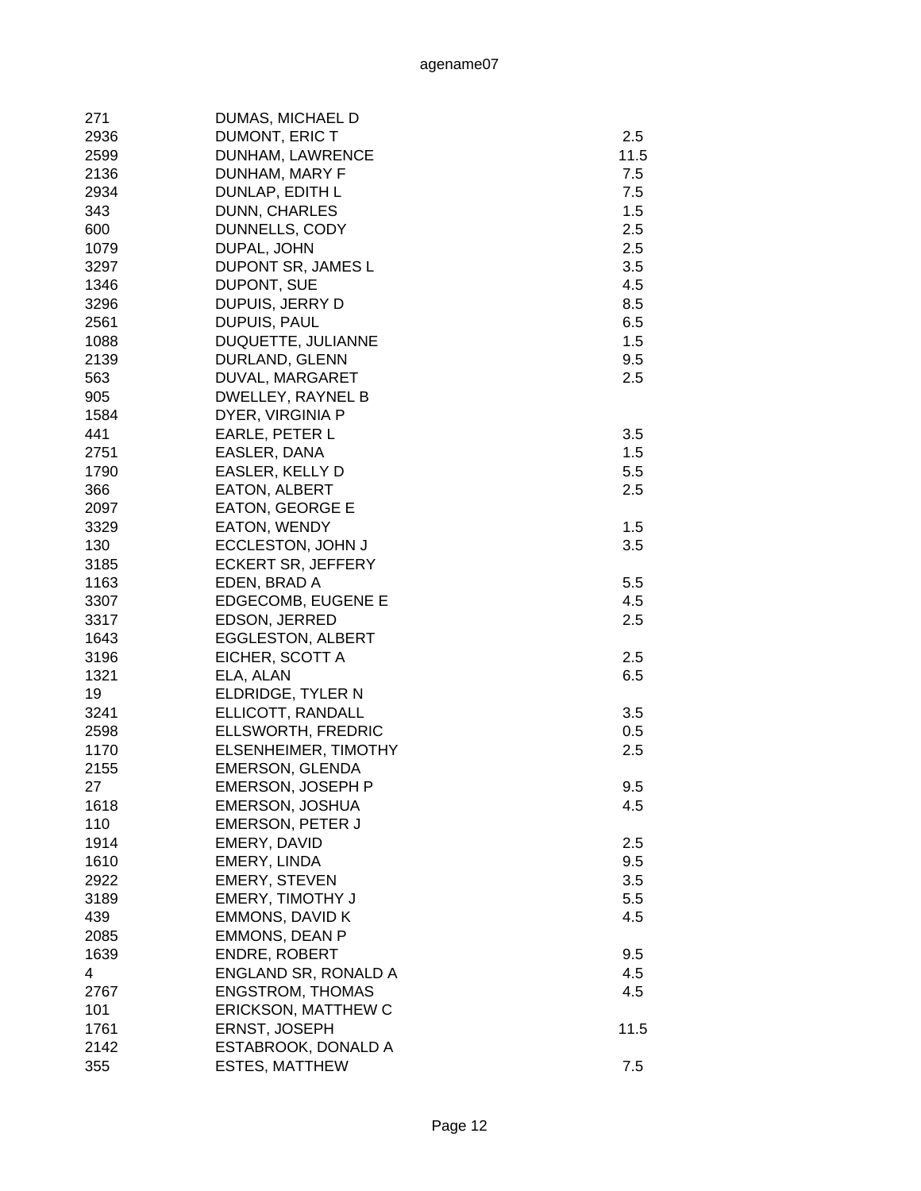| | | |
|---|---|---|
| 271 | DUMAS, MICHAEL D | |
| 2936 | DUMONT, ERIC T | 2.5 |
| 2599 | DUNHAM, LAWRENCE | 11.5 |
| 2136 | DUNHAM, MARY F | 7.5 |
| 2934 | DUNLAP, EDITH L | 7.5 |
| 343 | DUNN, CHARLES | 1.5 |
| 600 | DUNNELLS, CODY | 2.5 |
| 1079 | DUPAL, JOHN | 2.5 |
| 3297 | DUPONT SR, JAMES L | 3.5 |
| 1346 | DUPONT, SUE | 4.5 |
| 3296 | DUPUIS, JERRY D | 8.5 |
| 2561 | DUPUIS, PAUL | 6.5 |
| 1088 | DUQUETTE, JULIANNE | 1.5 |
| 2139 | DURLAND, GLENN | 9.5 |
| 563 | DUVAL, MARGARET | 2.5 |
| 905 | DWELLEY, RAYNEL B | |
| 1584 | DYER, VIRGINIA P | |
| 441 | EARLE, PETER L | 3.5 |
| 2751 | EASLER, DANA | 1.5 |
| 1790 | EASLER, KELLY D | 5.5 |
| 366 | EATON, ALBERT | 2.5 |
| 2097 | EATON, GEORGE E | |
| 3329 | EATON, WENDY | 1.5 |
| 130 | ECCLESTON, JOHN J | 3.5 |
| 3185 | ECKERT SR, JEFFERY | |
| 1163 | EDEN, BRAD A | 5.5 |
| 3307 | EDGECOMB, EUGENE E | 4.5 |
| 3317 | EDSON, JERRED | 2.5 |
| 1643 | EGGLESTON, ALBERT | |
| 3196 | EICHER, SCOTT A | 2.5 |
| 1321 | ELA, ALAN | 6.5 |
| 19 | ELDRIDGE, TYLER N | |
| 3241 | ELLICOTT, RANDALL | 3.5 |
| 2598 | ELLSWORTH, FREDRIC | 0.5 |
| 1170 | ELSENHEIMER, TIMOTHY | 2.5 |
| 2155 | EMERSON, GLENDA | |
| 27 | EMERSON, JOSEPH P | 9.5 |
| 1618 | EMERSON, JOSHUA | 4.5 |
| 110 | EMERSON, PETER J | |
| 1914 | EMERY, DAVID | 2.5 |
| 1610 | EMERY, LINDA | 9.5 |
| 2922 | EMERY, STEVEN | 3.5 |
| 3189 | EMERY, TIMOTHY J | 5.5 |
| 439 | EMMONS, DAVID K | 4.5 |
| 2085 | EMMONS, DEAN P | |
| 1639 | ENDRE, ROBERT | 9.5 |
| 4 | ENGLAND SR, RONALD A | 4.5 |
| 2767 | ENGSTROM, THOMAS | 4.5 |
| 101 | ERICKSON, MATTHEW C | |
| 1761 | ERNST, JOSEPH | 11.5 |
| 2142 | ESTABROOK, DONALD A | |
| 355 | ESTES, MATTHEW | 7.5 |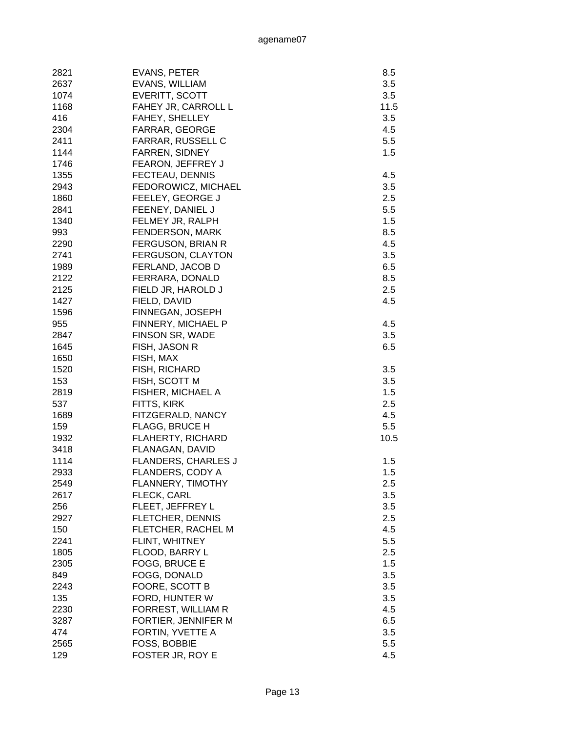| | | |
|---|---|---|
| 2821 | EVANS, PETER | 8.5 |
| 2637 | EVANS, WILLIAM | 3.5 |
| 1074 | EVERITT, SCOTT | 3.5 |
| 1168 | FAHEY JR, CARROLL L | 11.5 |
| 416 | FAHEY, SHELLEY | 3.5 |
| 2304 | FARRAR, GEORGE | 4.5 |
| 2411 | FARRAR, RUSSELL C | 5.5 |
| 1144 | FARREN, SIDNEY | 1.5 |
| 1746 | FEARON, JEFFREY J | |
| 1355 | FECTEAU, DENNIS | 4.5 |
| 2943 | FEDOROWICZ, MICHAEL | 3.5 |
| 1860 | FEELEY, GEORGE J | 2.5 |
| 2841 | FEENEY, DANIEL J | 5.5 |
| 1340 | FELMEY JR, RALPH | 1.5 |
| 993 | FENDERSON, MARK | 8.5 |
| 2290 | FERGUSON, BRIAN R | 4.5 |
| 2741 | FERGUSON, CLAYTON | 3.5 |
| 1989 | FERLAND, JACOB D | 6.5 |
| 2122 | FERRARA, DONALD | 8.5 |
| 2125 | FIELD JR, HAROLD J | 2.5 |
| 1427 | FIELD, DAVID | 4.5 |
| 1596 | FINNEGAN, JOSEPH | |
| 955 | FINNERY, MICHAEL P | 4.5 |
| 2847 | FINSON SR, WADE | 3.5 |
| 1645 | FISH, JASON R | 6.5 |
| 1650 | FISH, MAX | |
| 1520 | FISH, RICHARD | 3.5 |
| 153 | FISH, SCOTT M | 3.5 |
| 2819 | FISHER, MICHAEL A | 1.5 |
| 537 | FITTS, KIRK | 2.5 |
| 1689 | FITZGERALD, NANCY | 4.5 |
| 159 | FLAGG, BRUCE H | 5.5 |
| 1932 | FLAHERTY, RICHARD | 10.5 |
| 3418 | FLANAGAN, DAVID | |
| 1114 | FLANDERS, CHARLES J | 1.5 |
| 2933 | FLANDERS, CODY A | 1.5 |
| 2549 | FLANNERY, TIMOTHY | 2.5 |
| 2617 | FLECK, CARL | 3.5 |
| 256 | FLEET, JEFFREY L | 3.5 |
| 2927 | FLETCHER, DENNIS | 2.5 |
| 150 | FLETCHER, RACHEL M | 4.5 |
| 2241 | FLINT, WHITNEY | 5.5 |
| 1805 | FLOOD, BARRY L | 2.5 |
| 2305 | FOGG, BRUCE E | 1.5 |
| 849 | FOGG, DONALD | 3.5 |
| 2243 | FOORE, SCOTT B | 3.5 |
| 135 | FORD, HUNTER W | 3.5 |
| 2230 | FORREST, WILLIAM R | 4.5 |
| 3287 | FORTIER, JENNIFER M | 6.5 |
| 474 | FORTIN, YVETTE A | 3.5 |
| 2565 | FOSS, BOBBIE | 5.5 |
| 129 | FOSTER JR, ROY E | 4.5 |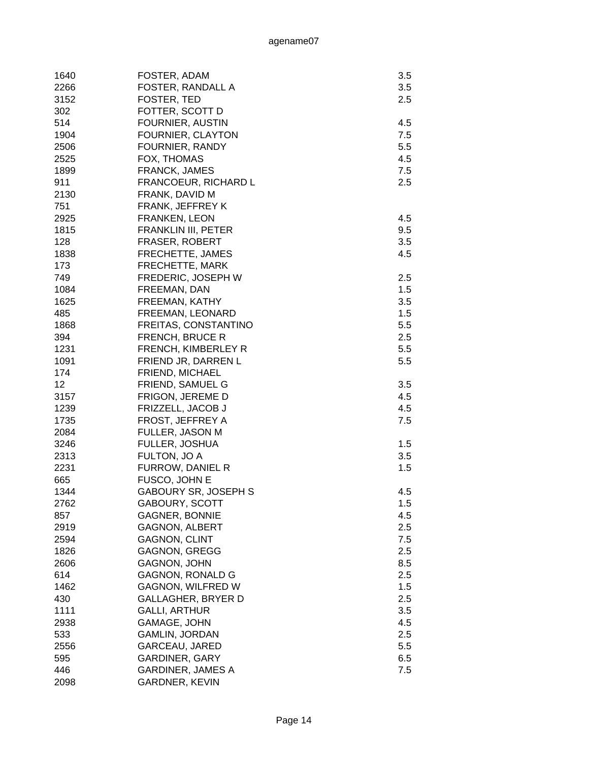| | | |
|---|---|---|
| 1640 | FOSTER, ADAM | 3.5 |
| 2266 | FOSTER, RANDALL A | 3.5 |
| 3152 | FOSTER, TED | 2.5 |
| 302 | FOTTER, SCOTT D | |
| 514 | FOURNIER, AUSTIN | 4.5 |
| 1904 | FOURNIER, CLAYTON | 7.5 |
| 2506 | FOURNIER, RANDY | 5.5 |
| 2525 | FOX, THOMAS | 4.5 |
| 1899 | FRANCK, JAMES | 7.5 |
| 911 | FRANCOEUR, RICHARD L | 2.5 |
| 2130 | FRANK, DAVID M | |
| 751 | FRANK, JEFFREY K | |
| 2925 | FRANKEN, LEON | 4.5 |
| 1815 | FRANKLIN III, PETER | 9.5 |
| 128 | FRASER, ROBERT | 3.5 |
| 1838 | FRECHETTE, JAMES | 4.5 |
| 173 | FRECHETTE, MARK | |
| 749 | FREDERIC, JOSEPH W | 2.5 |
| 1084 | FREEMAN, DAN | 1.5 |
| 1625 | FREEMAN, KATHY | 3.5 |
| 485 | FREEMAN, LEONARD | 1.5 |
| 1868 | FREITAS, CONSTANTINO | 5.5 |
| 394 | FRENCH, BRUCE R | 2.5 |
| 1231 | FRENCH, KIMBERLEY R | 5.5 |
| 1091 | FRIEND JR, DARREN L | 5.5 |
| 174 | FRIEND, MICHAEL | |
| 12 | FRIEND, SAMUEL G | 3.5 |
| 3157 | FRIGON, JEREME D | 4.5 |
| 1239 | FRIZZELL, JACOB J | 4.5 |
| 1735 | FROST, JEFFREY A | 7.5 |
| 2084 | FULLER, JASON M | |
| 3246 | FULLER, JOSHUA | 1.5 |
| 2313 | FULTON, JO A | 3.5 |
| 2231 | FURROW, DANIEL R | 1.5 |
| 665 | FUSCO, JOHN E | |
| 1344 | GABOURY SR, JOSEPH S | 4.5 |
| 2762 | GABOURY, SCOTT | 1.5 |
| 857 | GAGNER, BONNIE | 4.5 |
| 2919 | GAGNON, ALBERT | 2.5 |
| 2594 | GAGNON, CLINT | 7.5 |
| 1826 | GAGNON, GREGG | 2.5 |
| 2606 | GAGNON, JOHN | 8.5 |
| 614 | GAGNON, RONALD G | 2.5 |
| 1462 | GAGNON, WILFRED W | 1.5 |
| 430 | GALLAGHER, BRYER D | 2.5 |
| 1111 | GALLI, ARTHUR | 3.5 |
| 2938 | GAMAGE, JOHN | 4.5 |
| 533 | GAMLIN, JORDAN | 2.5 |
| 2556 | GARCEAU, JARED | 5.5 |
| 595 | GARDINER, GARY | 6.5 |
| 446 | GARDINER, JAMES A | 7.5 |
| 2098 | GARDNER, KEVIN | |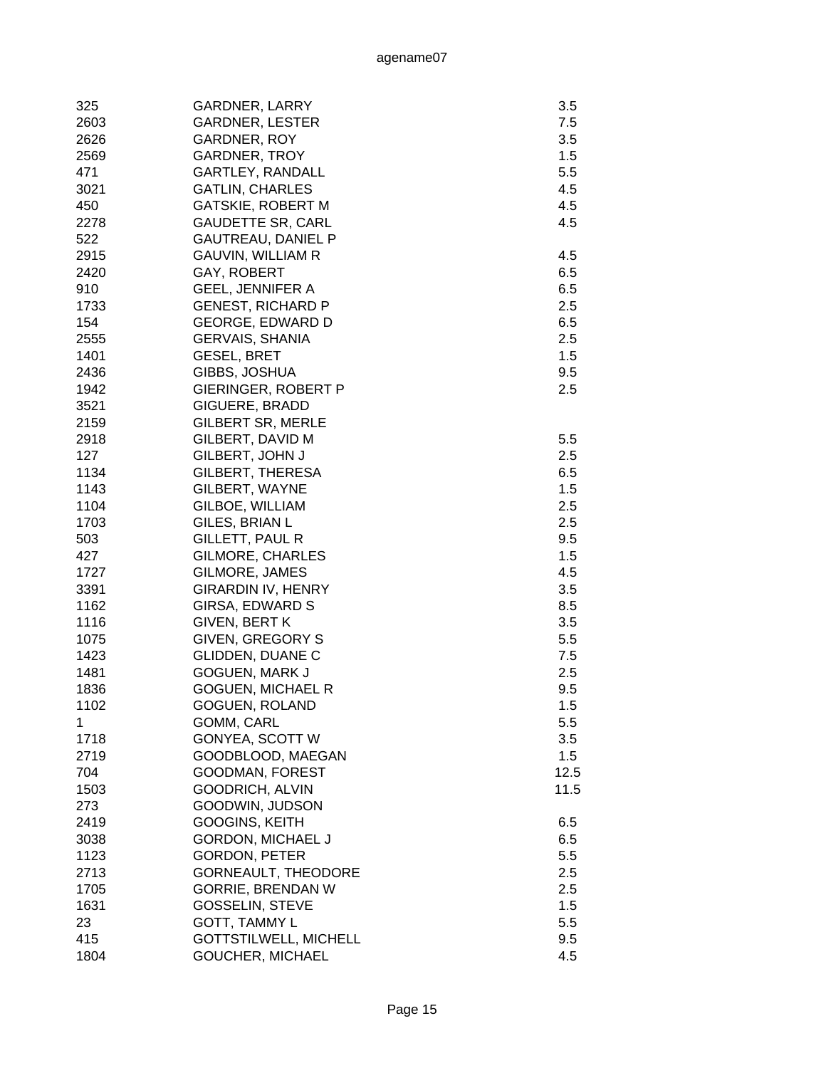| | | |
|---|---|---|
| 325 | GARDNER, LARRY | 3.5 |
| 2603 | GARDNER, LESTER | 7.5 |
| 2626 | GARDNER, ROY | 3.5 |
| 2569 | GARDNER, TROY | 1.5 |
| 471 | GARTLEY, RANDALL | 5.5 |
| 3021 | GATLIN, CHARLES | 4.5 |
| 450 | GATSKIE, ROBERT M | 4.5 |
| 2278 | GAUDETTE SR, CARL | 4.5 |
| 522 | GAUTREAU, DANIEL P | |
| 2915 | GAUVIN, WILLIAM R | 4.5 |
| 2420 | GAY, ROBERT | 6.5 |
| 910 | GEEL, JENNIFER A | 6.5 |
| 1733 | GENEST, RICHARD P | 2.5 |
| 154 | GEORGE, EDWARD D | 6.5 |
| 2555 | GERVAIS, SHANIA | 2.5 |
| 1401 | GESEL, BRET | 1.5 |
| 2436 | GIBBS, JOSHUA | 9.5 |
| 1942 | GIERINGER, ROBERT P | 2.5 |
| 3521 | GIGUERE, BRADD | |
| 2159 | GILBERT SR, MERLE | |
| 2918 | GILBERT, DAVID M | 5.5 |
| 127 | GILBERT, JOHN J | 2.5 |
| 1134 | GILBERT, THERESA | 6.5 |
| 1143 | GILBERT, WAYNE | 1.5 |
| 1104 | GILBOE, WILLIAM | 2.5 |
| 1703 | GILES, BRIAN L | 2.5 |
| 503 | GILLETT, PAUL R | 9.5 |
| 427 | GILMORE, CHARLES | 1.5 |
| 1727 | GILMORE, JAMES | 4.5 |
| 3391 | GIRARDIN IV, HENRY | 3.5 |
| 1162 | GIRSA, EDWARD S | 8.5 |
| 1116 | GIVEN, BERT K | 3.5 |
| 1075 | GIVEN, GREGORY S | 5.5 |
| 1423 | GLIDDEN, DUANE C | 7.5 |
| 1481 | GOGUEN, MARK J | 2.5 |
| 1836 | GOGUEN, MICHAEL R | 9.5 |
| 1102 | GOGUEN, ROLAND | 1.5 |
| 1 | GOMM, CARL | 5.5 |
| 1718 | GONYEA, SCOTT W | 3.5 |
| 2719 | GOODBLOOD, MAEGAN | 1.5 |
| 704 | GOODMAN, FOREST | 12.5 |
| 1503 | GOODRICH, ALVIN | 11.5 |
| 273 | GOODWIN, JUDSON | |
| 2419 | GOOGINS, KEITH | 6.5 |
| 3038 | GORDON, MICHAEL J | 6.5 |
| 1123 | GORDON, PETER | 5.5 |
| 2713 | GORNEAULT, THEODORE | 2.5 |
| 1705 | GORRIE, BRENDAN W | 2.5 |
| 1631 | GOSSELIN, STEVE | 1.5 |
| 23 | GOTT, TAMMY L | 5.5 |
| 415 | GOTTSTILWELL, MICHELL | 9.5 |
| 1804 | GOUCHER, MICHAEL | 4.5 |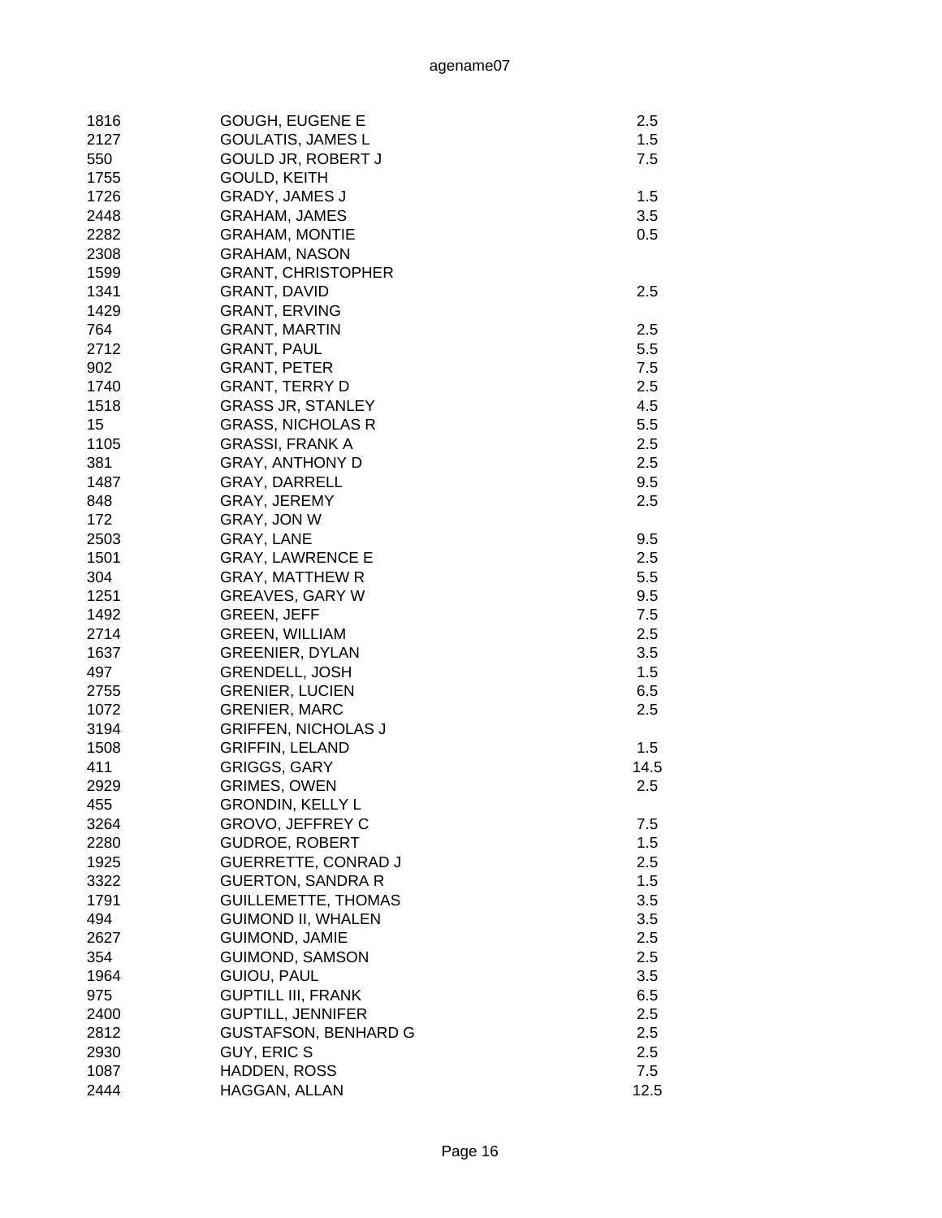| | | |
|---|---|---|
| 1816 | GOUGH, EUGENE E | 2.5 |
| 2127 | GOULATIS, JAMES L | 1.5 |
| 550 | GOULD JR, ROBERT J | 7.5 |
| 1755 | GOULD, KEITH | |
| 1726 | GRADY, JAMES J | 1.5 |
| 2448 | GRAHAM, JAMES | 3.5 |
| 2282 | GRAHAM, MONTIE | 0.5 |
| 2308 | GRAHAM, NASON | |
| 1599 | GRANT, CHRISTOPHER | |
| 1341 | GRANT, DAVID | 2.5 |
| 1429 | GRANT, ERVING | |
| 764 | GRANT, MARTIN | 2.5 |
| 2712 | GRANT, PAUL | 5.5 |
| 902 | GRANT, PETER | 7.5 |
| 1740 | GRANT, TERRY D | 2.5 |
| 1518 | GRASS JR, STANLEY | 4.5 |
| 15 | GRASS, NICHOLAS R | 5.5 |
| 1105 | GRASSI, FRANK A | 2.5 |
| 381 | GRAY, ANTHONY D | 2.5 |
| 1487 | GRAY, DARRELL | 9.5 |
| 848 | GRAY, JEREMY | 2.5 |
| 172 | GRAY, JON W | |
| 2503 | GRAY, LANE | 9.5 |
| 1501 | GRAY, LAWRENCE E | 2.5 |
| 304 | GRAY, MATTHEW R | 5.5 |
| 1251 | GREAVES, GARY W | 9.5 |
| 1492 | GREEN, JEFF | 7.5 |
| 2714 | GREEN, WILLIAM | 2.5 |
| 1637 | GREENIER, DYLAN | 3.5 |
| 497 | GRENDELL, JOSH | 1.5 |
| 2755 | GRENIER, LUCIEN | 6.5 |
| 1072 | GRENIER, MARC | 2.5 |
| 3194 | GRIFFEN, NICHOLAS J | |
| 1508 | GRIFFIN, LELAND | 1.5 |
| 411 | GRIGGS, GARY | 14.5 |
| 2929 | GRIMES, OWEN | 2.5 |
| 455 | GRONDIN, KELLY L | |
| 3264 | GROVO, JEFFREY C | 7.5 |
| 2280 | GUDROE, ROBERT | 1.5 |
| 1925 | GUERRETTE, CONRAD J | 2.5 |
| 3322 | GUERTON, SANDRA R | 1.5 |
| 1791 | GUILLEMETTE, THOMAS | 3.5 |
| 494 | GUIMOND II, WHALEN | 3.5 |
| 2627 | GUIMOND, JAMIE | 2.5 |
| 354 | GUIMOND, SAMSON | 2.5 |
| 1964 | GUIOU, PAUL | 3.5 |
| 975 | GUPTILL III, FRANK | 6.5 |
| 2400 | GUPTILL, JENNIFER | 2.5 |
| 2812 | GUSTAFSON, BENHARD G | 2.5 |
| 2930 | GUY, ERIC S | 2.5 |
| 1087 | HADDEN, ROSS | 7.5 |
| 2444 | HAGGAN, ALLAN | 12.5 |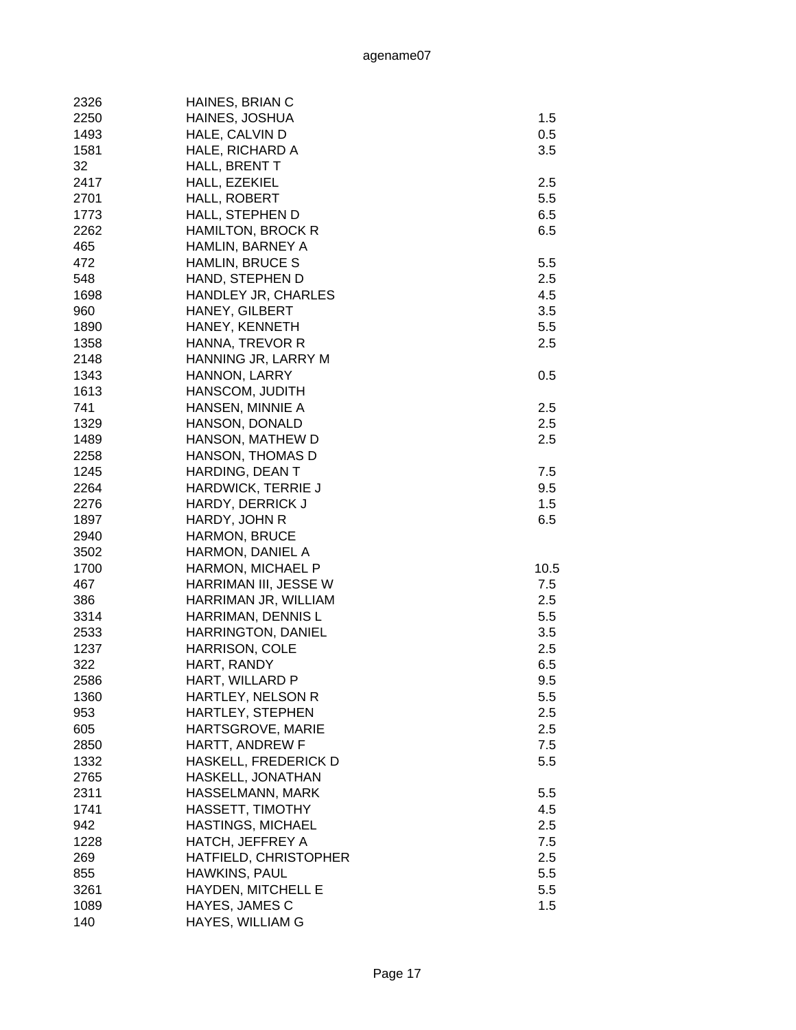| | | |
|---|---|---|
| 2326 | HAINES, BRIAN C | |
| 2250 | HAINES, JOSHUA | 1.5 |
| 1493 | HALE, CALVIN D | 0.5 |
| 1581 | HALE, RICHARD A | 3.5 |
| 32 | HALL, BRENT T | |
| 2417 | HALL, EZEKIEL | 2.5 |
| 2701 | HALL, ROBERT | 5.5 |
| 1773 | HALL, STEPHEN D | 6.5 |
| 2262 | HAMILTON, BROCK R | 6.5 |
| 465 | HAMLIN, BARNEY A | |
| 472 | HAMLIN, BRUCE S | 5.5 |
| 548 | HAND, STEPHEN D | 2.5 |
| 1698 | HANDLEY JR, CHARLES | 4.5 |
| 960 | HANEY, GILBERT | 3.5 |
| 1890 | HANEY, KENNETH | 5.5 |
| 1358 | HANNA, TREVOR R | 2.5 |
| 2148 | HANNING JR, LARRY M | |
| 1343 | HANNON, LARRY | 0.5 |
| 1613 | HANSCOM, JUDITH | |
| 741 | HANSEN, MINNIE A | 2.5 |
| 1329 | HANSON, DONALD | 2.5 |
| 1489 | HANSON, MATHEW D | 2.5 |
| 2258 | HANSON, THOMAS D | |
| 1245 | HARDING, DEAN T | 7.5 |
| 2264 | HARDWICK, TERRIE J | 9.5 |
| 2276 | HARDY, DERRICK J | 1.5 |
| 1897 | HARDY, JOHN R | 6.5 |
| 2940 | HARMON, BRUCE | |
| 3502 | HARMON, DANIEL A | |
| 1700 | HARMON, MICHAEL P | 10.5 |
| 467 | HARRIMAN III, JESSE W | 7.5 |
| 386 | HARRIMAN JR, WILLIAM | 2.5 |
| 3314 | HARRIMAN, DENNIS L | 5.5 |
| 2533 | HARRINGTON, DANIEL | 3.5 |
| 1237 | HARRISON, COLE | 2.5 |
| 322 | HART, RANDY | 6.5 |
| 2586 | HART, WILLARD P | 9.5 |
| 1360 | HARTLEY, NELSON R | 5.5 |
| 953 | HARTLEY, STEPHEN | 2.5 |
| 605 | HARTSGROVE, MARIE | 2.5 |
| 2850 | HARTT, ANDREW F | 7.5 |
| 1332 | HASKELL, FREDERICK D | 5.5 |
| 2765 | HASKELL, JONATHAN | |
| 2311 | HASSELMANN, MARK | 5.5 |
| 1741 | HASSETT, TIMOTHY | 4.5 |
| 942 | HASTINGS, MICHAEL | 2.5 |
| 1228 | HATCH, JEFFREY A | 7.5 |
| 269 | HATFIELD, CHRISTOPHER | 2.5 |
| 855 | HAWKINS, PAUL | 5.5 |
| 3261 | HAYDEN, MITCHELL E | 5.5 |
| 1089 | HAYES, JAMES C | 1.5 |
| 140 | HAYES, WILLIAM G | |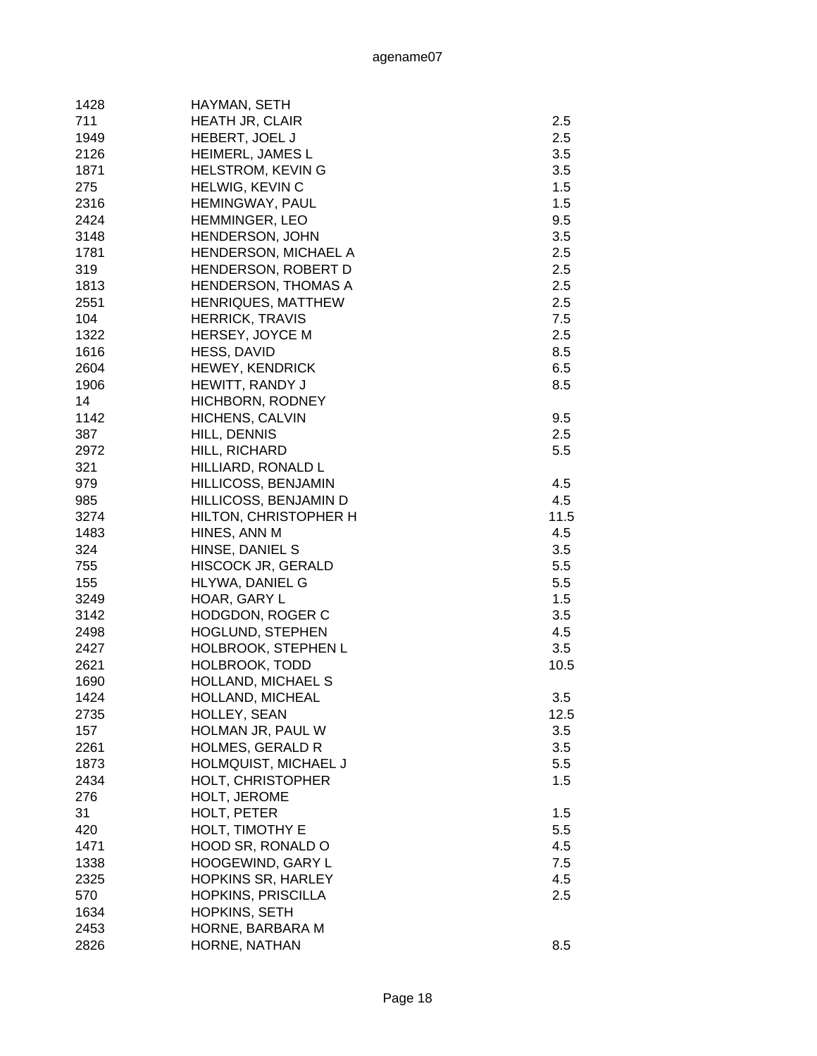| | | |
|---|---|---|
| 1428 | HAYMAN, SETH | |
| 711 | HEATH JR, CLAIR | 2.5 |
| 1949 | HEBERT, JOEL J | 2.5 |
| 2126 | HEIMERL, JAMES L | 3.5 |
| 1871 | HELSTROM, KEVIN G | 3.5 |
| 275 | HELWIG, KEVIN C | 1.5 |
| 2316 | HEMINGWAY, PAUL | 1.5 |
| 2424 | HEMMINGER, LEO | 9.5 |
| 3148 | HENDERSON, JOHN | 3.5 |
| 1781 | HENDERSON, MICHAEL A | 2.5 |
| 319 | HENDERSON, ROBERT D | 2.5 |
| 1813 | HENDERSON, THOMAS A | 2.5 |
| 2551 | HENRIQUES, MATTHEW | 2.5 |
| 104 | HERRICK, TRAVIS | 7.5 |
| 1322 | HERSEY, JOYCE M | 2.5 |
| 1616 | HESS, DAVID | 8.5 |
| 2604 | HEWEY, KENDRICK | 6.5 |
| 1906 | HEWITT, RANDY J | 8.5 |
| 14 | HICHBORN, RODNEY | |
| 1142 | HICHENS, CALVIN | 9.5 |
| 387 | HILL, DENNIS | 2.5 |
| 2972 | HILL, RICHARD | 5.5 |
| 321 | HILLIARD, RONALD L | |
| 979 | HILLICOSS, BENJAMIN | 4.5 |
| 985 | HILLICOSS, BENJAMIN D | 4.5 |
| 3274 | HILTON, CHRISTOPHER H | 11.5 |
| 1483 | HINES, ANN M | 4.5 |
| 324 | HINSE, DANIEL S | 3.5 |
| 755 | HISCOCK JR, GERALD | 5.5 |
| 155 | HLYWA, DANIEL G | 5.5 |
| 3249 | HOAR, GARY L | 1.5 |
| 3142 | HODGDON, ROGER C | 3.5 |
| 2498 | HOGLUND, STEPHEN | 4.5 |
| 2427 | HOLBROOK, STEPHEN L | 3.5 |
| 2621 | HOLBROOK, TODD | 10.5 |
| 1690 | HOLLAND, MICHAEL S | |
| 1424 | HOLLAND, MICHEAL | 3.5 |
| 2735 | HOLLEY, SEAN | 12.5 |
| 157 | HOLMAN JR, PAUL W | 3.5 |
| 2261 | HOLMES, GERALD R | 3.5 |
| 1873 | HOLMQUIST, MICHAEL J | 5.5 |
| 2434 | HOLT, CHRISTOPHER | 1.5 |
| 276 | HOLT, JEROME | |
| 31 | HOLT, PETER | 1.5 |
| 420 | HOLT, TIMOTHY E | 5.5 |
| 1471 | HOOD SR, RONALD O | 4.5 |
| 1338 | HOOGEWIND, GARY L | 7.5 |
| 2325 | HOPKINS SR, HARLEY | 4.5 |
| 570 | HOPKINS, PRISCILLA | 2.5 |
| 1634 | HOPKINS, SETH | |
| 2453 | HORNE, BARBARA M | |
| 2826 | HORNE, NATHAN | 8.5 |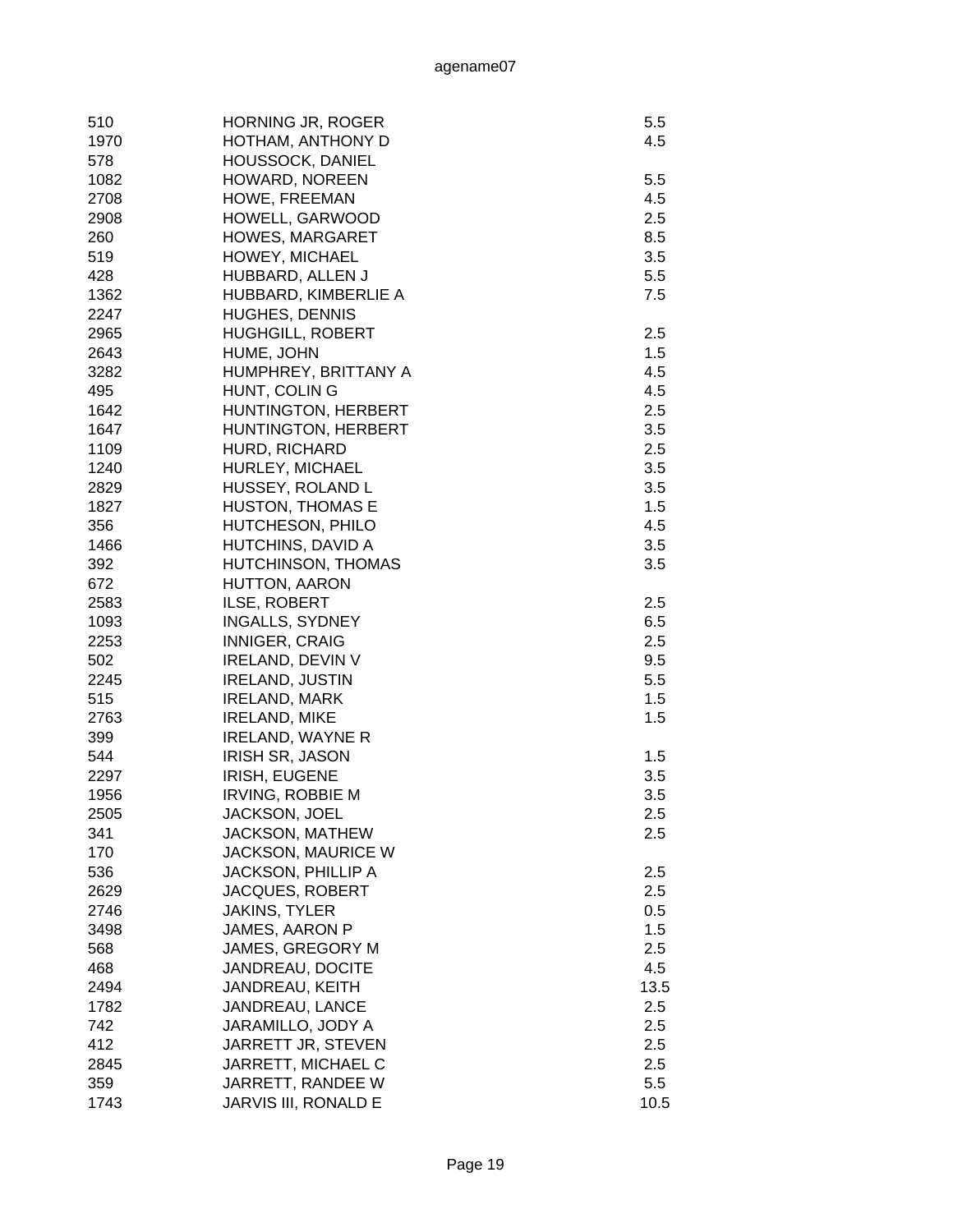| | | |
|---|---|---|
| 510 | HORNING JR, ROGER | 5.5 |
| 1970 | HOTHAM, ANTHONY D | 4.5 |
| 578 | HOUSSOCK, DANIEL | |
| 1082 | HOWARD, NOREEN | 5.5 |
| 2708 | HOWE, FREEMAN | 4.5 |
| 2908 | HOWELL, GARWOOD | 2.5 |
| 260 | HOWES, MARGARET | 8.5 |
| 519 | HOWEY, MICHAEL | 3.5 |
| 428 | HUBBARD, ALLEN J | 5.5 |
| 1362 | HUBBARD, KIMBERLIE A | 7.5 |
| 2247 | HUGHES, DENNIS | |
| 2965 | HUGHGILL, ROBERT | 2.5 |
| 2643 | HUME, JOHN | 1.5 |
| 3282 | HUMPHREY, BRITTANY A | 4.5 |
| 495 | HUNT, COLIN G | 4.5 |
| 1642 | HUNTINGTON, HERBERT | 2.5 |
| 1647 | HUNTINGTON, HERBERT | 3.5 |
| 1109 | HURD, RICHARD | 2.5 |
| 1240 | HURLEY, MICHAEL | 3.5 |
| 2829 | HUSSEY, ROLAND L | 3.5 |
| 1827 | HUSTON, THOMAS E | 1.5 |
| 356 | HUTCHESON, PHILO | 4.5 |
| 1466 | HUTCHINS, DAVID A | 3.5 |
| 392 | HUTCHINSON, THOMAS | 3.5 |
| 672 | HUTTON, AARON | |
| 2583 | ILSE, ROBERT | 2.5 |
| 1093 | INGALLS, SYDNEY | 6.5 |
| 2253 | INNIGER, CRAIG | 2.5 |
| 502 | IRELAND, DEVIN V | 9.5 |
| 2245 | IRELAND, JUSTIN | 5.5 |
| 515 | IRELAND, MARK | 1.5 |
| 2763 | IRELAND, MIKE | 1.5 |
| 399 | IRELAND, WAYNE R | |
| 544 | IRISH SR, JASON | 1.5 |
| 2297 | IRISH, EUGENE | 3.5 |
| 1956 | IRVING, ROBBIE M | 3.5 |
| 2505 | JACKSON, JOEL | 2.5 |
| 341 | JACKSON, MATHEW | 2.5 |
| 170 | JACKSON, MAURICE W | |
| 536 | JACKSON, PHILLIP A | 2.5 |
| 2629 | JACQUES, ROBERT | 2.5 |
| 2746 | JAKINS, TYLER | 0.5 |
| 3498 | JAMES, AARON P | 1.5 |
| 568 | JAMES, GREGORY M | 2.5 |
| 468 | JANDREAU, DOCITE | 4.5 |
| 2494 | JANDREAU, KEITH | 13.5 |
| 1782 | JANDREAU, LANCE | 2.5 |
| 742 | JARAMILLO, JODY A | 2.5 |
| 412 | JARRETT JR, STEVEN | 2.5 |
| 2845 | JARRETT, MICHAEL C | 2.5 |
| 359 | JARRETT, RANDEE W | 5.5 |
| 1743 | JARVIS III, RONALD E | 10.5 |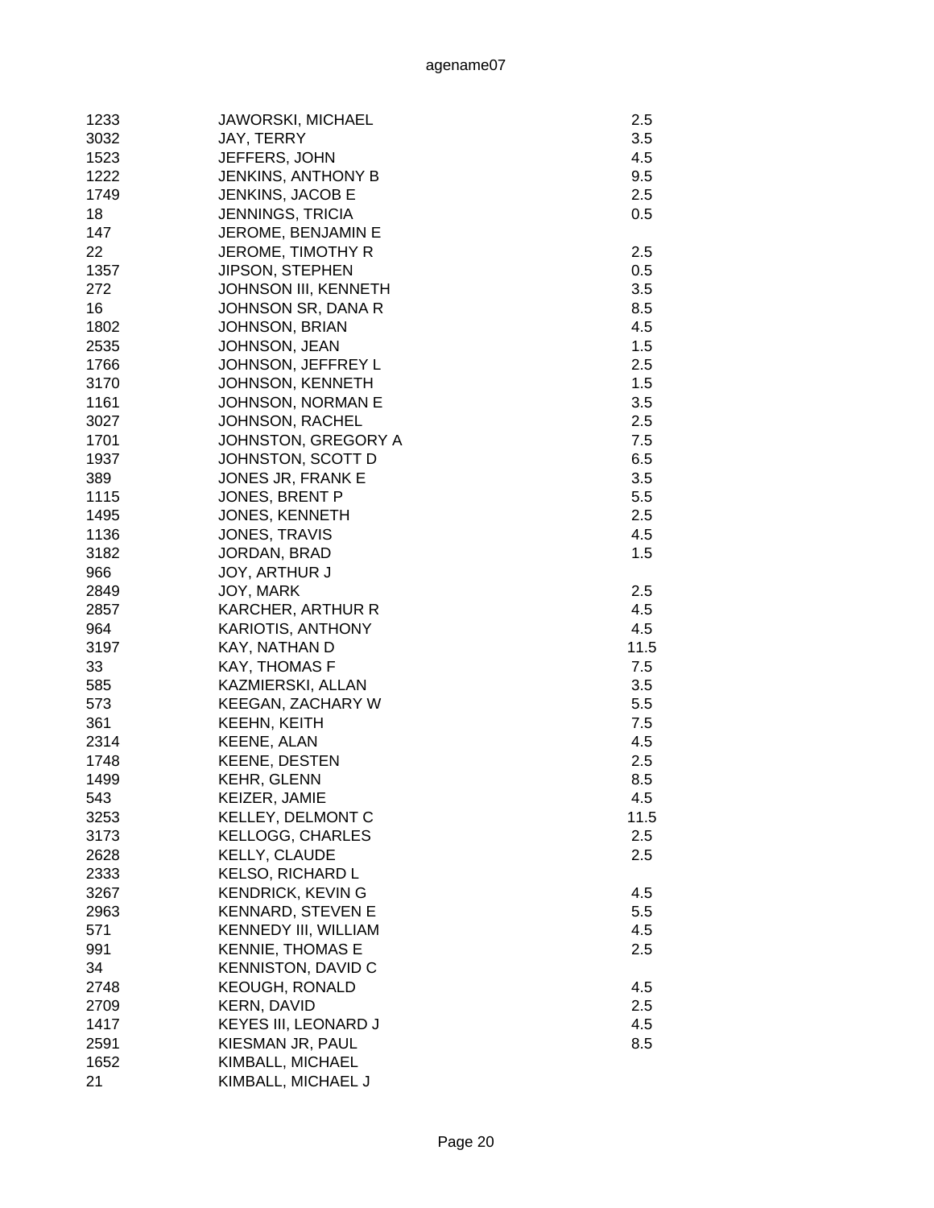| | | |
|---|---|---|
| 1233 | JAWORSKI, MICHAEL | 2.5 |
| 3032 | JAY, TERRY | 3.5 |
| 1523 | JEFFERS, JOHN | 4.5 |
| 1222 | JENKINS, ANTHONY B | 9.5 |
| 1749 | JENKINS, JACOB E | 2.5 |
| 18 | JENNINGS, TRICIA | 0.5 |
| 147 | JEROME, BENJAMIN E | |
| 22 | JEROME, TIMOTHY R | 2.5 |
| 1357 | JIPSON, STEPHEN | 0.5 |
| 272 | JOHNSON III, KENNETH | 3.5 |
| 16 | JOHNSON SR, DANA R | 8.5 |
| 1802 | JOHNSON, BRIAN | 4.5 |
| 2535 | JOHNSON, JEAN | 1.5 |
| 1766 | JOHNSON, JEFFREY L | 2.5 |
| 3170 | JOHNSON, KENNETH | 1.5 |
| 1161 | JOHNSON, NORMAN E | 3.5 |
| 3027 | JOHNSON, RACHEL | 2.5 |
| 1701 | JOHNSTON, GREGORY A | 7.5 |
| 1937 | JOHNSTON, SCOTT D | 6.5 |
| 389 | JONES JR, FRANK E | 3.5 |
| 1115 | JONES, BRENT P | 5.5 |
| 1495 | JONES, KENNETH | 2.5 |
| 1136 | JONES, TRAVIS | 4.5 |
| 3182 | JORDAN, BRAD | 1.5 |
| 966 | JOY, ARTHUR J | |
| 2849 | JOY, MARK | 2.5 |
| 2857 | KARCHER, ARTHUR R | 4.5 |
| 964 | KARIOTIS, ANTHONY | 4.5 |
| 3197 | KAY, NATHAN D | 11.5 |
| 33 | KAY, THOMAS F | 7.5 |
| 585 | KAZMIERSKI, ALLAN | 3.5 |
| 573 | KEEGAN, ZACHARY W | 5.5 |
| 361 | KEEHN, KEITH | 7.5 |
| 2314 | KEENE, ALAN | 4.5 |
| 1748 | KEENE, DESTEN | 2.5 |
| 1499 | KEHR, GLENN | 8.5 |
| 543 | KEIZER, JAMIE | 4.5 |
| 3253 | KELLEY, DELMONT C | 11.5 |
| 3173 | KELLOGG, CHARLES | 2.5 |
| 2628 | KELLY, CLAUDE | 2.5 |
| 2333 | KELSO, RICHARD L | |
| 3267 | KENDRICK, KEVIN G | 4.5 |
| 2963 | KENNARD, STEVEN E | 5.5 |
| 571 | KENNEDY III, WILLIAM | 4.5 |
| 991 | KENNIE, THOMAS E | 2.5 |
| 34 | KENNISTON, DAVID C | |
| 2748 | KEOUGH, RONALD | 4.5 |
| 2709 | KERN, DAVID | 2.5 |
| 1417 | KEYES III, LEONARD J | 4.5 |
| 2591 | KIESMAN JR, PAUL | 8.5 |
| 1652 | KIMBALL, MICHAEL | |
| 21 | KIMBALL, MICHAEL J | |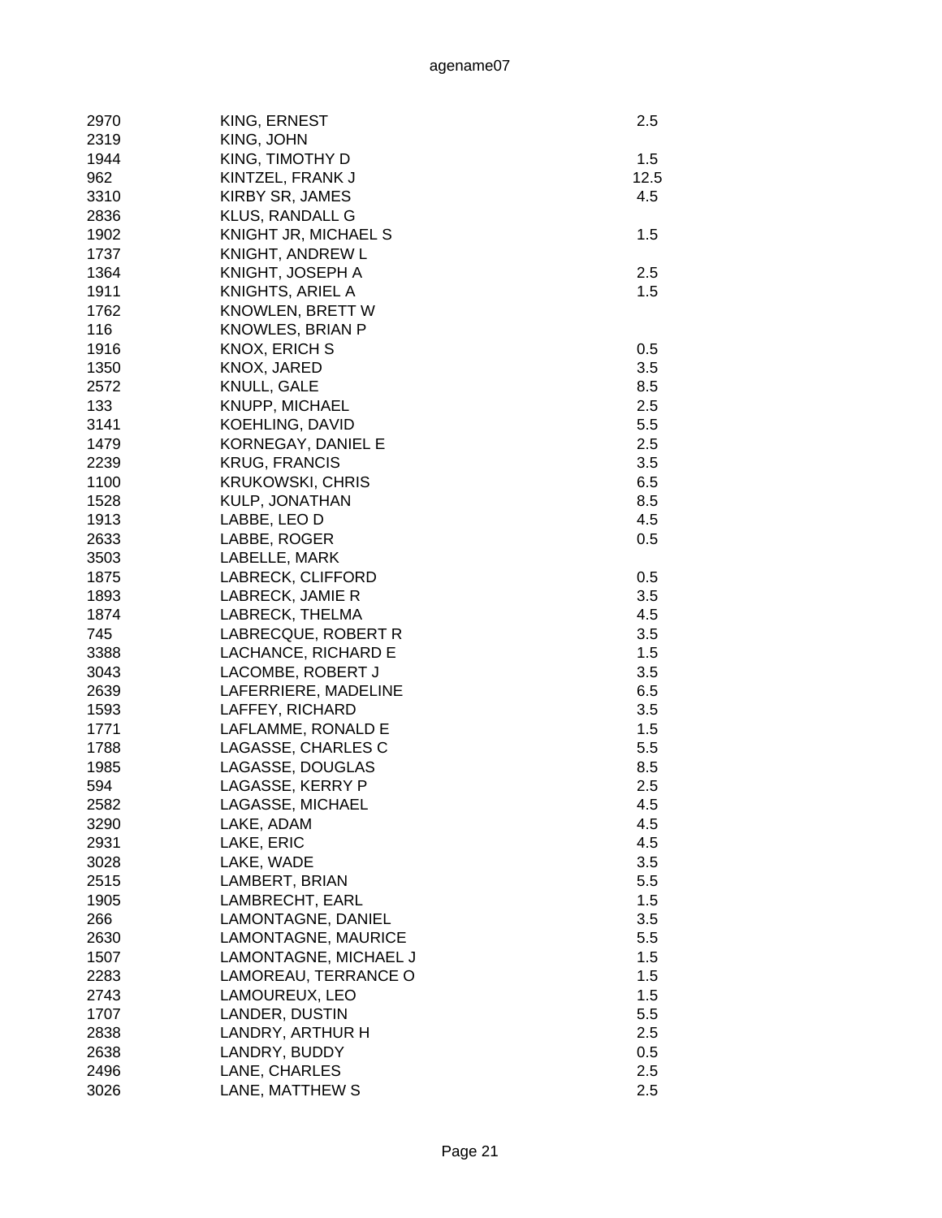| | | |
|---|---|---|
| 2970 | KING, ERNEST | 2.5 |
| 2319 | KING, JOHN | |
| 1944 | KING, TIMOTHY D | 1.5 |
| 962 | KINTZEL, FRANK J | 12.5 |
| 3310 | KIRBY SR, JAMES | 4.5 |
| 2836 | KLUS, RANDALL G | |
| 1902 | KNIGHT JR, MICHAEL S | 1.5 |
| 1737 | KNIGHT, ANDREW L | |
| 1364 | KNIGHT, JOSEPH A | 2.5 |
| 1911 | KNIGHTS, ARIEL A | 1.5 |
| 1762 | KNOWLEN, BRETT W | |
| 116 | KNOWLES, BRIAN P | |
| 1916 | KNOX, ERICH S | 0.5 |
| 1350 | KNOX, JARED | 3.5 |
| 2572 | KNULL, GALE | 8.5 |
| 133 | KNUPP, MICHAEL | 2.5 |
| 3141 | KOEHLING, DAVID | 5.5 |
| 1479 | KORNEGAY, DANIEL E | 2.5 |
| 2239 | KRUG, FRANCIS | 3.5 |
| 1100 | KRUKOWSKI, CHRIS | 6.5 |
| 1528 | KULP, JONATHAN | 8.5 |
| 1913 | LABBE, LEO D | 4.5 |
| 2633 | LABBE, ROGER | 0.5 |
| 3503 | LABELLE, MARK | |
| 1875 | LABRECK, CLIFFORD | 0.5 |
| 1893 | LABRECK, JAMIE R | 3.5 |
| 1874 | LABRECK, THELMA | 4.5 |
| 745 | LABRECQUE, ROBERT R | 3.5 |
| 3388 | LACHANCE, RICHARD E | 1.5 |
| 3043 | LACOMBE, ROBERT J | 3.5 |
| 2639 | LAFERRIERE, MADELINE | 6.5 |
| 1593 | LAFFEY, RICHARD | 3.5 |
| 1771 | LAFLAMME, RONALD E | 1.5 |
| 1788 | LAGASSE, CHARLES C | 5.5 |
| 1985 | LAGASSE, DOUGLAS | 8.5 |
| 594 | LAGASSE, KERRY P | 2.5 |
| 2582 | LAGASSE, MICHAEL | 4.5 |
| 3290 | LAKE, ADAM | 4.5 |
| 2931 | LAKE, ERIC | 4.5 |
| 3028 | LAKE, WADE | 3.5 |
| 2515 | LAMBERT, BRIAN | 5.5 |
| 1905 | LAMBRECHT, EARL | 1.5 |
| 266 | LAMONTAGNE, DANIEL | 3.5 |
| 2630 | LAMONTAGNE, MAURICE | 5.5 |
| 1507 | LAMONTAGNE, MICHAEL J | 1.5 |
| 2283 | LAMOREAU, TERRANCE O | 1.5 |
| 2743 | LAMOUREUX, LEO | 1.5 |
| 1707 | LANDER, DUSTIN | 5.5 |
| 2838 | LANDRY, ARTHUR H | 2.5 |
| 2638 | LANDRY, BUDDY | 0.5 |
| 2496 | LANE, CHARLES | 2.5 |
| 3026 | LANE, MATTHEW S | 2.5 |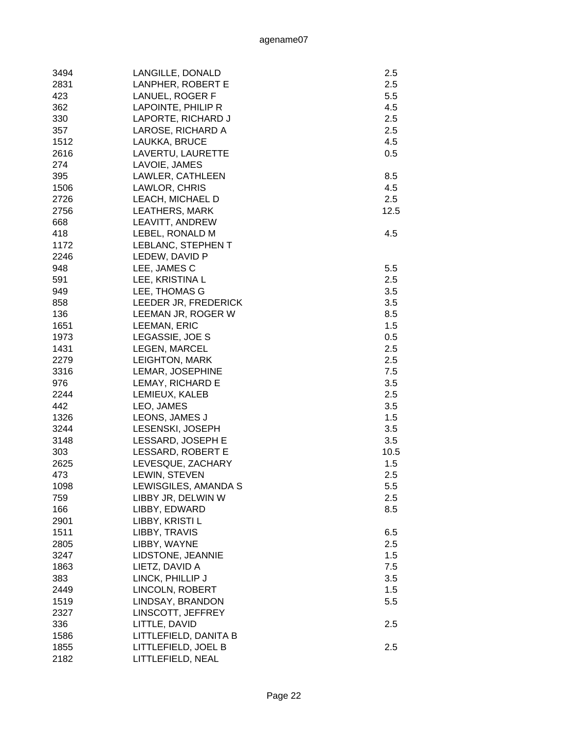| | | |
|---|---|---|
| 3494 | LANGILLE, DONALD | 2.5 |
| 2831 | LANPHER, ROBERT E | 2.5 |
| 423 | LANUEL, ROGER F | 5.5 |
| 362 | LAPOINTE, PHILIP R | 4.5 |
| 330 | LAPORTE, RICHARD J | 2.5 |
| 357 | LAROSE, RICHARD A | 2.5 |
| 1512 | LAUKKA, BRUCE | 4.5 |
| 2616 | LAVERTU, LAURETTE | 0.5 |
| 274 | LAVOIE, JAMES | |
| 395 | LAWLER, CATHLEEN | 8.5 |
| 1506 | LAWLOR, CHRIS | 4.5 |
| 2726 | LEACH, MICHAEL D | 2.5 |
| 2756 | LEATHERS, MARK | 12.5 |
| 668 | LEAVITT, ANDREW | |
| 418 | LEBEL, RONALD M | 4.5 |
| 1172 | LEBLANC, STEPHEN T | |
| 2246 | LEDEW, DAVID P | |
| 948 | LEE, JAMES C | 5.5 |
| 591 | LEE, KRISTINA L | 2.5 |
| 949 | LEE, THOMAS G | 3.5 |
| 858 | LEEDER JR, FREDERICK | 3.5 |
| 136 | LEEMAN JR, ROGER W | 8.5 |
| 1651 | LEEMAN, ERIC | 1.5 |
| 1973 | LEGASSIE, JOE S | 0.5 |
| 1431 | LEGEN, MARCEL | 2.5 |
| 2279 | LEIGHTON, MARK | 2.5 |
| 3316 | LEMAR, JOSEPHINE | 7.5 |
| 976 | LEMAY, RICHARD E | 3.5 |
| 2244 | LEMIEUX, KALEB | 2.5 |
| 442 | LEO, JAMES | 3.5 |
| 1326 | LEONS, JAMES J | 1.5 |
| 3244 | LESENSKI, JOSEPH | 3.5 |
| 3148 | LESSARD, JOSEPH E | 3.5 |
| 303 | LESSARD, ROBERT E | 10.5 |
| 2625 | LEVESQUE, ZACHARY | 1.5 |
| 473 | LEWIN, STEVEN | 2.5 |
| 1098 | LEWISGILES, AMANDA S | 5.5 |
| 759 | LIBBY JR, DELWIN W | 2.5 |
| 166 | LIBBY, EDWARD | 8.5 |
| 2901 | LIBBY, KRISTI L | |
| 1511 | LIBBY, TRAVIS | 6.5 |
| 2805 | LIBBY, WAYNE | 2.5 |
| 3247 | LIDSTONE, JEANNIE | 1.5 |
| 1863 | LIETZ, DAVID A | 7.5 |
| 383 | LINCK, PHILLIP J | 3.5 |
| 2449 | LINCOLN, ROBERT | 1.5 |
| 1519 | LINDSAY, BRANDON | 5.5 |
| 2327 | LINSCOTT, JEFFREY | |
| 336 | LITTLE, DAVID | 2.5 |
| 1586 | LITTLEFIELD, DANITA B | |
| 1855 | LITTLEFIELD, JOEL B | 2.5 |
| 2182 | LITTLEFIELD, NEAL | |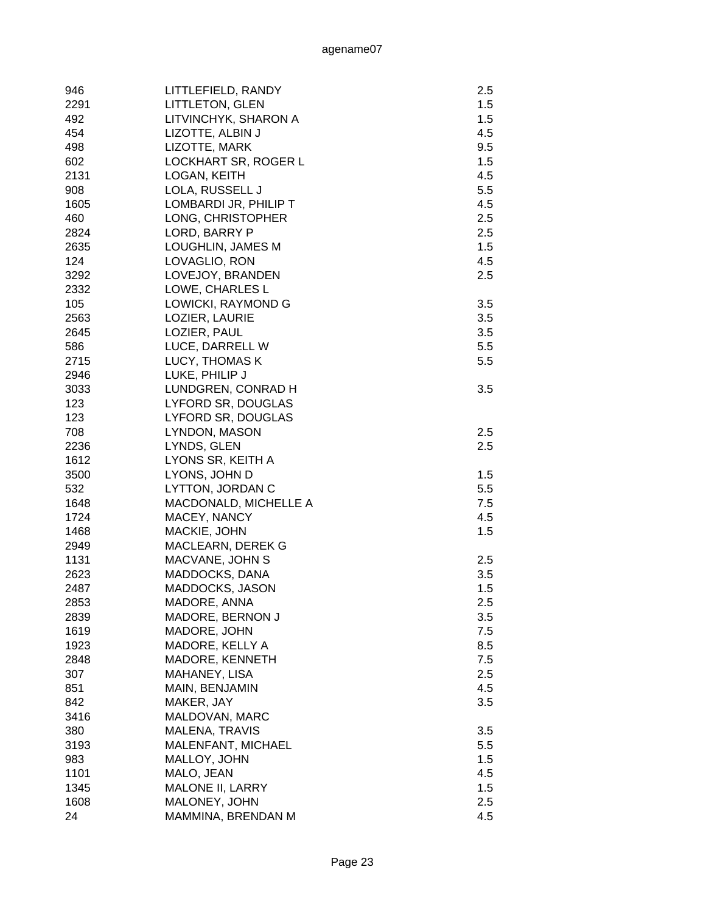agename07

| | | |
|---|---|---|
| 946 | LITTLEFIELD, RANDY | 2.5 |
| 2291 | LITTLETON, GLEN | 1.5 |
| 492 | LITVINCHYK, SHARON A | 1.5 |
| 454 | LIZOTTE, ALBIN J | 4.5 |
| 498 | LIZOTTE, MARK | 9.5 |
| 602 | LOCKHART SR, ROGER L | 1.5 |
| 2131 | LOGAN, KEITH | 4.5 |
| 908 | LOLA, RUSSELL J | 5.5 |
| 1605 | LOMBARDI JR, PHILIP T | 4.5 |
| 460 | LONG, CHRISTOPHER | 2.5 |
| 2824 | LORD, BARRY P | 2.5 |
| 2635 | LOUGHLIN, JAMES M | 1.5 |
| 124 | LOVAGLIO, RON | 4.5 |
| 3292 | LOVEJOY, BRANDEN | 2.5 |
| 2332 | LOWE, CHARLES L | |
| 105 | LOWICKI, RAYMOND G | 3.5 |
| 2563 | LOZIER, LAURIE | 3.5 |
| 2645 | LOZIER, PAUL | 3.5 |
| 586 | LUCE, DARRELL W | 5.5 |
| 2715 | LUCY, THOMAS K | 5.5 |
| 2946 | LUKE, PHILIP J | |
| 3033 | LUNDGREN, CONRAD H | 3.5 |
| 123 | LYFORD SR, DOUGLAS | |
| 123 | LYFORD SR, DOUGLAS | |
| 708 | LYNDON, MASON | 2.5 |
| 2236 | LYNDS, GLEN | 2.5 |
| 1612 | LYONS SR, KEITH A | |
| 3500 | LYONS, JOHN D | 1.5 |
| 532 | LYTTON, JORDAN C | 5.5 |
| 1648 | MACDONALD, MICHELLE A | 7.5 |
| 1724 | MACEY, NANCY | 4.5 |
| 1468 | MACKIE, JOHN | 1.5 |
| 2949 | MACLEARN, DEREK G | |
| 1131 | MACVANE, JOHN S | 2.5 |
| 2623 | MADDOCKS, DANA | 3.5 |
| 2487 | MADDOCKS, JASON | 1.5 |
| 2853 | MADORE, ANNA | 2.5 |
| 2839 | MADORE, BERNON J | 3.5 |
| 1619 | MADORE, JOHN | 7.5 |
| 1923 | MADORE, KELLY A | 8.5 |
| 2848 | MADORE, KENNETH | 7.5 |
| 307 | MAHANEY, LISA | 2.5 |
| 851 | MAIN, BENJAMIN | 4.5 |
| 842 | MAKER, JAY | 3.5 |
| 3416 | MALDOVAN, MARC | |
| 380 | MALENA, TRAVIS | 3.5 |
| 3193 | MALENFANT, MICHAEL | 5.5 |
| 983 | MALLOY, JOHN | 1.5 |
| 1101 | MALO, JEAN | 4.5 |
| 1345 | MALONE II, LARRY | 1.5 |
| 1608 | MALONEY, JOHN | 2.5 |
| 24 | MAMMINA, BRENDAN M | 4.5 |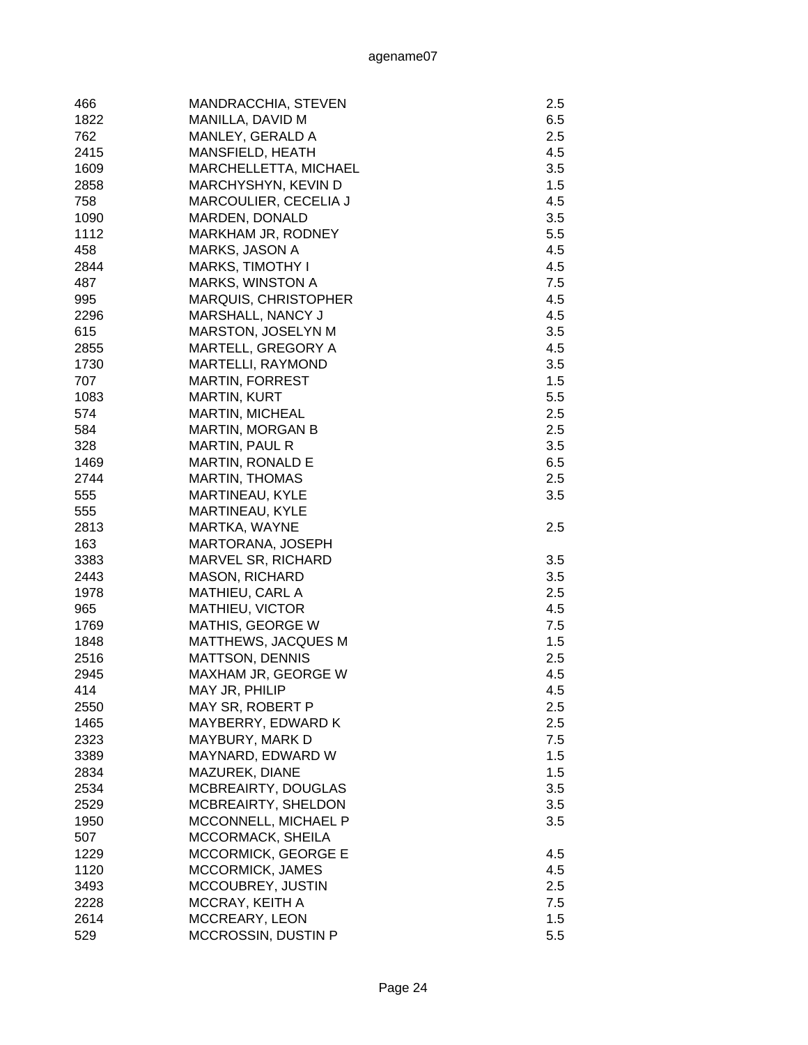| | | |
|---|---|---|
| 466 | MANDRACCHIA, STEVEN | 2.5 |
| 1822 | MANILLA, DAVID M | 6.5 |
| 762 | MANLEY, GERALD A | 2.5 |
| 2415 | MANSFIELD, HEATH | 4.5 |
| 1609 | MARCHELLETTA, MICHAEL | 3.5 |
| 2858 | MARCHYSHYN, KEVIN D | 1.5 |
| 758 | MARCOULIER, CECELIA J | 4.5 |
| 1090 | MARDEN, DONALD | 3.5 |
| 1112 | MARKHAM JR, RODNEY | 5.5 |
| 458 | MARKS, JASON A | 4.5 |
| 2844 | MARKS, TIMOTHY I | 4.5 |
| 487 | MARKS, WINSTON A | 7.5 |
| 995 | MARQUIS, CHRISTOPHER | 4.5 |
| 2296 | MARSHALL, NANCY J | 4.5 |
| 615 | MARSTON, JOSELYN M | 3.5 |
| 2855 | MARTELL, GREGORY A | 4.5 |
| 1730 | MARTELLI, RAYMOND | 3.5 |
| 707 | MARTIN, FORREST | 1.5 |
| 1083 | MARTIN, KURT | 5.5 |
| 574 | MARTIN, MICHEAL | 2.5 |
| 584 | MARTIN, MORGAN B | 2.5 |
| 328 | MARTIN, PAUL R | 3.5 |
| 1469 | MARTIN, RONALD E | 6.5 |
| 2744 | MARTIN, THOMAS | 2.5 |
| 555 | MARTINEAU, KYLE | 3.5 |
| 555 | MARTINEAU, KYLE | |
| 2813 | MARTKA, WAYNE | 2.5 |
| 163 | MARTORANA, JOSEPH | |
| 3383 | MARVEL SR, RICHARD | 3.5 |
| 2443 | MASON, RICHARD | 3.5 |
| 1978 | MATHIEU, CARL A | 2.5 |
| 965 | MATHIEU, VICTOR | 4.5 |
| 1769 | MATHIS, GEORGE W | 7.5 |
| 1848 | MATTHEWS, JACQUES M | 1.5 |
| 2516 | MATTSON, DENNIS | 2.5 |
| 2945 | MAXHAM JR, GEORGE W | 4.5 |
| 414 | MAY JR, PHILIP | 4.5 |
| 2550 | MAY SR, ROBERT P | 2.5 |
| 1465 | MAYBERRY, EDWARD K | 2.5 |
| 2323 | MAYBURY, MARK D | 7.5 |
| 3389 | MAYNARD, EDWARD W | 1.5 |
| 2834 | MAZUREK, DIANE | 1.5 |
| 2534 | MCBREAIRTY, DOUGLAS | 3.5 |
| 2529 | MCBREAIRTY, SHELDON | 3.5 |
| 1950 | MCCONNELL, MICHAEL P | 3.5 |
| 507 | MCCORMACK, SHEILA | |
| 1229 | MCCORMICK, GEORGE E | 4.5 |
| 1120 | MCCORMICK, JAMES | 4.5 |
| 3493 | MCCOUBREY, JUSTIN | 2.5 |
| 2228 | MCCRAY, KEITH A | 7.5 |
| 2614 | MCCREARY, LEON | 1.5 |
| 529 | MCCROSSIN, DUSTIN P | 5.5 |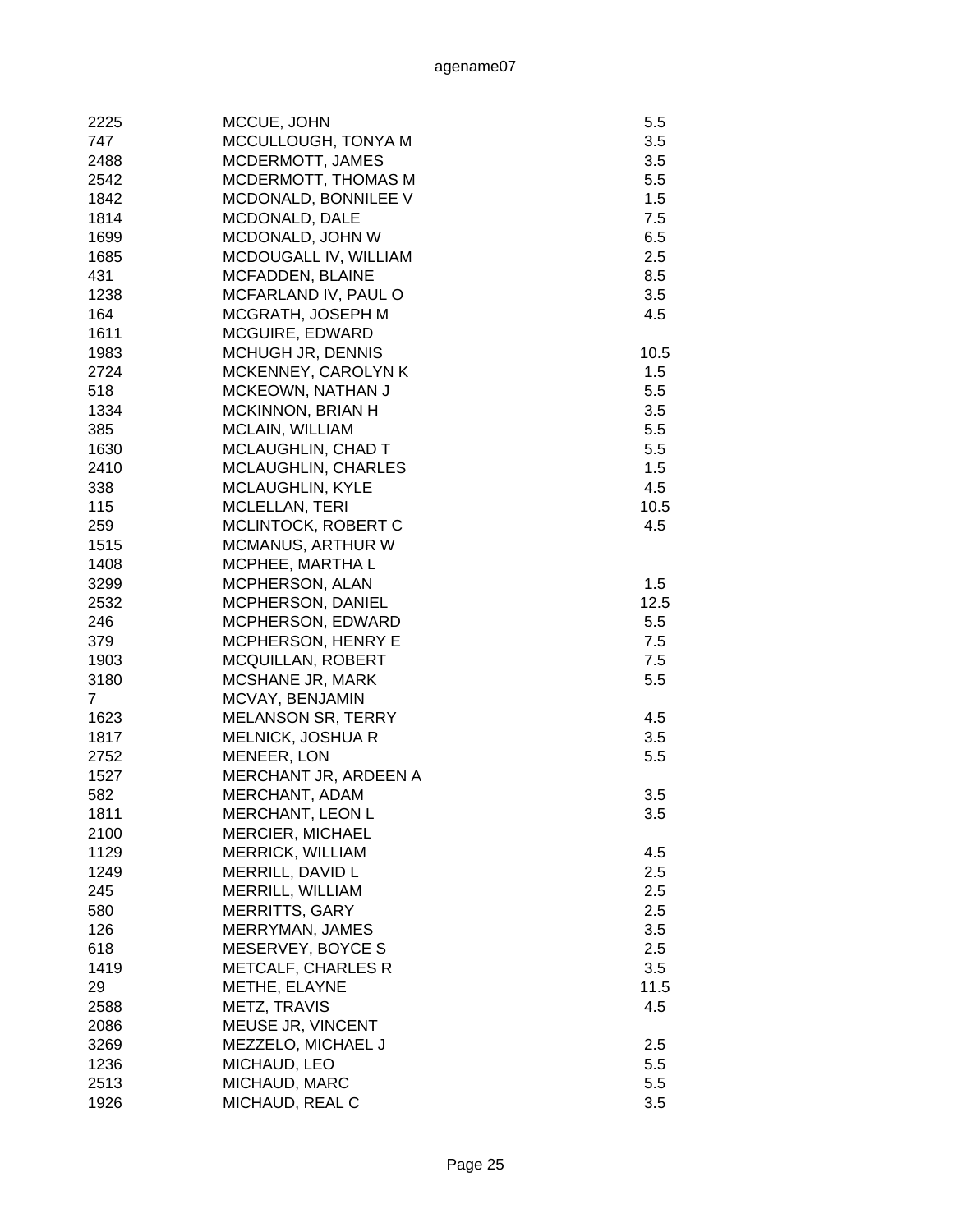| | | |
|---|---|---|
| 2225 | MCCUE, JOHN | 5.5 |
| 747 | MCCULLOUGH, TONYA M | 3.5 |
| 2488 | MCDERMOTT, JAMES | 3.5 |
| 2542 | MCDERMOTT, THOMAS M | 5.5 |
| 1842 | MCDONALD, BONNILEE V | 1.5 |
| 1814 | MCDONALD, DALE | 7.5 |
| 1699 | MCDONALD, JOHN W | 6.5 |
| 1685 | MCDOUGALL IV, WILLIAM | 2.5 |
| 431 | MCFADDEN, BLAINE | 8.5 |
| 1238 | MCFARLAND IV, PAUL O | 3.5 |
| 164 | MCGRATH, JOSEPH M | 4.5 |
| 1611 | MCGUIRE, EDWARD | |
| 1983 | MCHUGH JR, DENNIS | 10.5 |
| 2724 | MCKENNEY, CAROLYN K | 1.5 |
| 518 | MCKEOWN, NATHAN J | 5.5 |
| 1334 | MCKINNON, BRIAN H | 3.5 |
| 385 | MCLAIN, WILLIAM | 5.5 |
| 1630 | MCLAUGHLIN, CHAD T | 5.5 |
| 2410 | MCLAUGHLIN, CHARLES | 1.5 |
| 338 | MCLAUGHLIN, KYLE | 4.5 |
| 115 | MCLELLAN, TERI | 10.5 |
| 259 | MCLINTOCK, ROBERT C | 4.5 |
| 1515 | MCMANUS, ARTHUR W | |
| 1408 | MCPHEE, MARTHA L | |
| 3299 | MCPHERSON, ALAN | 1.5 |
| 2532 | MCPHERSON, DANIEL | 12.5 |
| 246 | MCPHERSON, EDWARD | 5.5 |
| 379 | MCPHERSON, HENRY E | 7.5 |
| 1903 | MCQUILLAN, ROBERT | 7.5 |
| 3180 | MCSHANE JR, MARK | 5.5 |
| 7 | MCVAY, BENJAMIN | |
| 1623 | MELANSON SR, TERRY | 4.5 |
| 1817 | MELNICK, JOSHUA R | 3.5 |
| 2752 | MENEER, LON | 5.5 |
| 1527 | MERCHANT JR, ARDEEN A | |
| 582 | MERCHANT, ADAM | 3.5 |
| 1811 | MERCHANT, LEON L | 3.5 |
| 2100 | MERCIER, MICHAEL | |
| 1129 | MERRICK, WILLIAM | 4.5 |
| 1249 | MERRILL, DAVID L | 2.5 |
| 245 | MERRILL, WILLIAM | 2.5 |
| 580 | MERRITTS, GARY | 2.5 |
| 126 | MERRYMAN, JAMES | 3.5 |
| 618 | MESERVEY, BOYCE S | 2.5 |
| 1419 | METCALF, CHARLES R | 3.5 |
| 29 | METHE, ELAYNE | 11.5 |
| 2588 | METZ, TRAVIS | 4.5 |
| 2086 | MEUSE JR, VINCENT | |
| 3269 | MEZZELO, MICHAEL J | 2.5 |
| 1236 | MICHAUD, LEO | 5.5 |
| 2513 | MICHAUD, MARC | 5.5 |
| 1926 | MICHAUD, REAL C | 3.5 |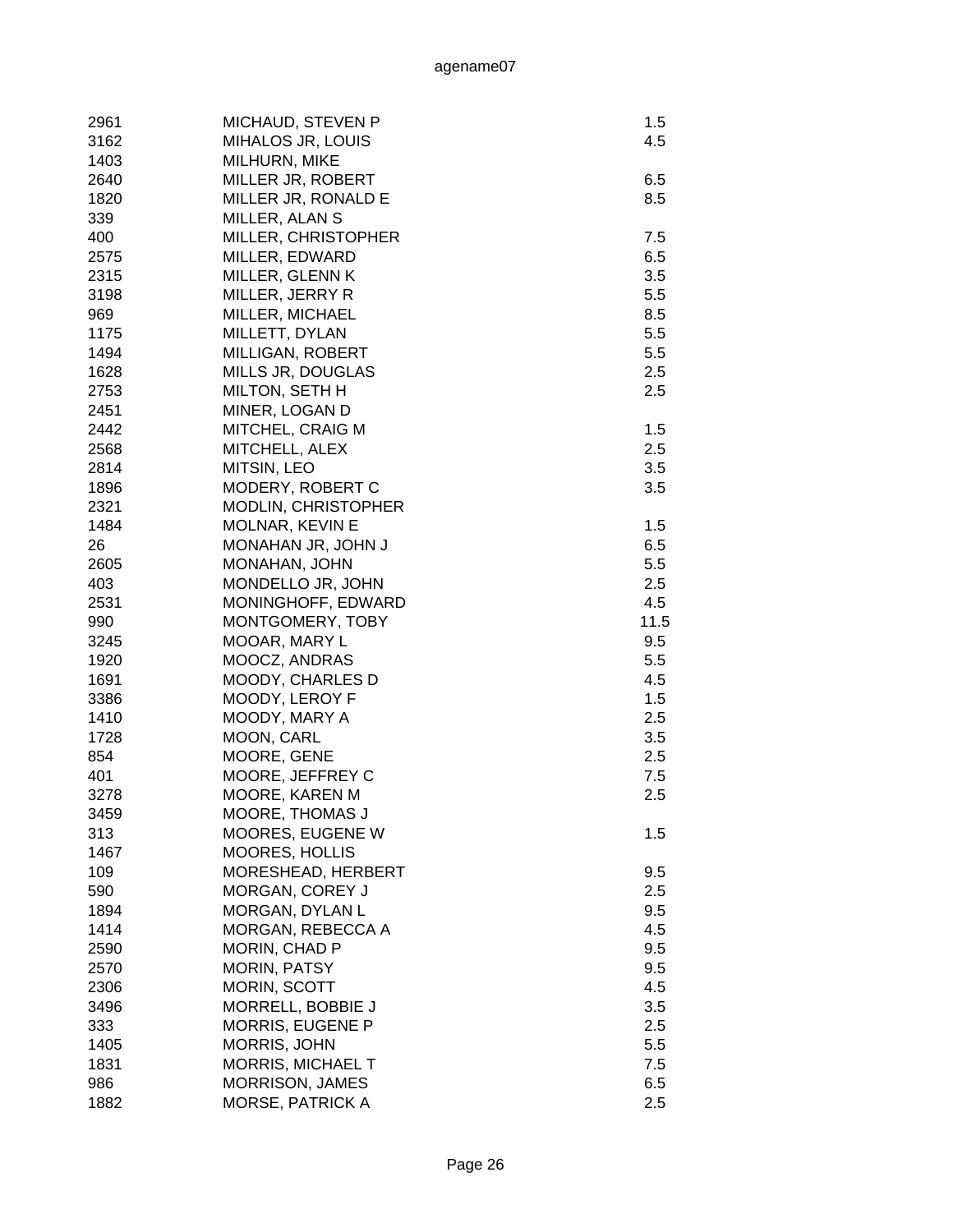| | | |
|---|---|---|
| 2961 | MICHAUD, STEVEN P | 1.5 |
| 3162 | MIHALOS JR, LOUIS | 4.5 |
| 1403 | MILHURN, MIKE | |
| 2640 | MILLER JR, ROBERT | 6.5 |
| 1820 | MILLER JR, RONALD E | 8.5 |
| 339 | MILLER, ALAN S | |
| 400 | MILLER, CHRISTOPHER | 7.5 |
| 2575 | MILLER, EDWARD | 6.5 |
| 2315 | MILLER, GLENN K | 3.5 |
| 3198 | MILLER, JERRY R | 5.5 |
| 969 | MILLER, MICHAEL | 8.5 |
| 1175 | MILLETT, DYLAN | 5.5 |
| 1494 | MILLIGAN, ROBERT | 5.5 |
| 1628 | MILLS JR, DOUGLAS | 2.5 |
| 2753 | MILTON, SETH H | 2.5 |
| 2451 | MINER, LOGAN D | |
| 2442 | MITCHEL, CRAIG M | 1.5 |
| 2568 | MITCHELL, ALEX | 2.5 |
| 2814 | MITSIN, LEO | 3.5 |
| 1896 | MODERY, ROBERT C | 3.5 |
| 2321 | MODLIN, CHRISTOPHER | |
| 1484 | MOLNAR, KEVIN E | 1.5 |
| 26 | MONAHAN JR, JOHN J | 6.5 |
| 2605 | MONAHAN, JOHN | 5.5 |
| 403 | MONDELLO JR, JOHN | 2.5 |
| 2531 | MONINGHOFF, EDWARD | 4.5 |
| 990 | MONTGOMERY, TOBY | 11.5 |
| 3245 | MOOAR, MARY L | 9.5 |
| 1920 | MOOCZ, ANDRAS | 5.5 |
| 1691 | MOODY, CHARLES D | 4.5 |
| 3386 | MOODY, LEROY F | 1.5 |
| 1410 | MOODY, MARY A | 2.5 |
| 1728 | MOON, CARL | 3.5 |
| 854 | MOORE, GENE | 2.5 |
| 401 | MOORE, JEFFREY C | 7.5 |
| 3278 | MOORE, KAREN M | 2.5 |
| 3459 | MOORE, THOMAS J | |
| 313 | MOORES, EUGENE W | 1.5 |
| 1467 | MOORES, HOLLIS | |
| 109 | MORESHEAD, HERBERT | 9.5 |
| 590 | MORGAN, COREY J | 2.5 |
| 1894 | MORGAN, DYLAN L | 9.5 |
| 1414 | MORGAN, REBECCA A | 4.5 |
| 2590 | MORIN, CHAD P | 9.5 |
| 2570 | MORIN, PATSY | 9.5 |
| 2306 | MORIN, SCOTT | 4.5 |
| 3496 | MORRELL, BOBBIE J | 3.5 |
| 333 | MORRIS, EUGENE P | 2.5 |
| 1405 | MORRIS, JOHN | 5.5 |
| 1831 | MORRIS, MICHAEL T | 7.5 |
| 986 | MORRISON, JAMES | 6.5 |
| 1882 | MORSE, PATRICK A | 2.5 |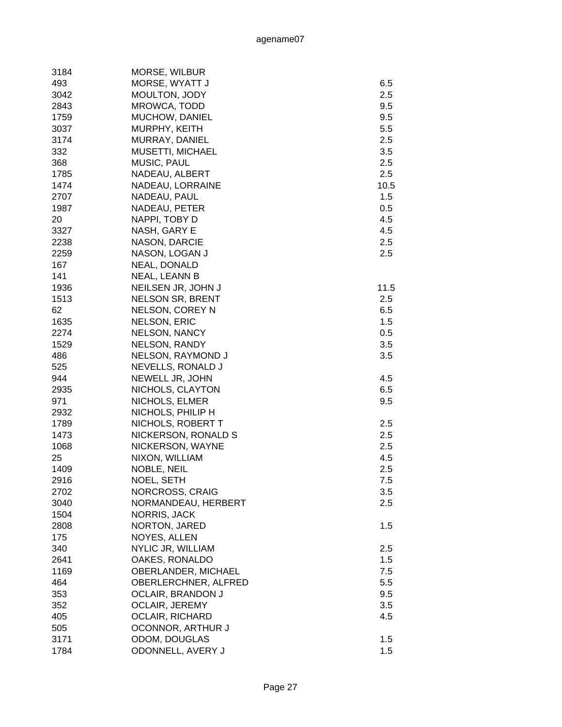| | | |
|---|---|---|
| 3184 | MORSE, WILBUR | |
| 493 | MORSE, WYATT J | 6.5 |
| 3042 | MOULTON, JODY | 2.5 |
| 2843 | MROWCA, TODD | 9.5 |
| 1759 | MUCHOW, DANIEL | 9.5 |
| 3037 | MURPHY, KEITH | 5.5 |
| 3174 | MURRAY, DANIEL | 2.5 |
| 332 | MUSETTI, MICHAEL | 3.5 |
| 368 | MUSIC, PAUL | 2.5 |
| 1785 | NADEAU, ALBERT | 2.5 |
| 1474 | NADEAU, LORRAINE | 10.5 |
| 2707 | NADEAU, PAUL | 1.5 |
| 1987 | NADEAU, PETER | 0.5 |
| 20 | NAPPI, TOBY D | 4.5 |
| 3327 | NASH, GARY E | 4.5 |
| 2238 | NASON, DARCIE | 2.5 |
| 2259 | NASON, LOGAN J | 2.5 |
| 167 | NEAL, DONALD | |
| 141 | NEAL, LEANN B | |
| 1936 | NEILSEN JR, JOHN J | 11.5 |
| 1513 | NELSON SR, BRENT | 2.5 |
| 62 | NELSON, COREY N | 6.5 |
| 1635 | NELSON, ERIC | 1.5 |
| 2274 | NELSON, NANCY | 0.5 |
| 1529 | NELSON, RANDY | 3.5 |
| 486 | NELSON, RAYMOND J | 3.5 |
| 525 | NEVELLS, RONALD J | |
| 944 | NEWELL JR, JOHN | 4.5 |
| 2935 | NICHOLS, CLAYTON | 6.5 |
| 971 | NICHOLS, ELMER | 9.5 |
| 2932 | NICHOLS, PHILIP H | |
| 1789 | NICHOLS, ROBERT T | 2.5 |
| 1473 | NICKERSON, RONALD S | 2.5 |
| 1068 | NICKERSON, WAYNE | 2.5 |
| 25 | NIXON, WILLIAM | 4.5 |
| 1409 | NOBLE, NEIL | 2.5 |
| 2916 | NOEL, SETH | 7.5 |
| 2702 | NORCROSS, CRAIG | 3.5 |
| 3040 | NORMANDEAU, HERBERT | 2.5 |
| 1504 | NORRIS, JACK | |
| 2808 | NORTON, JARED | 1.5 |
| 175 | NOYES, ALLEN | |
| 340 | NYLIC JR, WILLIAM | 2.5 |
| 2641 | OAKES, RONALDO | 1.5 |
| 1169 | OBERLANDER, MICHAEL | 7.5 |
| 464 | OBERLERCHNER, ALFRED | 5.5 |
| 353 | OCLAIR, BRANDON J | 9.5 |
| 352 | OCLAIR, JEREMY | 3.5 |
| 405 | OCLAIR, RICHARD | 4.5 |
| 505 | OCONNOR, ARTHUR J | |
| 3171 | ODOM, DOUGLAS | 1.5 |
| 1784 | ODONNELL, AVERY J | 1.5 |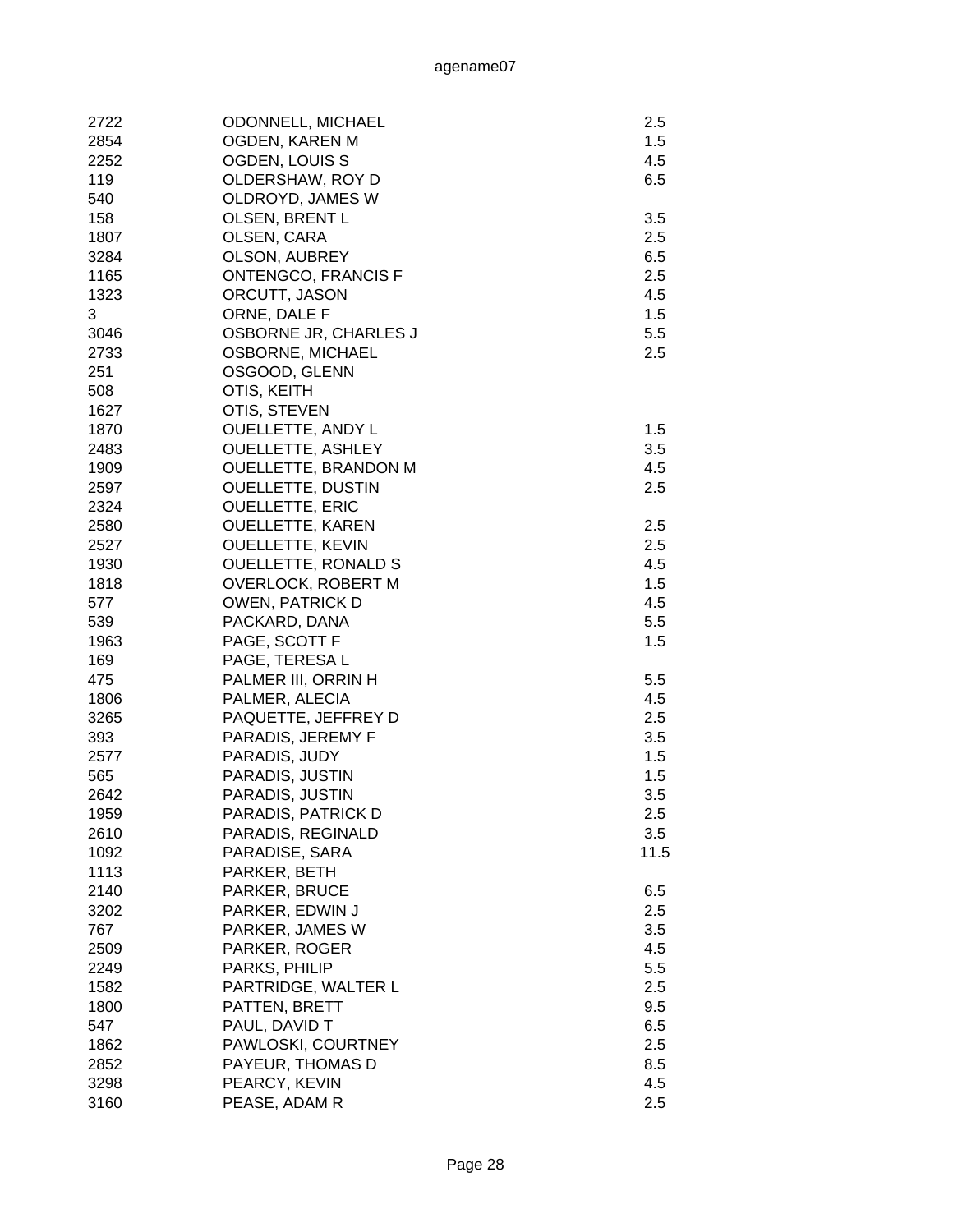| | | |
|---|---|---|
| 2722 | ODONNELL, MICHAEL | 2.5 |
| 2854 | OGDEN, KAREN M | 1.5 |
| 2252 | OGDEN, LOUIS S | 4.5 |
| 119 | OLDERSHAW, ROY D | 6.5 |
| 540 | OLDROYD, JAMES W | |
| 158 | OLSEN, BRENT L | 3.5 |
| 1807 | OLSEN, CARA | 2.5 |
| 3284 | OLSON, AUBREY | 6.5 |
| 1165 | ONTENGCO, FRANCIS F | 2.5 |
| 1323 | ORCUTT, JASON | 4.5 |
| 3 | ORNE, DALE F | 1.5 |
| 3046 | OSBORNE JR, CHARLES J | 5.5 |
| 2733 | OSBORNE, MICHAEL | 2.5 |
| 251 | OSGOOD, GLENN | |
| 508 | OTIS, KEITH | |
| 1627 | OTIS, STEVEN | |
| 1870 | OUELLETTE, ANDY L | 1.5 |
| 2483 | OUELLETTE, ASHLEY | 3.5 |
| 1909 | OUELLETTE, BRANDON M | 4.5 |
| 2597 | OUELLETTE, DUSTIN | 2.5 |
| 2324 | OUELLETTE, ERIC | |
| 2580 | OUELLETTE, KAREN | 2.5 |
| 2527 | OUELLETTE, KEVIN | 2.5 |
| 1930 | OUELLETTE, RONALD S | 4.5 |
| 1818 | OVERLOCK, ROBERT M | 1.5 |
| 577 | OWEN, PATRICK D | 4.5 |
| 539 | PACKARD, DANA | 5.5 |
| 1963 | PAGE, SCOTT F | 1.5 |
| 169 | PAGE, TERESA L | |
| 475 | PALMER III, ORRIN H | 5.5 |
| 1806 | PALMER, ALECIA | 4.5 |
| 3265 | PAQUETTE, JEFFREY D | 2.5 |
| 393 | PARADIS, JEREMY F | 3.5 |
| 2577 | PARADIS, JUDY | 1.5 |
| 565 | PARADIS, JUSTIN | 1.5 |
| 2642 | PARADIS, JUSTIN | 3.5 |
| 1959 | PARADIS, PATRICK D | 2.5 |
| 2610 | PARADIS, REGINALD | 3.5 |
| 1092 | PARADISE, SARA | 11.5 |
| 1113 | PARKER, BETH | |
| 2140 | PARKER, BRUCE | 6.5 |
| 3202 | PARKER, EDWIN J | 2.5 |
| 767 | PARKER, JAMES W | 3.5 |
| 2509 | PARKER, ROGER | 4.5 |
| 2249 | PARKS, PHILIP | 5.5 |
| 1582 | PARTRIDGE, WALTER L | 2.5 |
| 1800 | PATTEN, BRETT | 9.5 |
| 547 | PAUL, DAVID T | 6.5 |
| 1862 | PAWLOSKI, COURTNEY | 2.5 |
| 2852 | PAYEUR, THOMAS D | 8.5 |
| 3298 | PEARCY, KEVIN | 4.5 |
| 3160 | PEASE, ADAM R | 2.5 |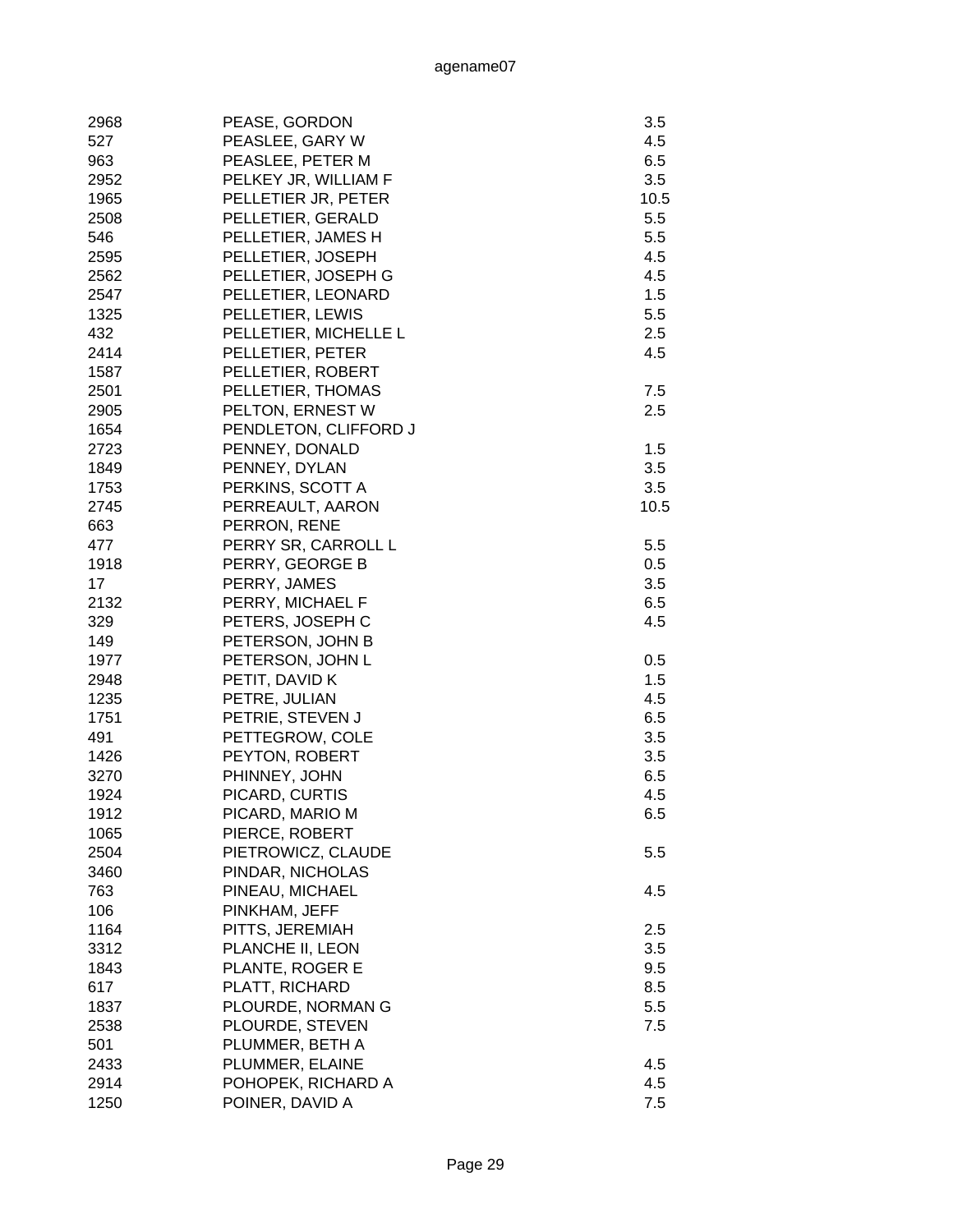| | | |
|---|---|---|
| 2968 | PEASE, GORDON | 3.5 |
| 527 | PEASLEE, GARY W | 4.5 |
| 963 | PEASLEE, PETER M | 6.5 |
| 2952 | PELKEY JR, WILLIAM F | 3.5 |
| 1965 | PELLETIER JR, PETER | 10.5 |
| 2508 | PELLETIER, GERALD | 5.5 |
| 546 | PELLETIER, JAMES H | 5.5 |
| 2595 | PELLETIER, JOSEPH | 4.5 |
| 2562 | PELLETIER, JOSEPH G | 4.5 |
| 2547 | PELLETIER, LEONARD | 1.5 |
| 1325 | PELLETIER, LEWIS | 5.5 |
| 432 | PELLETIER, MICHELLE L | 2.5 |
| 2414 | PELLETIER, PETER | 4.5 |
| 1587 | PELLETIER, ROBERT | |
| 2501 | PELLETIER, THOMAS | 7.5 |
| 2905 | PELTON, ERNEST W | 2.5 |
| 1654 | PENDLETON, CLIFFORD J | |
| 2723 | PENNEY, DONALD | 1.5 |
| 1849 | PENNEY, DYLAN | 3.5 |
| 1753 | PERKINS, SCOTT A | 3.5 |
| 2745 | PERREAULT, AARON | 10.5 |
| 663 | PERRON, RENE | |
| 477 | PERRY SR, CARROLL L | 5.5 |
| 1918 | PERRY, GEORGE B | 0.5 |
| 17 | PERRY, JAMES | 3.5 |
| 2132 | PERRY, MICHAEL F | 6.5 |
| 329 | PETERS, JOSEPH C | 4.5 |
| 149 | PETERSON, JOHN B | |
| 1977 | PETERSON, JOHN L | 0.5 |
| 2948 | PETIT, DAVID K | 1.5 |
| 1235 | PETRE, JULIAN | 4.5 |
| 1751 | PETRIE, STEVEN J | 6.5 |
| 491 | PETTEGROW, COLE | 3.5 |
| 1426 | PEYTON, ROBERT | 3.5 |
| 3270 | PHINNEY, JOHN | 6.5 |
| 1924 | PICARD, CURTIS | 4.5 |
| 1912 | PICARD, MARIO M | 6.5 |
| 1065 | PIERCE, ROBERT | |
| 2504 | PIETROWICZ, CLAUDE | 5.5 |
| 3460 | PINDAR, NICHOLAS | |
| 763 | PINEAU, MICHAEL | 4.5 |
| 106 | PINKHAM, JEFF | |
| 1164 | PITTS, JEREMIAH | 2.5 |
| 3312 | PLANCHE II, LEON | 3.5 |
| 1843 | PLANTE, ROGER E | 9.5 |
| 617 | PLATT, RICHARD | 8.5 |
| 1837 | PLOURDE, NORMAN G | 5.5 |
| 2538 | PLOURDE, STEVEN | 7.5 |
| 501 | PLUMMER, BETH A | |
| 2433 | PLUMMER, ELAINE | 4.5 |
| 2914 | POHOPEK, RICHARD A | 4.5 |
| 1250 | POINER, DAVID A | 7.5 |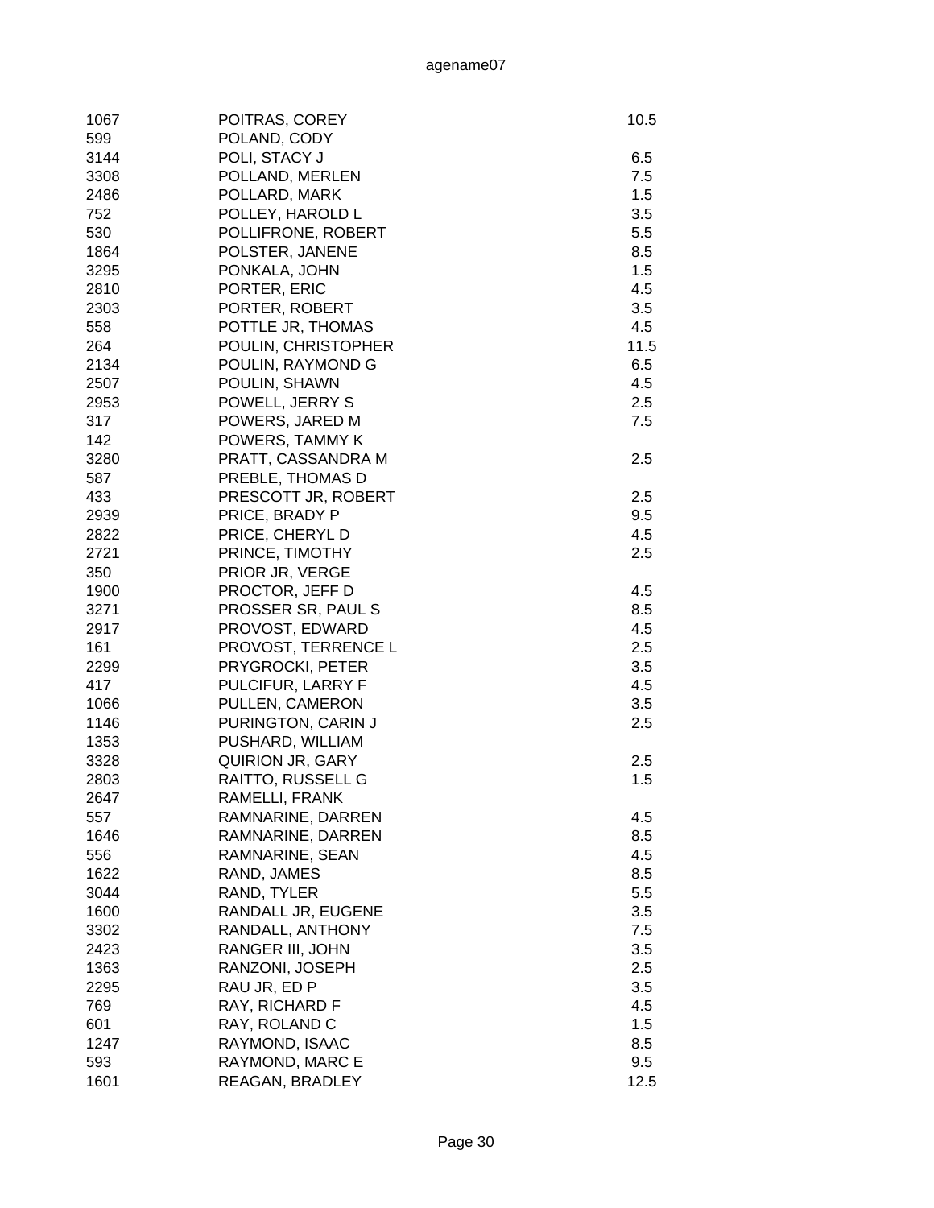| | | |
|---|---|---|
| 1067 | POITRAS, COREY | 10.5 |
| 599 | POLAND, CODY | |
| 3144 | POLI, STACY J | 6.5 |
| 3308 | POLLAND, MERLEN | 7.5 |
| 2486 | POLLARD, MARK | 1.5 |
| 752 | POLLEY, HAROLD L | 3.5 |
| 530 | POLLIFRONE, ROBERT | 5.5 |
| 1864 | POLSTER, JANENE | 8.5 |
| 3295 | PONKALA, JOHN | 1.5 |
| 2810 | PORTER, ERIC | 4.5 |
| 2303 | PORTER, ROBERT | 3.5 |
| 558 | POTTLE JR, THOMAS | 4.5 |
| 264 | POULIN, CHRISTOPHER | 11.5 |
| 2134 | POULIN, RAYMOND G | 6.5 |
| 2507 | POULIN, SHAWN | 4.5 |
| 2953 | POWELL, JERRY S | 2.5 |
| 317 | POWERS, JARED M | 7.5 |
| 142 | POWERS, TAMMY K | |
| 3280 | PRATT, CASSANDRA M | 2.5 |
| 587 | PREBLE, THOMAS D | |
| 433 | PRESCOTT JR, ROBERT | 2.5 |
| 2939 | PRICE, BRADY P | 9.5 |
| 2822 | PRICE, CHERYL D | 4.5 |
| 2721 | PRINCE, TIMOTHY | 2.5 |
| 350 | PRIOR JR, VERGE | |
| 1900 | PROCTOR, JEFF D | 4.5 |
| 3271 | PROSSER SR, PAUL S | 8.5 |
| 2917 | PROVOST, EDWARD | 4.5 |
| 161 | PROVOST, TERRENCE L | 2.5 |
| 2299 | PRYGROCKI, PETER | 3.5 |
| 417 | PULCIFUR, LARRY F | 4.5 |
| 1066 | PULLEN, CAMERON | 3.5 |
| 1146 | PURINGTON, CARIN J | 2.5 |
| 1353 | PUSHARD, WILLIAM | |
| 3328 | QUIRION JR, GARY | 2.5 |
| 2803 | RAITTO, RUSSELL G | 1.5 |
| 2647 | RAMELLI, FRANK | |
| 557 | RAMNARINE, DARREN | 4.5 |
| 1646 | RAMNARINE, DARREN | 8.5 |
| 556 | RAMNARINE, SEAN | 4.5 |
| 1622 | RAND, JAMES | 8.5 |
| 3044 | RAND, TYLER | 5.5 |
| 1600 | RANDALL JR, EUGENE | 3.5 |
| 3302 | RANDALL, ANTHONY | 7.5 |
| 2423 | RANGER III, JOHN | 3.5 |
| 1363 | RANZONI, JOSEPH | 2.5 |
| 2295 | RAU JR, ED P | 3.5 |
| 769 | RAY, RICHARD F | 4.5 |
| 601 | RAY, ROLAND C | 1.5 |
| 1247 | RAYMOND, ISAAC | 8.5 |
| 593 | RAYMOND, MARC E | 9.5 |
| 1601 | REAGAN, BRADLEY | 12.5 |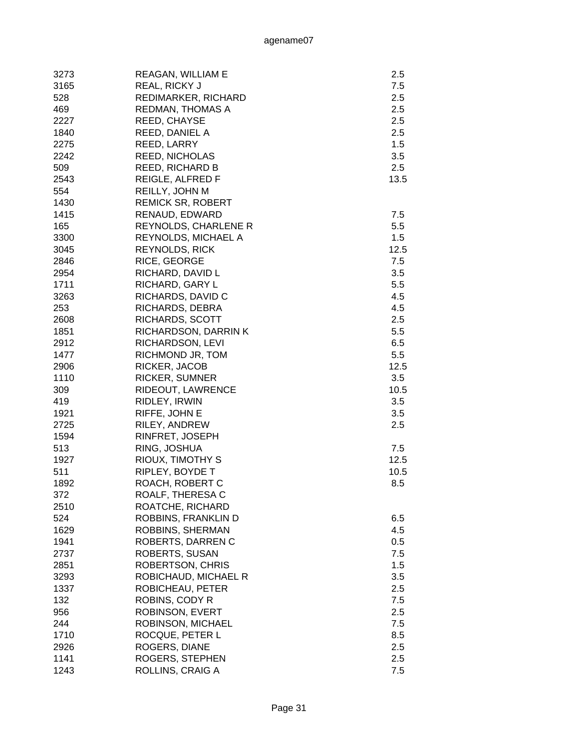| | | |
|---|---|---|
| 3273 | REAGAN, WILLIAM E | 2.5 |
| 3165 | REAL, RICKY J | 7.5 |
| 528 | REDIMARKER, RICHARD | 2.5 |
| 469 | REDMAN, THOMAS A | 2.5 |
| 2227 | REED, CHAYSE | 2.5 |
| 1840 | REED, DANIEL A | 2.5 |
| 2275 | REED, LARRY | 1.5 |
| 2242 | REED, NICHOLAS | 3.5 |
| 509 | REED, RICHARD B | 2.5 |
| 2543 | REIGLE, ALFRED F | 13.5 |
| 554 | REILLY, JOHN M | |
| 1430 | REMICK SR, ROBERT | |
| 1415 | RENAUD, EDWARD | 7.5 |
| 165 | REYNOLDS, CHARLENE R | 5.5 |
| 3300 | REYNOLDS, MICHAEL A | 1.5 |
| 3045 | REYNOLDS, RICK | 12.5 |
| 2846 | RICE, GEORGE | 7.5 |
| 2954 | RICHARD, DAVID L | 3.5 |
| 1711 | RICHARD, GARY L | 5.5 |
| 3263 | RICHARDS, DAVID C | 4.5 |
| 253 | RICHARDS, DEBRA | 4.5 |
| 2608 | RICHARDS, SCOTT | 2.5 |
| 1851 | RICHARDSON, DARRIN K | 5.5 |
| 2912 | RICHARDSON, LEVI | 6.5 |
| 1477 | RICHMOND JR, TOM | 5.5 |
| 2906 | RICKER, JACOB | 12.5 |
| 1110 | RICKER, SUMNER | 3.5 |
| 309 | RIDEOUT, LAWRENCE | 10.5 |
| 419 | RIDLEY, IRWIN | 3.5 |
| 1921 | RIFFE, JOHN E | 3.5 |
| 2725 | RILEY, ANDREW | 2.5 |
| 1594 | RINFRET, JOSEPH | |
| 513 | RING, JOSHUA | 7.5 |
| 1927 | RIOUX, TIMOTHY S | 12.5 |
| 511 | RIPLEY, BOYDE T | 10.5 |
| 1892 | ROACH, ROBERT C | 8.5 |
| 372 | ROALF, THERESA C | |
| 2510 | ROATCHE, RICHARD | |
| 524 | ROBBINS, FRANKLIN D | 6.5 |
| 1629 | ROBBINS, SHERMAN | 4.5 |
| 1941 | ROBERTS, DARREN C | 0.5 |
| 2737 | ROBERTS, SUSAN | 7.5 |
| 2851 | ROBERTSON, CHRIS | 1.5 |
| 3293 | ROBICHAUD, MICHAEL R | 3.5 |
| 1337 | ROBICHEAU, PETER | 2.5 |
| 132 | ROBINS, CODY R | 7.5 |
| 956 | ROBINSON, EVERT | 2.5 |
| 244 | ROBINSON, MICHAEL | 7.5 |
| 1710 | ROCQUE, PETER L | 8.5 |
| 2926 | ROGERS, DIANE | 2.5 |
| 1141 | ROGERS, STEPHEN | 2.5 |
| 1243 | ROLLINS, CRAIG A | 7.5 |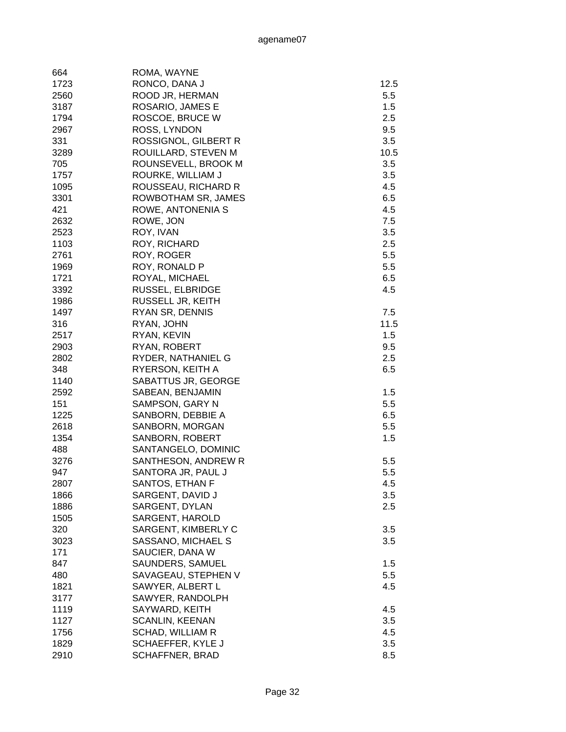agename07

| | | |
|---|---|---|
| 664 | ROMA, WAYNE | |
| 1723 | RONCO, DANA J | 12.5 |
| 2560 | ROOD JR, HERMAN | 5.5 |
| 3187 | ROSARIO, JAMES E | 1.5 |
| 1794 | ROSCOE, BRUCE W | 2.5 |
| 2967 | ROSS, LYNDON | 9.5 |
| 331 | ROSSIGNOL, GILBERT R | 3.5 |
| 3289 | ROUILLARD, STEVEN M | 10.5 |
| 705 | ROUNSEVELL, BROOK M | 3.5 |
| 1757 | ROURKE, WILLIAM J | 3.5 |
| 1095 | ROUSSEAU, RICHARD R | 4.5 |
| 3301 | ROWBOTHAM SR, JAMES | 6.5 |
| 421 | ROWE, ANTONENIA S | 4.5 |
| 2632 | ROWE, JON | 7.5 |
| 2523 | ROY, IVAN | 3.5 |
| 1103 | ROY, RICHARD | 2.5 |
| 2761 | ROY, ROGER | 5.5 |
| 1969 | ROY, RONALD P | 5.5 |
| 1721 | ROYAL, MICHAEL | 6.5 |
| 3392 | RUSSEL, ELBRIDGE | 4.5 |
| 1986 | RUSSELL JR, KEITH | |
| 1497 | RYAN SR, DENNIS | 7.5 |
| 316 | RYAN, JOHN | 11.5 |
| 2517 | RYAN, KEVIN | 1.5 |
| 2903 | RYAN, ROBERT | 9.5 |
| 2802 | RYDER, NATHANIEL G | 2.5 |
| 348 | RYERSON, KEITH A | 6.5 |
| 1140 | SABATTUS JR, GEORGE | |
| 2592 | SABEAN, BENJAMIN | 1.5 |
| 151 | SAMPSON, GARY N | 5.5 |
| 1225 | SANBORN, DEBBIE A | 6.5 |
| 2618 | SANBORN, MORGAN | 5.5 |
| 1354 | SANBORN, ROBERT | 1.5 |
| 488 | SANTANGELO, DOMINIC | |
| 3276 | SANTHESON, ANDREW R | 5.5 |
| 947 | SANTORA JR, PAUL J | 5.5 |
| 2807 | SANTOS, ETHAN F | 4.5 |
| 1866 | SARGENT, DAVID J | 3.5 |
| 1886 | SARGENT, DYLAN | 2.5 |
| 1505 | SARGENT, HAROLD | |
| 320 | SARGENT, KIMBERLY C | 3.5 |
| 3023 | SASSANO, MICHAEL S | 3.5 |
| 171 | SAUCIER, DANA W | |
| 847 | SAUNDERS, SAMUEL | 1.5 |
| 480 | SAVAGEAU, STEPHEN V | 5.5 |
| 1821 | SAWYER, ALBERT L | 4.5 |
| 3177 | SAWYER, RANDOLPH | |
| 1119 | SAYWARD, KEITH | 4.5 |
| 1127 | SCANLIN, KEENAN | 3.5 |
| 1756 | SCHAD, WILLIAM R | 4.5 |
| 1829 | SCHAEFFER, KYLE J | 3.5 |
| 2910 | SCHAFFNER, BRAD | 8.5 |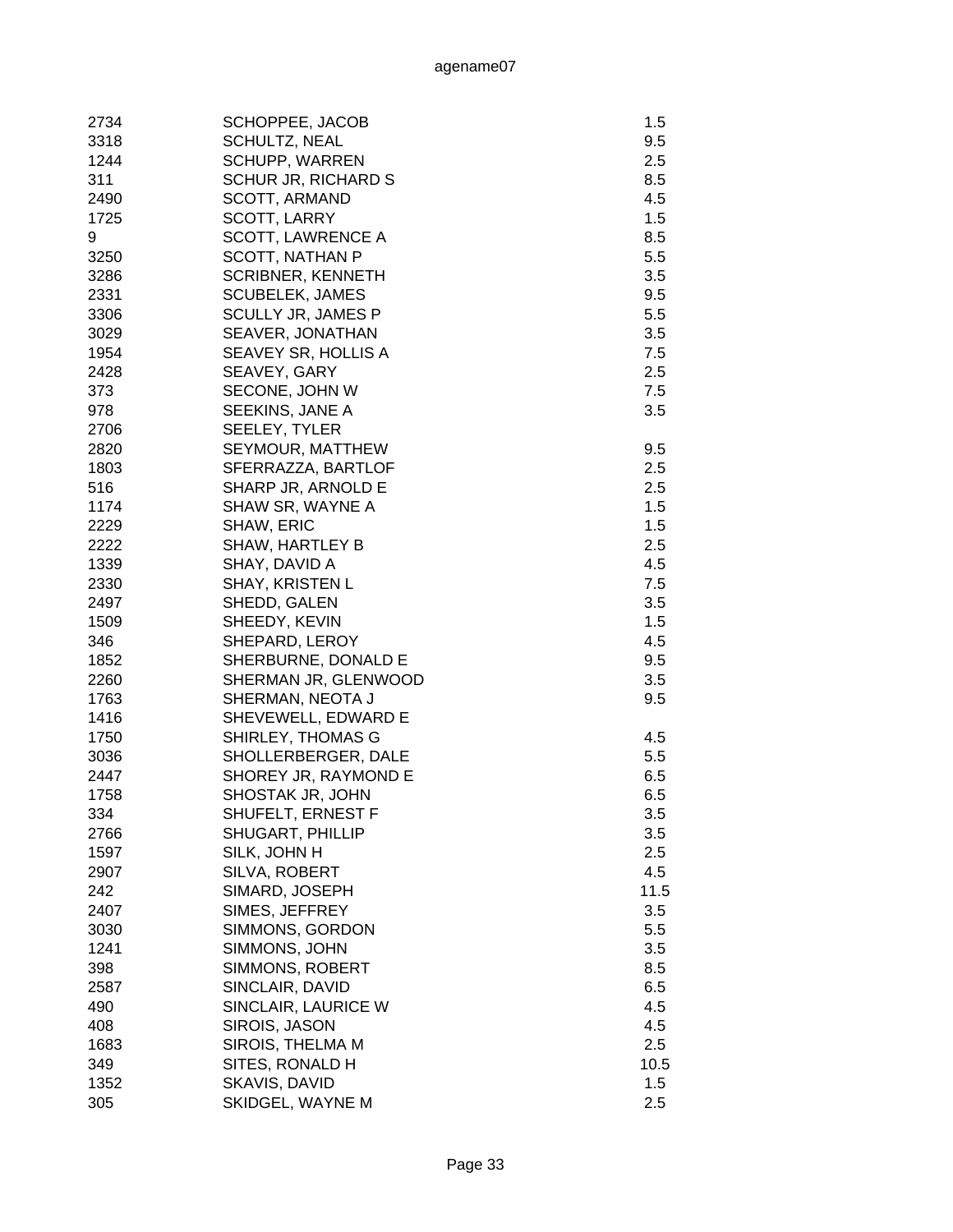| | | |
|---|---|---|
| 2734 | SCHOPPEE, JACOB | 1.5 |
| 3318 | SCHULTZ, NEAL | 9.5 |
| 1244 | SCHUPP, WARREN | 2.5 |
| 311 | SCHUR JR, RICHARD S | 8.5 |
| 2490 | SCOTT, ARMAND | 4.5 |
| 1725 | SCOTT, LARRY | 1.5 |
| 9 | SCOTT, LAWRENCE A | 8.5 |
| 3250 | SCOTT, NATHAN P | 5.5 |
| 3286 | SCRIBNER, KENNETH | 3.5 |
| 2331 | SCUBELEK, JAMES | 9.5 |
| 3306 | SCULLY JR, JAMES P | 5.5 |
| 3029 | SEAVER, JONATHAN | 3.5 |
| 1954 | SEAVEY SR, HOLLIS A | 7.5 |
| 2428 | SEAVEY, GARY | 2.5 |
| 373 | SECONE, JOHN W | 7.5 |
| 978 | SEEKINS, JANE A | 3.5 |
| 2706 | SEELEY, TYLER | |
| 2820 | SEYMOUR, MATTHEW | 9.5 |
| 1803 | SFERRAZZA, BARTLOF | 2.5 |
| 516 | SHARP JR, ARNOLD E | 2.5 |
| 1174 | SHAW SR, WAYNE A | 1.5 |
| 2229 | SHAW, ERIC | 1.5 |
| 2222 | SHAW, HARTLEY B | 2.5 |
| 1339 | SHAY, DAVID A | 4.5 |
| 2330 | SHAY, KRISTEN L | 7.5 |
| 2497 | SHEDD, GALEN | 3.5 |
| 1509 | SHEEDY, KEVIN | 1.5 |
| 346 | SHEPARD, LEROY | 4.5 |
| 1852 | SHERBURNE, DONALD E | 9.5 |
| 2260 | SHERMAN JR, GLENWOOD | 3.5 |
| 1763 | SHERMAN, NEOTA J | 9.5 |
| 1416 | SHEVEWELL, EDWARD E | |
| 1750 | SHIRLEY, THOMAS G | 4.5 |
| 3036 | SHOLLERBERGER, DALE | 5.5 |
| 2447 | SHOREY JR, RAYMOND E | 6.5 |
| 1758 | SHOSTAK JR, JOHN | 6.5 |
| 334 | SHUFELT, ERNEST F | 3.5 |
| 2766 | SHUGART, PHILLIP | 3.5 |
| 1597 | SILK, JOHN H | 2.5 |
| 2907 | SILVA, ROBERT | 4.5 |
| 242 | SIMARD, JOSEPH | 11.5 |
| 2407 | SIMES, JEFFREY | 3.5 |
| 3030 | SIMMONS, GORDON | 5.5 |
| 1241 | SIMMONS, JOHN | 3.5 |
| 398 | SIMMONS, ROBERT | 8.5 |
| 2587 | SINCLAIR, DAVID | 6.5 |
| 490 | SINCLAIR, LAURICE W | 4.5 |
| 408 | SIROIS, JASON | 4.5 |
| 1683 | SIROIS, THELMA M | 2.5 |
| 349 | SITES, RONALD H | 10.5 |
| 1352 | SKAVIS, DAVID | 1.5 |
| 305 | SKIDGEL, WAYNE M | 2.5 |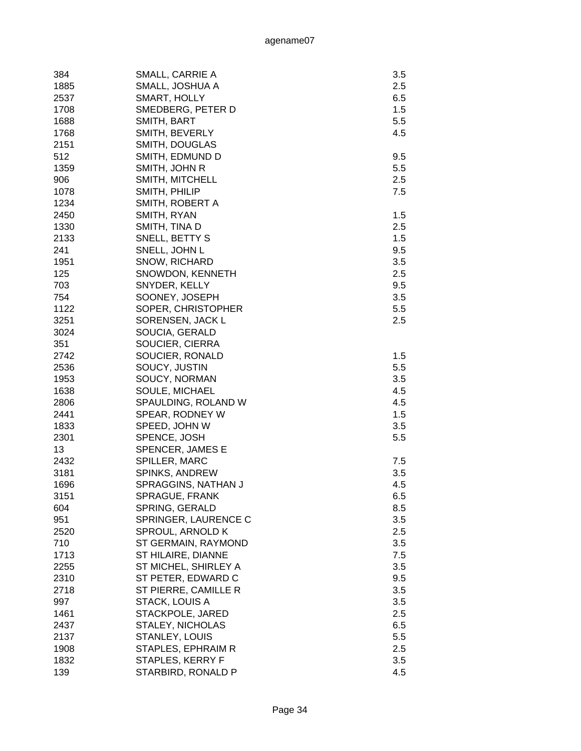| | | |
|---|---|---|
| 384 | SMALL, CARRIE A | 3.5 |
| 1885 | SMALL, JOSHUA A | 2.5 |
| 2537 | SMART, HOLLY | 6.5 |
| 1708 | SMEDBERG, PETER D | 1.5 |
| 1688 | SMITH, BART | 5.5 |
| 1768 | SMITH, BEVERLY | 4.5 |
| 2151 | SMITH, DOUGLAS | |
| 512 | SMITH, EDMUND D | 9.5 |
| 1359 | SMITH, JOHN R | 5.5 |
| 906 | SMITH, MITCHELL | 2.5 |
| 1078 | SMITH, PHILIP | 7.5 |
| 1234 | SMITH, ROBERT A | |
| 2450 | SMITH, RYAN | 1.5 |
| 1330 | SMITH, TINA D | 2.5 |
| 2133 | SNELL, BETTY S | 1.5 |
| 241 | SNELL, JOHN L | 9.5 |
| 1951 | SNOW, RICHARD | 3.5 |
| 125 | SNOWDON, KENNETH | 2.5 |
| 703 | SNYDER, KELLY | 9.5 |
| 754 | SOONEY, JOSEPH | 3.5 |
| 1122 | SOPER, CHRISTOPHER | 5.5 |
| 3251 | SORENSEN, JACK L | 2.5 |
| 3024 | SOUCIA, GERALD | |
| 351 | SOUCIER, CIERRA | |
| 2742 | SOUCIER, RONALD | 1.5 |
| 2536 | SOUCY, JUSTIN | 5.5 |
| 1953 | SOUCY, NORMAN | 3.5 |
| 1638 | SOULE, MICHAEL | 4.5 |
| 2806 | SPAULDING, ROLAND W | 4.5 |
| 2441 | SPEAR, RODNEY W | 1.5 |
| 1833 | SPEED, JOHN W | 3.5 |
| 2301 | SPENCE, JOSH | 5.5 |
| 13 | SPENCER, JAMES E | |
| 2432 | SPILLER, MARC | 7.5 |
| 3181 | SPINKS, ANDREW | 3.5 |
| 1696 | SPRAGGINS, NATHAN J | 4.5 |
| 3151 | SPRAGUE, FRANK | 6.5 |
| 604 | SPRING, GERALD | 8.5 |
| 951 | SPRINGER, LAURENCE C | 3.5 |
| 2520 | SPROUL, ARNOLD K | 2.5 |
| 710 | ST GERMAIN, RAYMOND | 3.5 |
| 1713 | ST HILAIRE, DIANNE | 7.5 |
| 2255 | ST MICHEL, SHIRLEY A | 3.5 |
| 2310 | ST PETER, EDWARD C | 9.5 |
| 2718 | ST PIERRE, CAMILLE R | 3.5 |
| 997 | STACK, LOUIS A | 3.5 |
| 1461 | STACKPOLE, JARED | 2.5 |
| 2437 | STALEY, NICHOLAS | 6.5 |
| 2137 | STANLEY, LOUIS | 5.5 |
| 1908 | STAPLES, EPHRAIM R | 2.5 |
| 1832 | STAPLES, KERRY F | 3.5 |
| 139 | STARBIRD, RONALD P | 4.5 |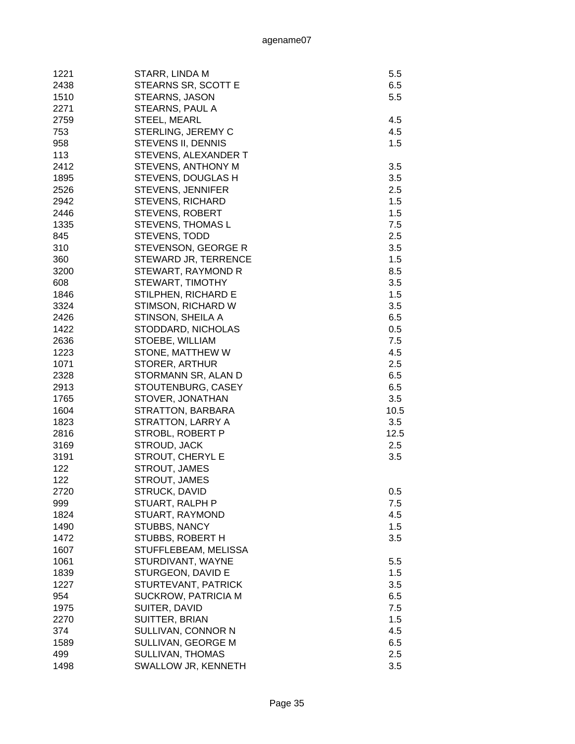| | | |
|---|---|---|
| 1221 | STARR, LINDA M | 5.5 |
| 2438 | STEARNS SR, SCOTT E | 6.5 |
| 1510 | STEARNS, JASON | 5.5 |
| 2271 | STEARNS, PAUL A | |
| 2759 | STEEL, MEARL | 4.5 |
| 753 | STERLING, JEREMY C | 4.5 |
| 958 | STEVENS II, DENNIS | 1.5 |
| 113 | STEVENS, ALEXANDER T | |
| 2412 | STEVENS, ANTHONY M | 3.5 |
| 1895 | STEVENS, DOUGLAS H | 3.5 |
| 2526 | STEVENS, JENNIFER | 2.5 |
| 2942 | STEVENS, RICHARD | 1.5 |
| 2446 | STEVENS, ROBERT | 1.5 |
| 1335 | STEVENS, THOMAS L | 7.5 |
| 845 | STEVENS, TODD | 2.5 |
| 310 | STEVENSON, GEORGE R | 3.5 |
| 360 | STEWARD JR, TERRENCE | 1.5 |
| 3200 | STEWART, RAYMOND R | 8.5 |
| 608 | STEWART, TIMOTHY | 3.5 |
| 1846 | STILPHEN, RICHARD E | 1.5 |
| 3324 | STIMSON, RICHARD W | 3.5 |
| 2426 | STINSON, SHEILA A | 6.5 |
| 1422 | STODDARD, NICHOLAS | 0.5 |
| 2636 | STOEBE, WILLIAM | 7.5 |
| 1223 | STONE, MATTHEW W | 4.5 |
| 1071 | STORER, ARTHUR | 2.5 |
| 2328 | STORMANN SR, ALAN D | 6.5 |
| 2913 | STOUTENBURG, CASEY | 6.5 |
| 1765 | STOVER, JONATHAN | 3.5 |
| 1604 | STRATTON, BARBARA | 10.5 |
| 1823 | STRATTON, LARRY A | 3.5 |
| 2816 | STROBL, ROBERT P | 12.5 |
| 3169 | STROUD, JACK | 2.5 |
| 3191 | STROUT, CHERYL E | 3.5 |
| 122 | STROUT, JAMES | |
| 122 | STROUT, JAMES | |
| 2720 | STRUCK, DAVID | 0.5 |
| 999 | STUART, RALPH P | 7.5 |
| 1824 | STUART, RAYMOND | 4.5 |
| 1490 | STUBBS, NANCY | 1.5 |
| 1472 | STUBBS, ROBERT H | 3.5 |
| 1607 | STUFFLEBEAM, MELISSA | |
| 1061 | STURDIVANT, WAYNE | 5.5 |
| 1839 | STURGEON, DAVID E | 1.5 |
| 1227 | STURTEVANT, PATRICK | 3.5 |
| 954 | SUCKROW, PATRICIA M | 6.5 |
| 1975 | SUITER, DAVID | 7.5 |
| 2270 | SUITTER, BRIAN | 1.5 |
| 374 | SULLIVAN, CONNOR N | 4.5 |
| 1589 | SULLIVAN, GEORGE M | 6.5 |
| 499 | SULLIVAN, THOMAS | 2.5 |
| 1498 | SWALLOW JR, KENNETH | 3.5 |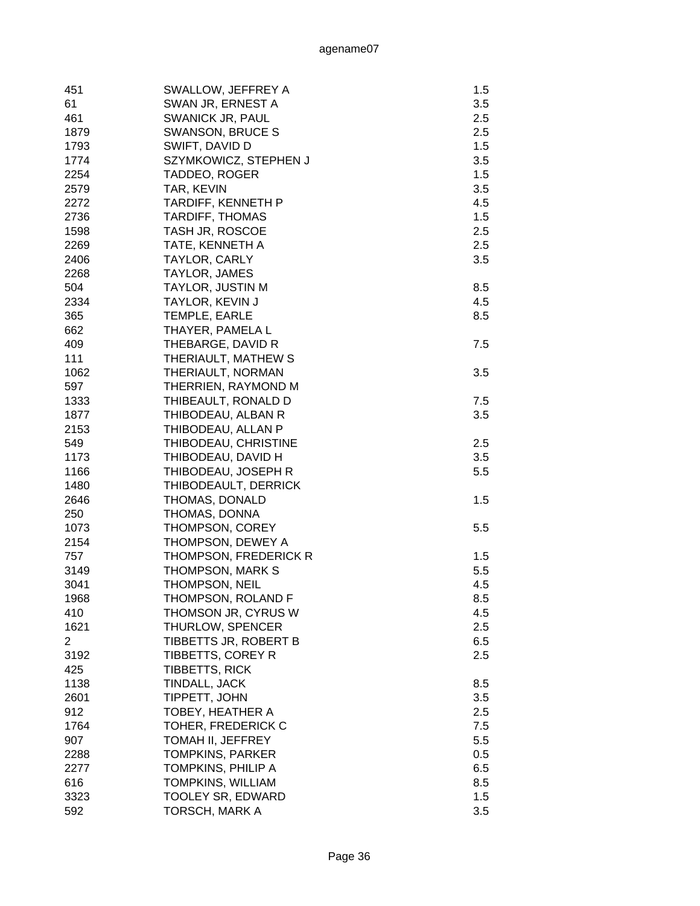| | | |
|---|---|---|
| 451 | SWALLOW, JEFFREY A | 1.5 |
| 61 | SWAN JR, ERNEST A | 3.5 |
| 461 | SWANICK JR, PAUL | 2.5 |
| 1879 | SWANSON, BRUCE S | 2.5 |
| 1793 | SWIFT, DAVID D | 1.5 |
| 1774 | SZYMKOWICZ, STEPHEN J | 3.5 |
| 2254 | TADDEO, ROGER | 1.5 |
| 2579 | TAR, KEVIN | 3.5 |
| 2272 | TARDIFF, KENNETH P | 4.5 |
| 2736 | TARDIFF, THOMAS | 1.5 |
| 1598 | TASH JR, ROSCOE | 2.5 |
| 2269 | TATE, KENNETH A | 2.5 |
| 2406 | TAYLOR, CARLY | 3.5 |
| 2268 | TAYLOR, JAMES | |
| 504 | TAYLOR, JUSTIN M | 8.5 |
| 2334 | TAYLOR, KEVIN J | 4.5 |
| 365 | TEMPLE, EARLE | 8.5 |
| 662 | THAYER, PAMELA L | |
| 409 | THEBARGE, DAVID R | 7.5 |
| 111 | THERIAULT, MATHEW S | |
| 1062 | THERIAULT, NORMAN | 3.5 |
| 597 | THERRIEN, RAYMOND M | |
| 1333 | THIBEAULT, RONALD D | 7.5 |
| 1877 | THIBODEAU, ALBAN R | 3.5 |
| 2153 | THIBODEAU, ALLAN P | |
| 549 | THIBODEAU, CHRISTINE | 2.5 |
| 1173 | THIBODEAU, DAVID H | 3.5 |
| 1166 | THIBODEAU, JOSEPH R | 5.5 |
| 1480 | THIBODEAULT, DERRICK | |
| 2646 | THOMAS, DONALD | 1.5 |
| 250 | THOMAS, DONNA | |
| 1073 | THOMPSON, COREY | 5.5 |
| 2154 | THOMPSON, DEWEY A | |
| 757 | THOMPSON, FREDERICK R | 1.5 |
| 3149 | THOMPSON, MARK S | 5.5 |
| 3041 | THOMPSON, NEIL | 4.5 |
| 1968 | THOMPSON, ROLAND F | 8.5 |
| 410 | THOMSON JR, CYRUS W | 4.5 |
| 1621 | THURLOW, SPENCER | 2.5 |
| 2 | TIBBETTS JR, ROBERT B | 6.5 |
| 3192 | TIBBETTS, COREY R | 2.5 |
| 425 | TIBBETTS, RICK | |
| 1138 | TINDALL, JACK | 8.5 |
| 2601 | TIPPETT, JOHN | 3.5 |
| 912 | TOBEY, HEATHER A | 2.5 |
| 1764 | TOHER, FREDERICK C | 7.5 |
| 907 | TOMAH II, JEFFREY | 5.5 |
| 2288 | TOMPKINS, PARKER | 0.5 |
| 2277 | TOMPKINS, PHILIP A | 6.5 |
| 616 | TOMPKINS, WILLIAM | 8.5 |
| 3323 | TOOLEY SR, EDWARD | 1.5 |
| 592 | TORSCH, MARK A | 3.5 |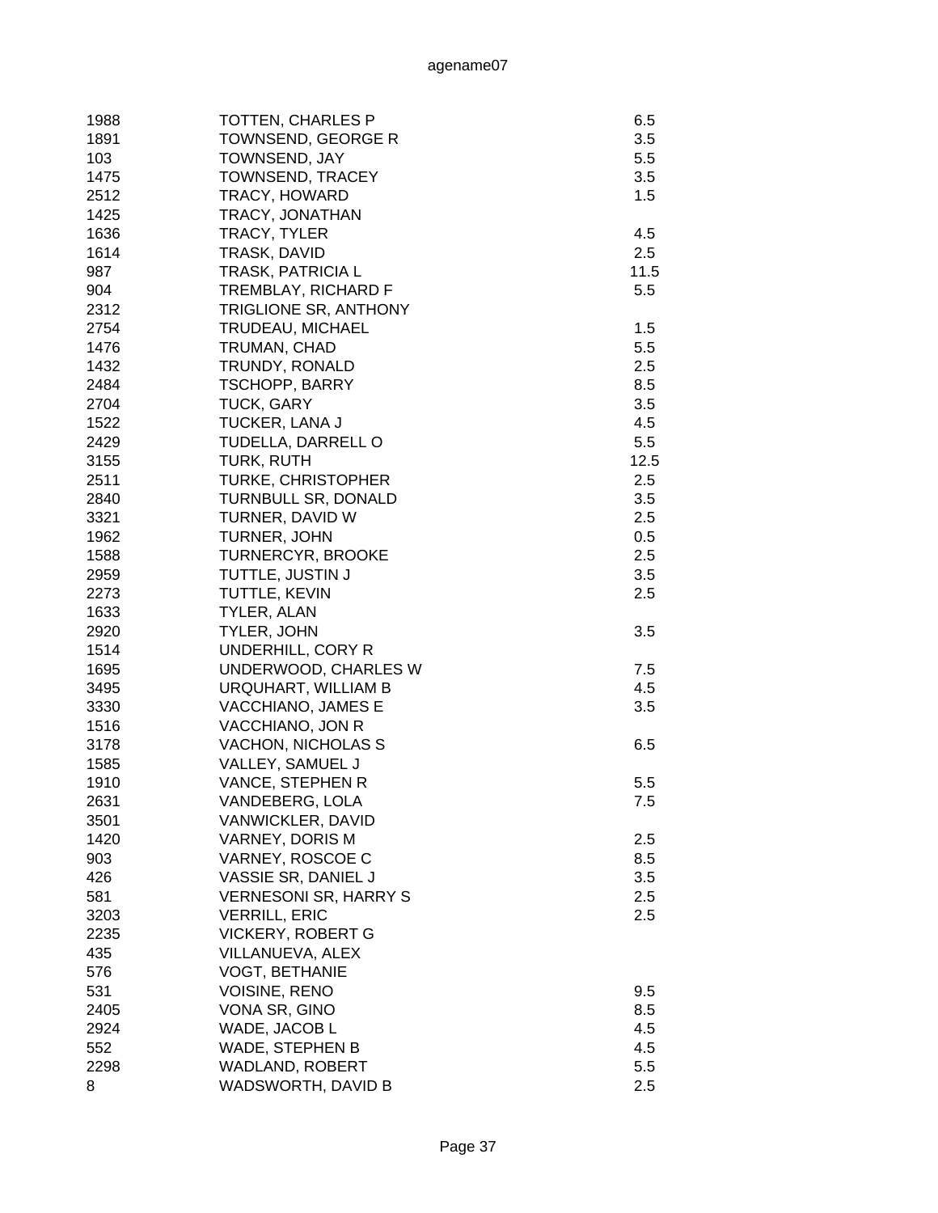| | | |
|---|---|---|
| 1988 | TOTTEN, CHARLES P | 6.5 |
| 1891 | TOWNSEND, GEORGE R | 3.5 |
| 103 | TOWNSEND, JAY | 5.5 |
| 1475 | TOWNSEND, TRACEY | 3.5 |
| 2512 | TRACY, HOWARD | 1.5 |
| 1425 | TRACY, JONATHAN | |
| 1636 | TRACY, TYLER | 4.5 |
| 1614 | TRASK, DAVID | 2.5 |
| 987 | TRASK, PATRICIA L | 11.5 |
| 904 | TREMBLAY, RICHARD F | 5.5 |
| 2312 | TRIGLIONE SR, ANTHONY | |
| 2754 | TRUDEAU, MICHAEL | 1.5 |
| 1476 | TRUMAN, CHAD | 5.5 |
| 1432 | TRUNDY, RONALD | 2.5 |
| 2484 | TSCHOPP, BARRY | 8.5 |
| 2704 | TUCK, GARY | 3.5 |
| 1522 | TUCKER, LANA J | 4.5 |
| 2429 | TUDELLA, DARRELL O | 5.5 |
| 3155 | TURK, RUTH | 12.5 |
| 2511 | TURKE, CHRISTOPHER | 2.5 |
| 2840 | TURNBULL SR, DONALD | 3.5 |
| 3321 | TURNER, DAVID W | 2.5 |
| 1962 | TURNER, JOHN | 0.5 |
| 1588 | TURNERCYR, BROOKE | 2.5 |
| 2959 | TUTTLE, JUSTIN J | 3.5 |
| 2273 | TUTTLE, KEVIN | 2.5 |
| 1633 | TYLER, ALAN | |
| 2920 | TYLER, JOHN | 3.5 |
| 1514 | UNDERHILL, CORY R | |
| 1695 | UNDERWOOD, CHARLES W | 7.5 |
| 3495 | URQUHART, WILLIAM B | 4.5 |
| 3330 | VACCHIANO, JAMES E | 3.5 |
| 1516 | VACCHIANO, JON R | |
| 3178 | VACHON, NICHOLAS S | 6.5 |
| 1585 | VALLEY, SAMUEL J | |
| 1910 | VANCE, STEPHEN R | 5.5 |
| 2631 | VANDEBERG, LOLA | 7.5 |
| 3501 | VANWICKLER, DAVID | |
| 1420 | VARNEY, DORIS M | 2.5 |
| 903 | VARNEY, ROSCOE C | 8.5 |
| 426 | VASSIE SR, DANIEL J | 3.5 |
| 581 | VERNESONI SR, HARRY S | 2.5 |
| 3203 | VERRILL, ERIC | 2.5 |
| 2235 | VICKERY, ROBERT G | |
| 435 | VILLANUEVA, ALEX | |
| 576 | VOGT, BETHANIE | |
| 531 | VOISINE, RENO | 9.5 |
| 2405 | VONA SR, GINO | 8.5 |
| 2924 | WADE, JACOB L | 4.5 |
| 552 | WADE, STEPHEN B | 4.5 |
| 2298 | WADLAND, ROBERT | 5.5 |
| 8 | WADSWORTH, DAVID B | 2.5 |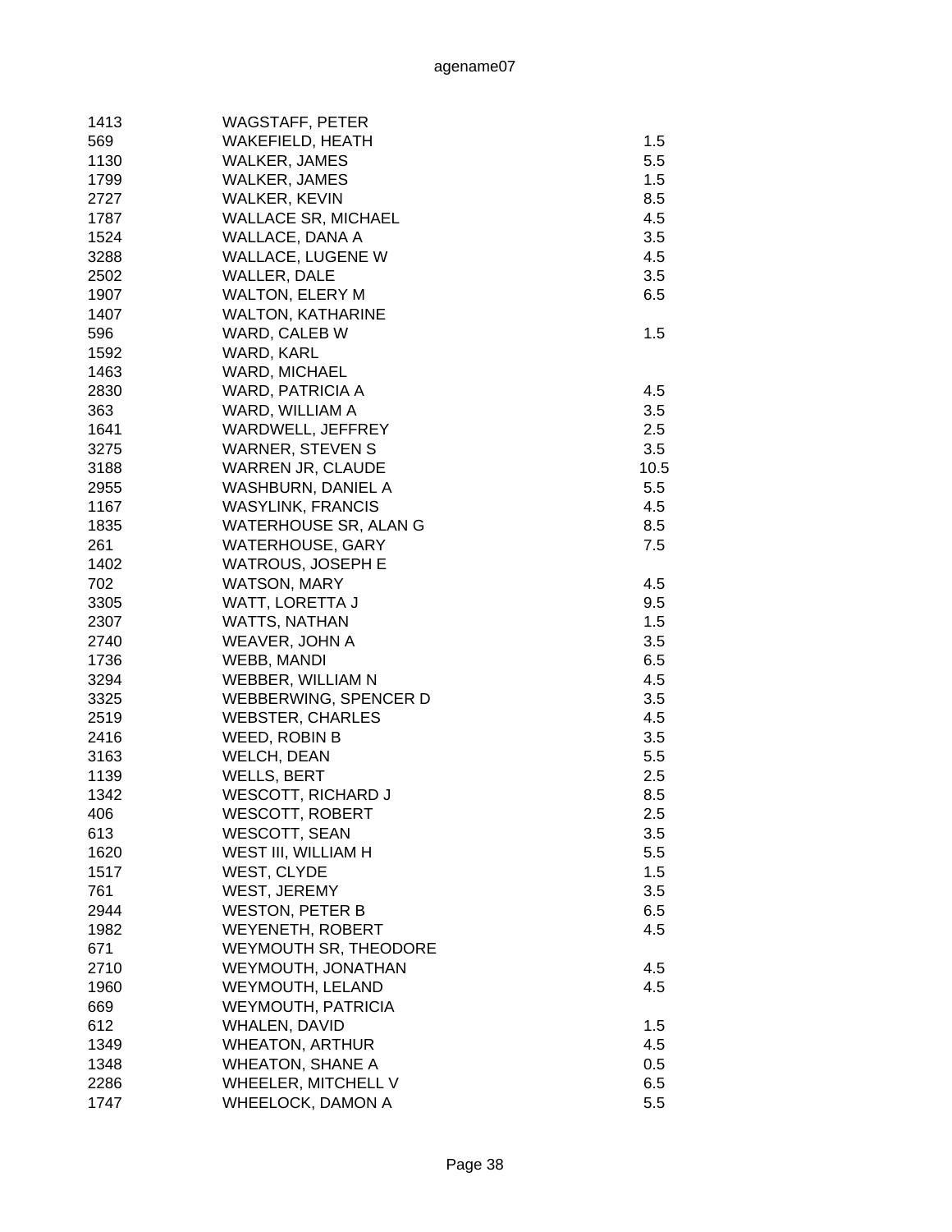| | | |
|---|---|---|
| 1413 | WAGSTAFF, PETER | |
| 569 | WAKEFIELD, HEATH | 1.5 |
| 1130 | WALKER, JAMES | 5.5 |
| 1799 | WALKER, JAMES | 1.5 |
| 2727 | WALKER, KEVIN | 8.5 |
| 1787 | WALLACE SR, MICHAEL | 4.5 |
| 1524 | WALLACE, DANA A | 3.5 |
| 3288 | WALLACE, LUGENE W | 4.5 |
| 2502 | WALLER, DALE | 3.5 |
| 1907 | WALTON, ELERY M | 6.5 |
| 1407 | WALTON, KATHARINE | |
| 596 | WARD, CALEB W | 1.5 |
| 1592 | WARD, KARL | |
| 1463 | WARD, MICHAEL | |
| 2830 | WARD, PATRICIA A | 4.5 |
| 363 | WARD, WILLIAM A | 3.5 |
| 1641 | WARDWELL, JEFFREY | 2.5 |
| 3275 | WARNER, STEVEN S | 3.5 |
| 3188 | WARREN JR, CLAUDE | 10.5 |
| 2955 | WASHBURN, DANIEL A | 5.5 |
| 1167 | WASYLINK, FRANCIS | 4.5 |
| 1835 | WATERHOUSE SR, ALAN G | 8.5 |
| 261 | WATERHOUSE, GARY | 7.5 |
| 1402 | WATROUS, JOSEPH E | |
| 702 | WATSON, MARY | 4.5 |
| 3305 | WATT, LORETTA J | 9.5 |
| 2307 | WATTS, NATHAN | 1.5 |
| 2740 | WEAVER, JOHN A | 3.5 |
| 1736 | WEBB, MANDI | 6.5 |
| 3294 | WEBBER, WILLIAM N | 4.5 |
| 3325 | WEBBERWING, SPENCER D | 3.5 |
| 2519 | WEBSTER, CHARLES | 4.5 |
| 2416 | WEED, ROBIN B | 3.5 |
| 3163 | WELCH, DEAN | 5.5 |
| 1139 | WELLS, BERT | 2.5 |
| 1342 | WESCOTT, RICHARD J | 8.5 |
| 406 | WESCOTT, ROBERT | 2.5 |
| 613 | WESCOTT, SEAN | 3.5 |
| 1620 | WEST III, WILLIAM H | 5.5 |
| 1517 | WEST, CLYDE | 1.5 |
| 761 | WEST, JEREMY | 3.5 |
| 2944 | WESTON, PETER B | 6.5 |
| 1982 | WEYENETH, ROBERT | 4.5 |
| 671 | WEYMOUTH SR, THEODORE | |
| 2710 | WEYMOUTH, JONATHAN | 4.5 |
| 1960 | WEYMOUTH, LELAND | 4.5 |
| 669 | WEYMOUTH, PATRICIA | |
| 612 | WHALEN, DAVID | 1.5 |
| 1349 | WHEATON, ARTHUR | 4.5 |
| 1348 | WHEATON, SHANE A | 0.5 |
| 2286 | WHEELER, MITCHELL V | 6.5 |
| 1747 | WHEELOCK, DAMON A | 5.5 |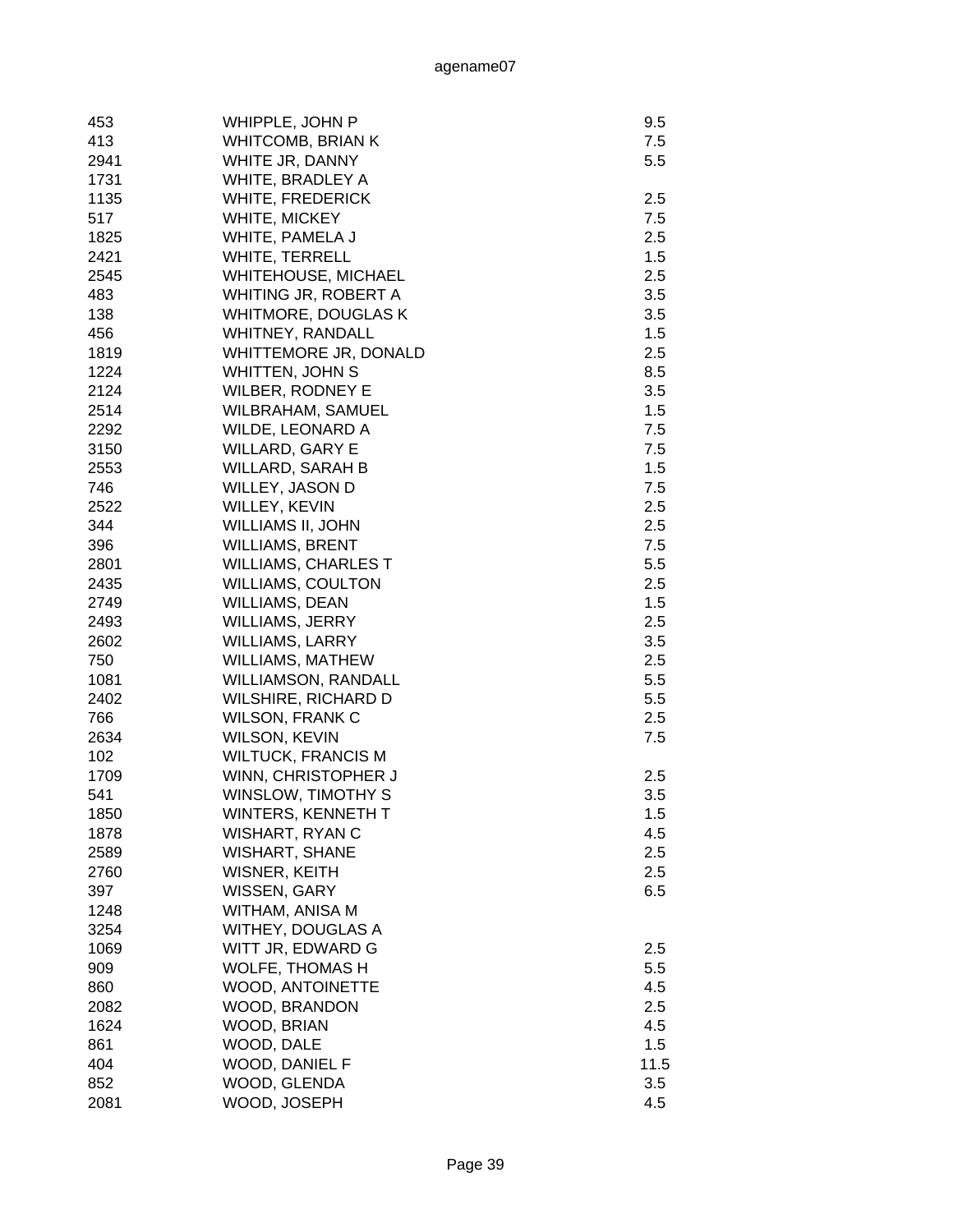| | | |
|---|---|---|
| 453 | WHIPPLE, JOHN P | 9.5 |
| 413 | WHITCOMB, BRIAN K | 7.5 |
| 2941 | WHITE JR, DANNY | 5.5 |
| 1731 | WHITE, BRADLEY A | |
| 1135 | WHITE, FREDERICK | 2.5 |
| 517 | WHITE, MICKEY | 7.5 |
| 1825 | WHITE, PAMELA J | 2.5 |
| 2421 | WHITE, TERRELL | 1.5 |
| 2545 | WHITEHOUSE, MICHAEL | 2.5 |
| 483 | WHITING JR, ROBERT A | 3.5 |
| 138 | WHITMORE, DOUGLAS K | 3.5 |
| 456 | WHITNEY, RANDALL | 1.5 |
| 1819 | WHITTEMORE JR, DONALD | 2.5 |
| 1224 | WHITTEN, JOHN S | 8.5 |
| 2124 | WILBER, RODNEY E | 3.5 |
| 2514 | WILBRAHAM, SAMUEL | 1.5 |
| 2292 | WILDE, LEONARD A | 7.5 |
| 3150 | WILLARD, GARY E | 7.5 |
| 2553 | WILLARD, SARAH B | 1.5 |
| 746 | WILLEY, JASON D | 7.5 |
| 2522 | WILLEY, KEVIN | 2.5 |
| 344 | WILLIAMS II, JOHN | 2.5 |
| 396 | WILLIAMS, BRENT | 7.5 |
| 2801 | WILLIAMS, CHARLES T | 5.5 |
| 2435 | WILLIAMS, COULTON | 2.5 |
| 2749 | WILLIAMS, DEAN | 1.5 |
| 2493 | WILLIAMS, JERRY | 2.5 |
| 2602 | WILLIAMS, LARRY | 3.5 |
| 750 | WILLIAMS, MATHEW | 2.5 |
| 1081 | WILLIAMSON, RANDALL | 5.5 |
| 2402 | WILSHIRE, RICHARD D | 5.5 |
| 766 | WILSON, FRANK C | 2.5 |
| 2634 | WILSON, KEVIN | 7.5 |
| 102 | WILTUCK, FRANCIS M | |
| 1709 | WINN, CHRISTOPHER J | 2.5 |
| 541 | WINSLOW, TIMOTHY S | 3.5 |
| 1850 | WINTERS, KENNETH T | 1.5 |
| 1878 | WISHART, RYAN C | 4.5 |
| 2589 | WISHART, SHANE | 2.5 |
| 2760 | WISNER, KEITH | 2.5 |
| 397 | WISSEN, GARY | 6.5 |
| 1248 | WITHAM, ANISA M | |
| 3254 | WITHEY, DOUGLAS A | |
| 1069 | WITT JR, EDWARD G | 2.5 |
| 909 | WOLFE, THOMAS H | 5.5 |
| 860 | WOOD, ANTOINETTE | 4.5 |
| 2082 | WOOD, BRANDON | 2.5 |
| 1624 | WOOD, BRIAN | 4.5 |
| 861 | WOOD, DALE | 1.5 |
| 404 | WOOD, DANIEL F | 11.5 |
| 852 | WOOD, GLENDA | 3.5 |
| 2081 | WOOD, JOSEPH | 4.5 |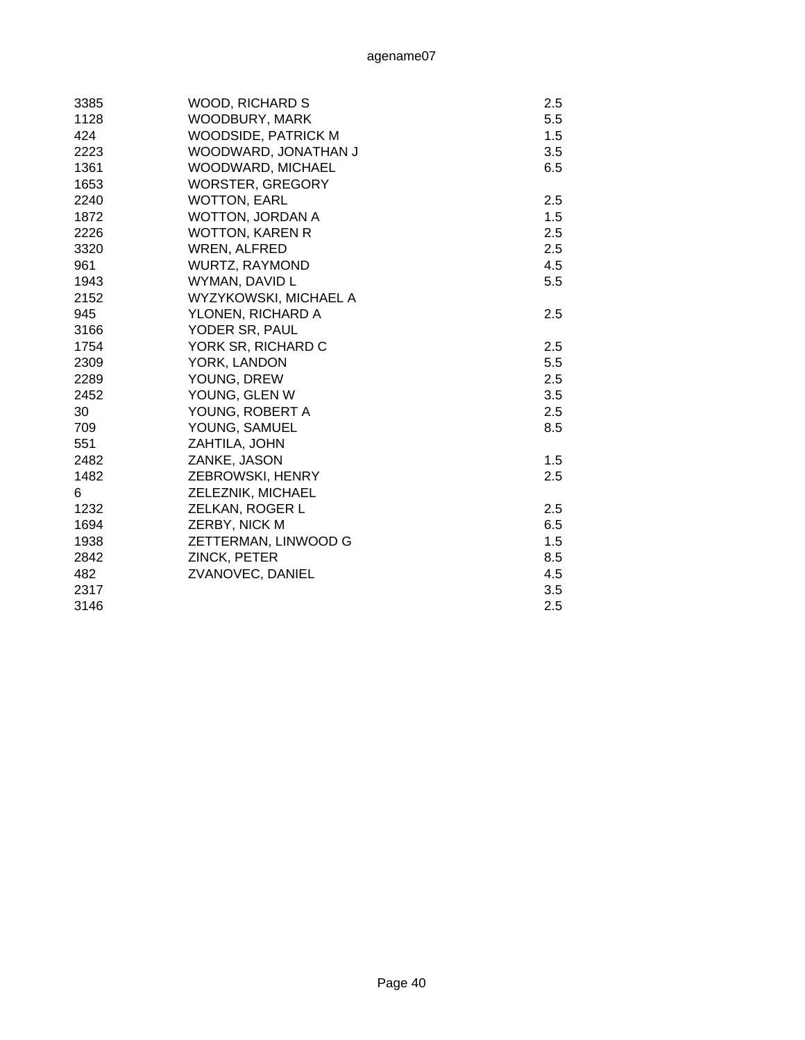| | | |
|---|---|---|
| 3385 | WOOD, RICHARD S | 2.5 |
| 1128 | WOODBURY, MARK | 5.5 |
| 424 | WOODSIDE, PATRICK M | 1.5 |
| 2223 | WOODWARD, JONATHAN J | 3.5 |
| 1361 | WOODWARD, MICHAEL | 6.5 |
| 1653 | WORSTER, GREGORY | |
| 2240 | WOTTON, EARL | 2.5 |
| 1872 | WOTTON, JORDAN A | 1.5 |
| 2226 | WOTTON, KAREN R | 2.5 |
| 3320 | WREN, ALFRED | 2.5 |
| 961 | WURTZ, RAYMOND | 4.5 |
| 1943 | WYMAN, DAVID L | 5.5 |
| 2152 | WYZYKOWSKI, MICHAEL A | |
| 945 | YLONEN, RICHARD A | 2.5 |
| 3166 | YODER SR, PAUL | |
| 1754 | YORK SR, RICHARD C | 2.5 |
| 2309 | YORK, LANDON | 5.5 |
| 2289 | YOUNG, DREW | 2.5 |
| 2452 | YOUNG, GLEN W | 3.5 |
| 30 | YOUNG, ROBERT A | 2.5 |
| 709 | YOUNG, SAMUEL | 8.5 |
| 551 | ZAHTILA, JOHN | |
| 2482 | ZANKE, JASON | 1.5 |
| 1482 | ZEBROWSKI, HENRY | 2.5 |
| 6 | ZELEZNIK, MICHAEL | |
| 1232 | ZELKAN, ROGER L | 2.5 |
| 1694 | ZERBY, NICK M | 6.5 |
| 1938 | ZETTERMAN, LINWOOD G | 1.5 |
| 2842 | ZINCK, PETER | 8.5 |
| 482 | ZVANOVEC, DANIEL | 4.5 |
| 2317 | | 3.5 |
| 3146 | | 2.5 |